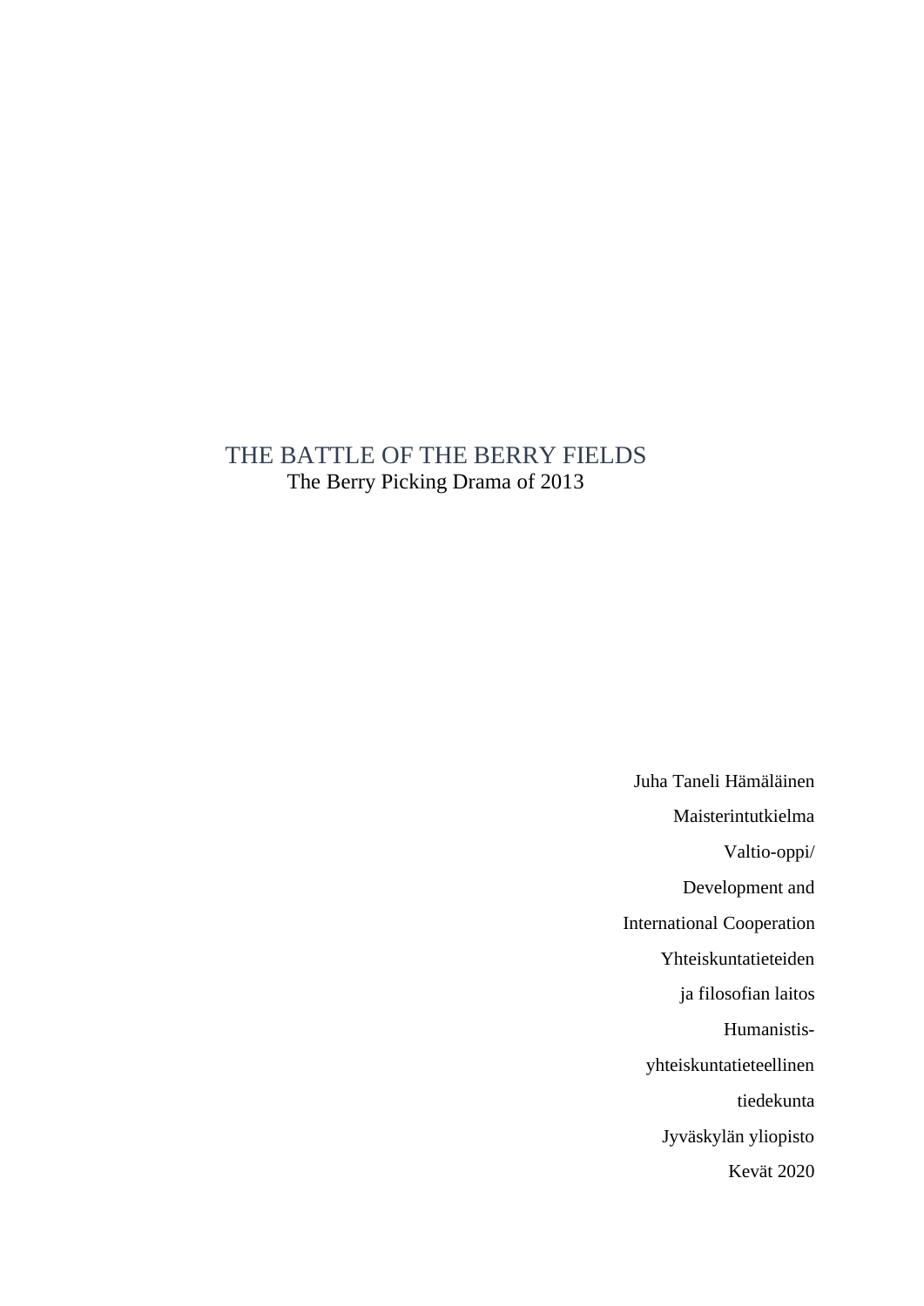# THE BATTLE OF THE BERRY FIELDS

The Berry Picking Drama of 2013

Juha Taneli Hämäläinen

Maisterintutkielma

Valtio-oppi/

Development and

International Cooperation

Yhteiskuntatieteiden

ja filosofian laitos

Humanistis-

yhteiskuntatieteellinen

tiedekunta

Jyväskylän yliopisto

Kevät 2020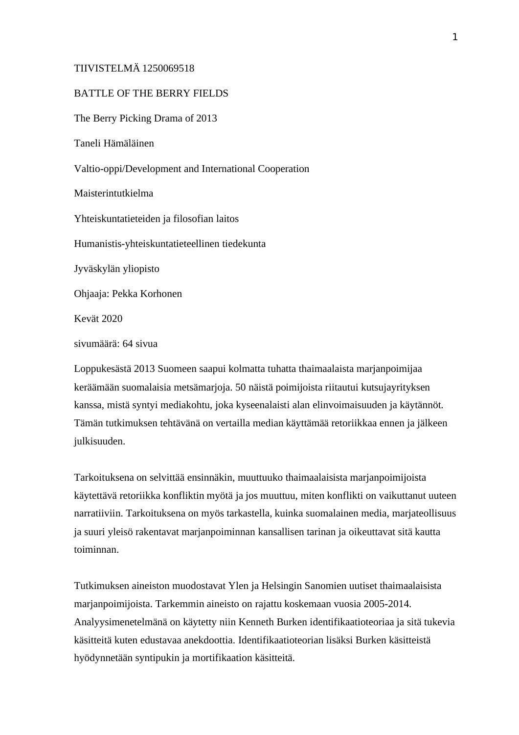TIIVISTELMÄ 1250069518

BATTLE OF THE BERRY FIELDS

The Berry Picking Drama of 2013

Taneli Hämäläinen

Valtio-oppi/Development and International Cooperation

Maisterintutkielma

Yhteiskuntatieteiden ja filosofian laitos

Humanistis-yhteiskuntatieteellinen tiedekunta

Jyväskylän yliopisto

Ohjaaja: Pekka Korhonen

Kevät 2020

sivumäärä: 64 sivua

Loppukesästä 2013 Suomeen saapui kolmatta tuhatta thaimaalaista marjanpoimijaa keräämään suomalaisia metsämarjoja. 50 näistä poimijoista riitautui kutsujayrityksen kanssa, mistä syntyi mediakohtu, joka kyseenalaisti alan elinvoimaisuuden ja käytännöt. Tämän tutkimuksen tehtävänä on vertailla median käyttämää retoriikkaa ennen ja jälkeen julkisuuden.

Tarkoituksena on selvittää ensinnäkin, muuttuuko thaimaalaisista marjanpoimijoista käytettävä retoriikka konfliktin myötä ja jos muuttuu, miten konflikti on vaikuttanut uuteen narratiiviin. Tarkoituksena on myös tarkastella, kuinka suomalainen media, marjateollisuus ja suuri yleisö rakentavat marjanpoiminnan kansallisen tarinan ja oikeuttavat sitä kautta toiminnan.

Tutkimuksen aineiston muodostavat Ylen ja Helsingin Sanomien uutiset thaimaalaisista marjanpoimijoista. Tarkemmin aineisto on rajattu koskemaan vuosia 2005-2014. Analyysimenetelmänä on käytetty niin Kenneth Burken identifikaatioteoriaa ja sitä tukevia käsitteitä kuten edustavaa anekdoottia. Identifikaatioteorian lisäksi Burken käsitteistä hyödynnetään syntipukin ja mortifikaation käsitteitä.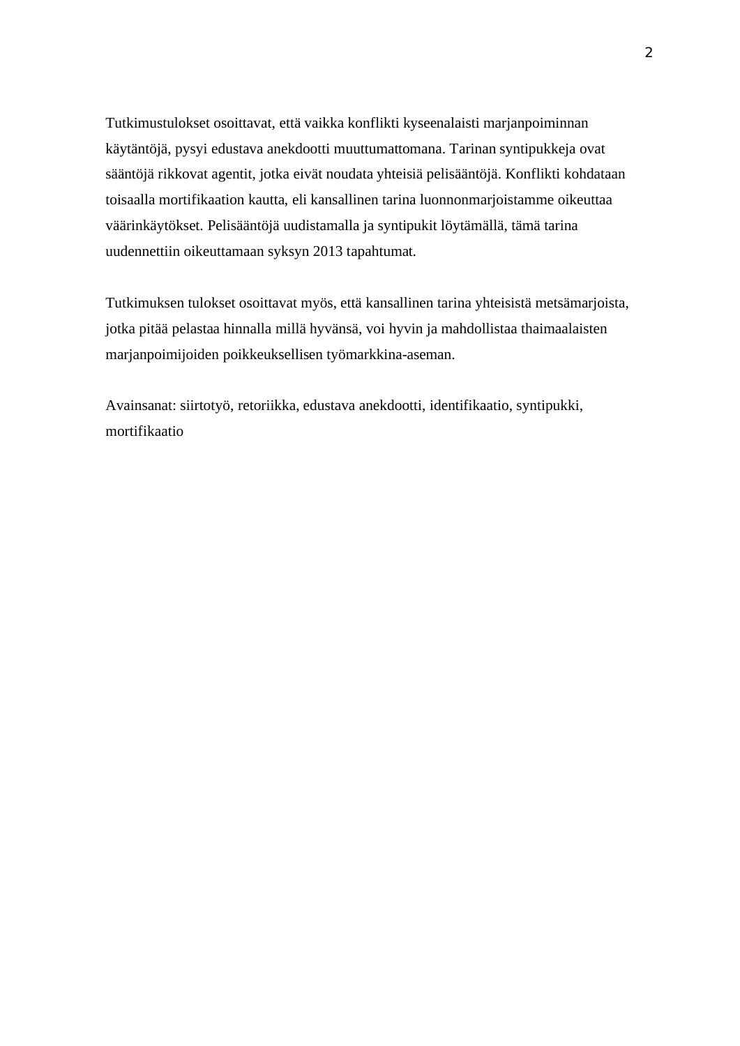Tutkimustulokset osoittavat, että vaikka konflikti kyseenalaisti marjanpoiminnan käytäntöjä, pysyi edustava anekdootti muuttumattomana. Tarinan syntipukkeja ovat sääntöjä rikkovat agentit, jotka eivät noudata yhteisiä pelisääntöjä. Konflikti kohdataan toisaalla mortifikaation kautta, eli kansallinen tarina luonnonmarjoistamme oikeuttaa väärinkäytökset. Pelisääntöjä uudistamalla ja syntipukit löytämällä, tämä tarina uudennettiin oikeuttamaan syksyn 2013 tapahtumat.

Tutkimuksen tulokset osoittavat myös, että kansallinen tarina yhteisistä metsämarjoista, jotka pitää pelastaa hinnalla millä hyvänsä, voi hyvin ja mahdollistaa thaimaalaisten marjanpoimijoiden poikkeuksellisen työmarkkina-aseman.

Avainsanat: siirtotyö, retoriikka, edustava anekdootti, identifikaatio, syntipukki, mortifikaatio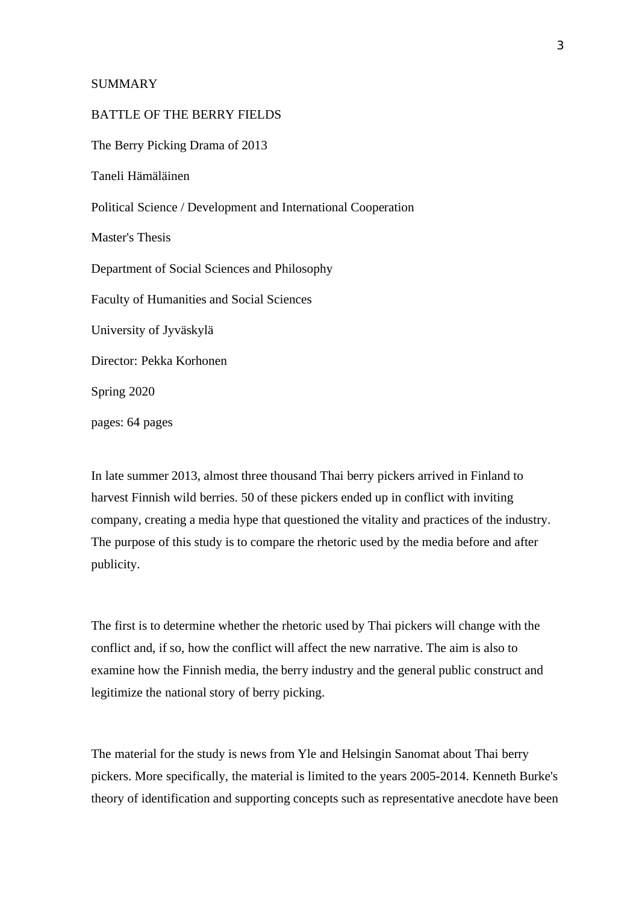SUMMARY

BATTLE OF THE BERRY FIELDS

The Berry Picking Drama of 2013

Taneli Hämäläinen

Political Science / Development and International Cooperation

Master's Thesis

Department of Social Sciences and Philosophy

Faculty of Humanities and Social Sciences

University of Jyväskylä

Director: Pekka Korhonen

Spring 2020

pages: 64 pages

In late summer 2013, almost three thousand Thai berry pickers arrived in Finland to harvest Finnish wild berries. 50 of these pickers ended up in conflict with inviting company, creating a media hype that questioned the vitality and practices of the industry. The purpose of this study is to compare the rhetoric used by the media before and after publicity.

The first is to determine whether the rhetoric used by Thai pickers will change with the conflict and, if so, how the conflict will affect the new narrative. The aim is also to examine how the Finnish media, the berry industry and the general public construct and legitimize the national story of berry picking.

The material for the study is news from Yle and Helsingin Sanomat about Thai berry pickers. More specifically, the material is limited to the years 2005-2014. Kenneth Burke's theory of identification and supporting concepts such as representative anecdote have been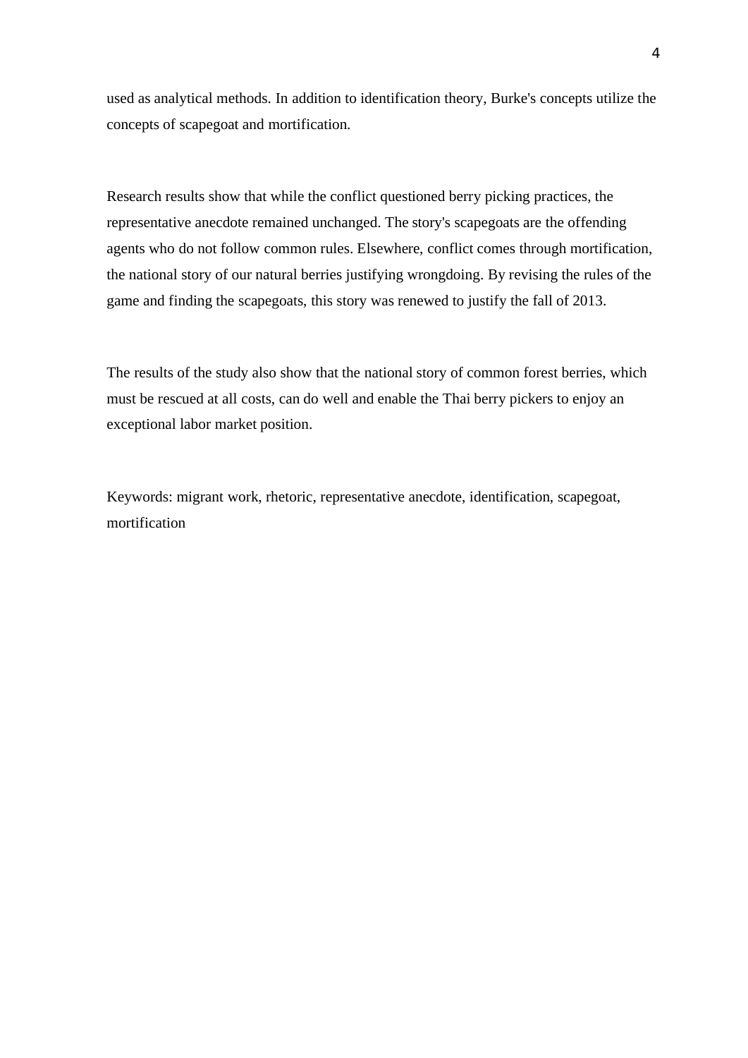used as analytical methods. In addition to identification theory, Burke's concepts utilize the concepts of scapegoat and mortification.

Research results show that while the conflict questioned berry picking practices, the representative anecdote remained unchanged. The story's scapegoats are the offending agents who do not follow common rules. Elsewhere, conflict comes through mortification, the national story of our natural berries justifying wrongdoing. By revising the rules of the game and finding the scapegoats, this story was renewed to justify the fall of 2013.

The results of the study also show that the national story of common forest berries, which must be rescued at all costs, can do well and enable the Thai berry pickers to enjoy an exceptional labor market position.

Keywords: migrant work, rhetoric, representative anecdote, identification, scapegoat, mortification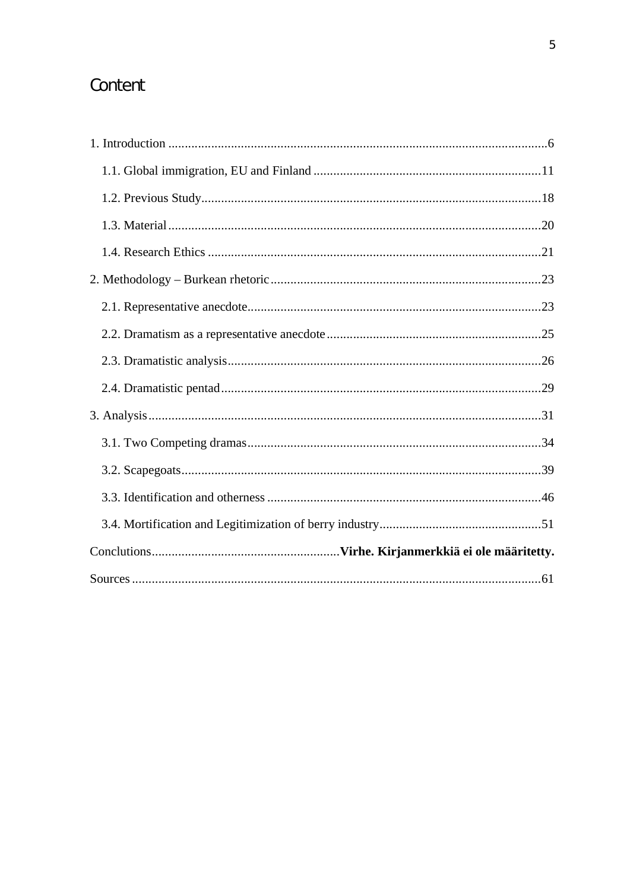# Content

1. Introduction ...6
   - 1.1. Global immigration, EU and Finland ...11
   - 1.2. Previous Study...18
   - 1.3. Material...20
   - 1.4. Research Ethics ...21
2. Methodology – Burkean rhetoric...23
   - 2.1. Representative anecdote...23
   - 2.2. Dramatism as a representative anecdote...25
   - 2.3. Dramatistic analysis...26
   - 2.4. Dramatistic pentad...29
3. Analysis...31
   - 3.1. Two Competing dramas...34
   - 3.2. Scapegoats...39
   - 3.3. Identification and otherness ...46
   - 3.4. Mortification and Legitimization of berry industry...51

Conclutions...**Virhe. Kirjanmerkkiä ei ole määritetty.**

Sources ...61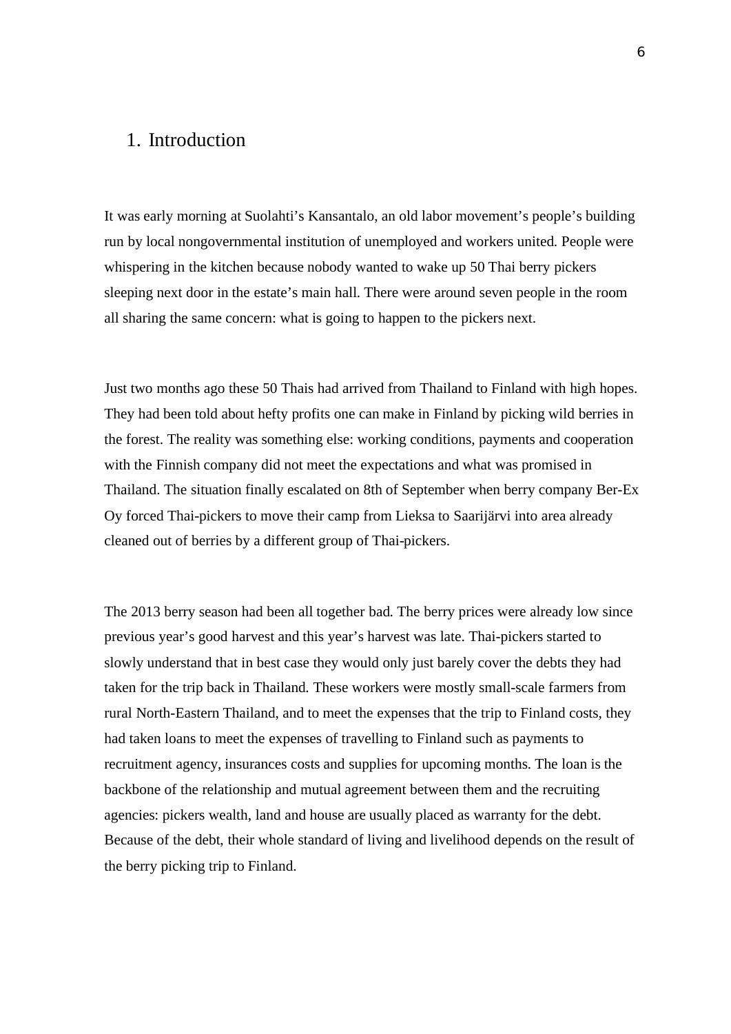# 1. Introduction

It was early morning at Suolahti's Kansantalo, an old labor movement's people's building run by local nongovernmental institution of unemployed and workers united. People were whispering in the kitchen because nobody wanted to wake up 50 Thai berry pickers sleeping next door in the estate's main hall. There were around seven people in the room all sharing the same concern: what is going to happen to the pickers next.

Just two months ago these 50 Thais had arrived from Thailand to Finland with high hopes. They had been told about hefty profits one can make in Finland by picking wild berries in the forest. The reality was something else: working conditions, payments and cooperation with the Finnish company did not meet the expectations and what was promised in Thailand. The situation finally escalated on 8th of September when berry company Ber-Ex Oy forced Thai-pickers to move their camp from Lieksa to Saarijärvi into area already cleaned out of berries by a different group of Thai-pickers.

The 2013 berry season had been all together bad. The berry prices were already low since previous year's good harvest and this year's harvest was late. Thai-pickers started to slowly understand that in best case they would only just barely cover the debts they had taken for the trip back in Thailand. These workers were mostly small-scale farmers from rural North-Eastern Thailand, and to meet the expenses that the trip to Finland costs, they had taken loans to meet the expenses of travelling to Finland such as payments to recruitment agency, insurances costs and supplies for upcoming months. The loan is the backbone of the relationship and mutual agreement between them and the recruiting agencies: pickers wealth, land and house are usually placed as warranty for the debt. Because of the debt, their whole standard of living and livelihood depends on the result of the berry picking trip to Finland.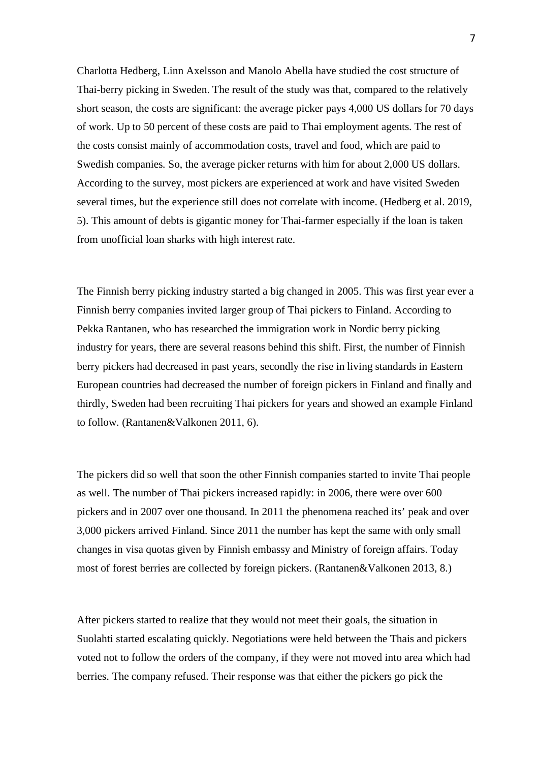Charlotta Hedberg, Linn Axelsson and Manolo Abella have studied the cost structure of Thai-berry picking in Sweden. The result of the study was that, compared to the relatively short season, the costs are significant: the average picker pays 4,000 US dollars for 70 days of work. Up to 50 percent of these costs are paid to Thai employment agents. The rest of the costs consist mainly of accommodation costs, travel and food, which are paid to Swedish companies. So, the average picker returns with him for about 2,000 US dollars. According to the survey, most pickers are experienced at work and have visited Sweden several times, but the experience still does not correlate with income. (Hedberg et al. 2019, 5). This amount of debts is gigantic money for Thai-farmer especially if the loan is taken from unofficial loan sharks with high interest rate.

The Finnish berry picking industry started a big changed in 2005. This was first year ever a Finnish berry companies invited larger group of Thai pickers to Finland. According to Pekka Rantanen, who has researched the immigration work in Nordic berry picking industry for years, there are several reasons behind this shift. First, the number of Finnish berry pickers had decreased in past years, secondly the rise in living standards in Eastern European countries had decreased the number of foreign pickers in Finland and finally and thirdly, Sweden had been recruiting Thai pickers for years and showed an example Finland to follow. (Rantanen&Valkonen 2011, 6).

The pickers did so well that soon the other Finnish companies started to invite Thai people as well. The number of Thai pickers increased rapidly: in 2006, there were over 600 pickers and in 2007 over one thousand. In 2011 the phenomena reached its' peak and over 3,000 pickers arrived Finland. Since 2011 the number has kept the same with only small changes in visa quotas given by Finnish embassy and Ministry of foreign affairs. Today most of forest berries are collected by foreign pickers. (Rantanen&Valkonen 2013, 8.)

After pickers started to realize that they would not meet their goals, the situation in Suolahti started escalating quickly. Negotiations were held between the Thais and pickers voted not to follow the orders of the company, if they were not moved into area which had berries. The company refused. Their response was that either the pickers go pick the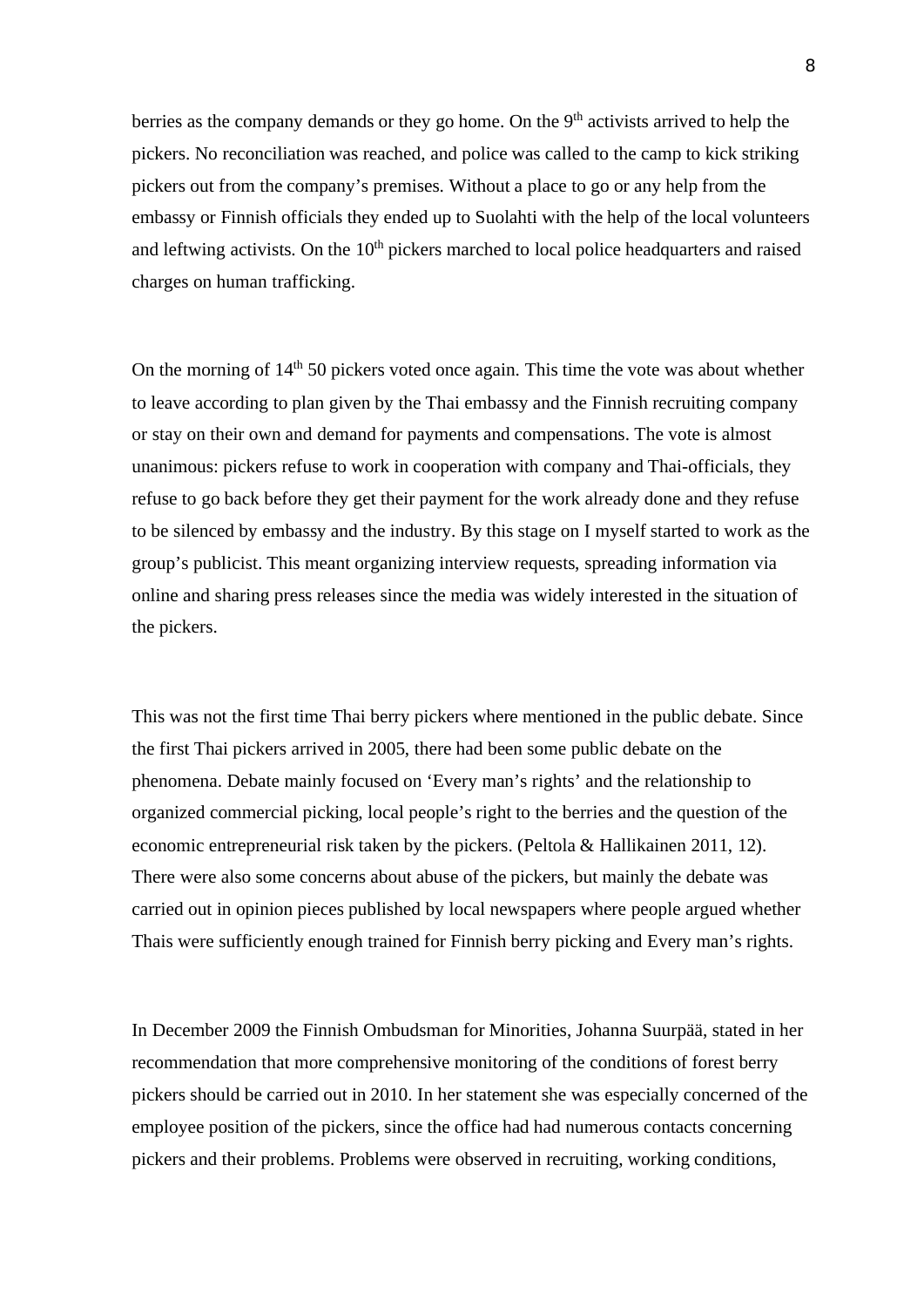berries as the company demands or they go home. On the 9th activists arrived to help the pickers. No reconciliation was reached, and police was called to the camp to kick striking pickers out from the company's premises. Without a place to go or any help from the embassy or Finnish officials they ended up to Suolahti with the help of the local volunteers and leftwing activists. On the 10th pickers marched to local police headquarters and raised charges on human trafficking.

On the morning of 14th 50 pickers voted once again. This time the vote was about whether to leave according to plan given by the Thai embassy and the Finnish recruiting company or stay on their own and demand for payments and compensations. The vote is almost unanimous: pickers refuse to work in cooperation with company and Thai-officials, they refuse to go back before they get their payment for the work already done and they refuse to be silenced by embassy and the industry. By this stage on I myself started to work as the group's publicist. This meant organizing interview requests, spreading information via online and sharing press releases since the media was widely interested in the situation of the pickers.

This was not the first time Thai berry pickers where mentioned in the public debate. Since the first Thai pickers arrived in 2005, there had been some public debate on the phenomena. Debate mainly focused on 'Every man's rights' and the relationship to organized commercial picking, local people's right to the berries and the question of the economic entrepreneurial risk taken by the pickers. (Peltola & Hallikainen 2011, 12). There were also some concerns about abuse of the pickers, but mainly the debate was carried out in opinion pieces published by local newspapers where people argued whether Thais were sufficiently enough trained for Finnish berry picking and Every man's rights.

In December 2009 the Finnish Ombudsman for Minorities, Johanna Suurpää, stated in her recommendation that more comprehensive monitoring of the conditions of forest berry pickers should be carried out in 2010. In her statement she was especially concerned of the employee position of the pickers, since the office had had numerous contacts concerning pickers and their problems. Problems were observed in recruiting, working conditions,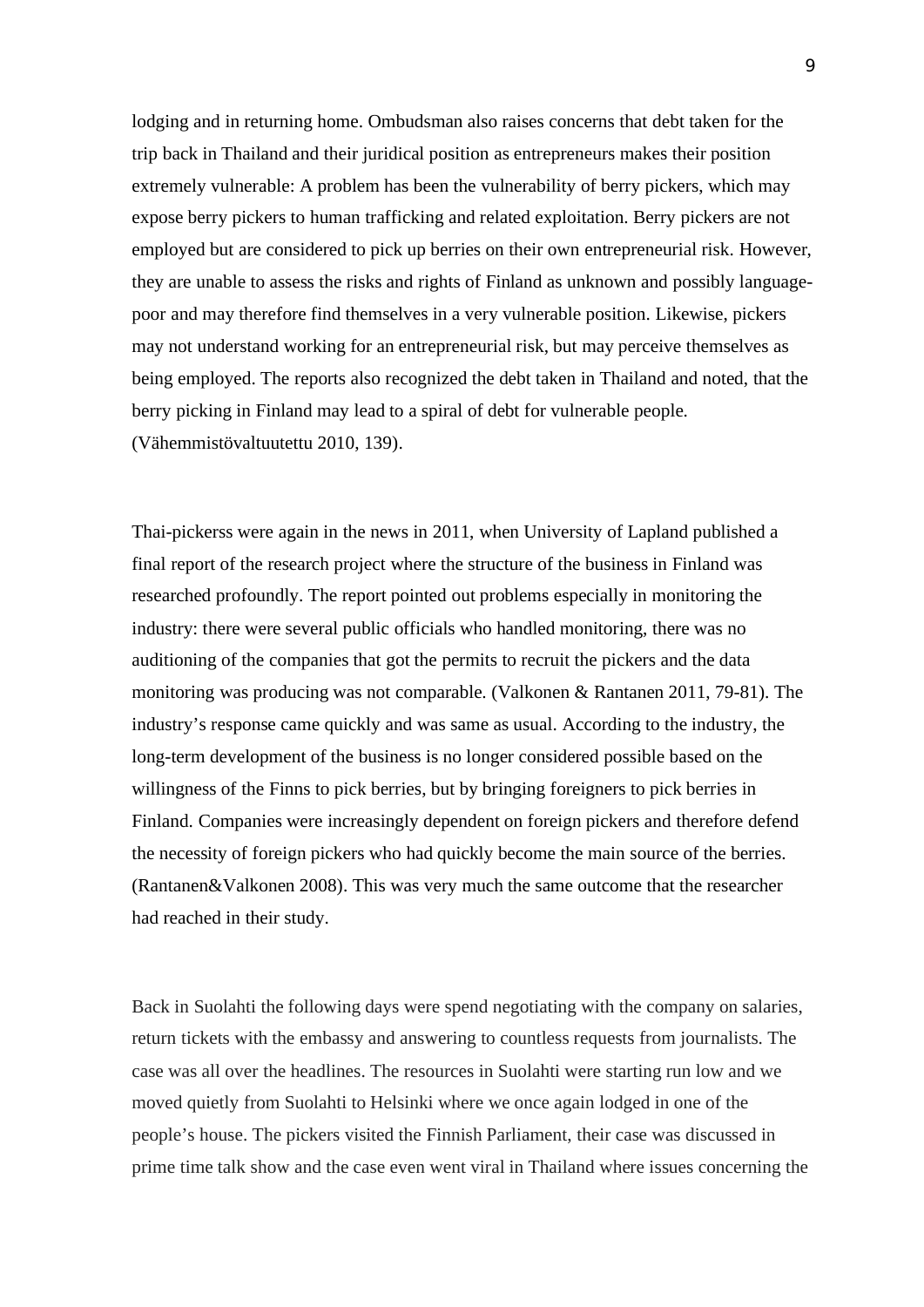lodging and in returning home. Ombudsman also raises concerns that debt taken for the trip back in Thailand and their juridical position as entrepreneurs makes their position extremely vulnerable: A problem has been the vulnerability of berry pickers, which may expose berry pickers to human trafficking and related exploitation. Berry pickers are not employed but are considered to pick up berries on their own entrepreneurial risk. However, they are unable to assess the risks and rights of Finland as unknown and possibly language-poor and may therefore find themselves in a very vulnerable position. Likewise, pickers may not understand working for an entrepreneurial risk, but may perceive themselves as being employed. The reports also recognized the debt taken in Thailand and noted, that the berry picking in Finland may lead to a spiral of debt for vulnerable people. (Vähemmistövaltuutettu 2010, 139).

Thai-pickerss were again in the news in 2011, when University of Lapland published a final report of the research project where the structure of the business in Finland was researched profoundly. The report pointed out problems especially in monitoring the industry: there were several public officials who handled monitoring, there was no auditioning of the companies that got the permits to recruit the pickers and the data monitoring was producing was not comparable. (Valkonen & Rantanen 2011, 79-81). The industry's response came quickly and was same as usual. According to the industry, the long-term development of the business is no longer considered possible based on the willingness of the Finns to pick berries, but by bringing foreigners to pick berries in Finland. Companies were increasingly dependent on foreign pickers and therefore defend the necessity of foreign pickers who had quickly become the main source of the berries. (Rantanen&Valkonen 2008). This was very much the same outcome that the researcher had reached in their study.

Back in Suolahti the following days were spend negotiating with the company on salaries, return tickets with the embassy and answering to countless requests from journalists. The case was all over the headlines. The resources in Suolahti were starting run low and we moved quietly from Suolahti to Helsinki where we once again lodged in one of the people's house. The pickers visited the Finnish Parliament, their case was discussed in prime time talk show and the case even went viral in Thailand where issues concerning the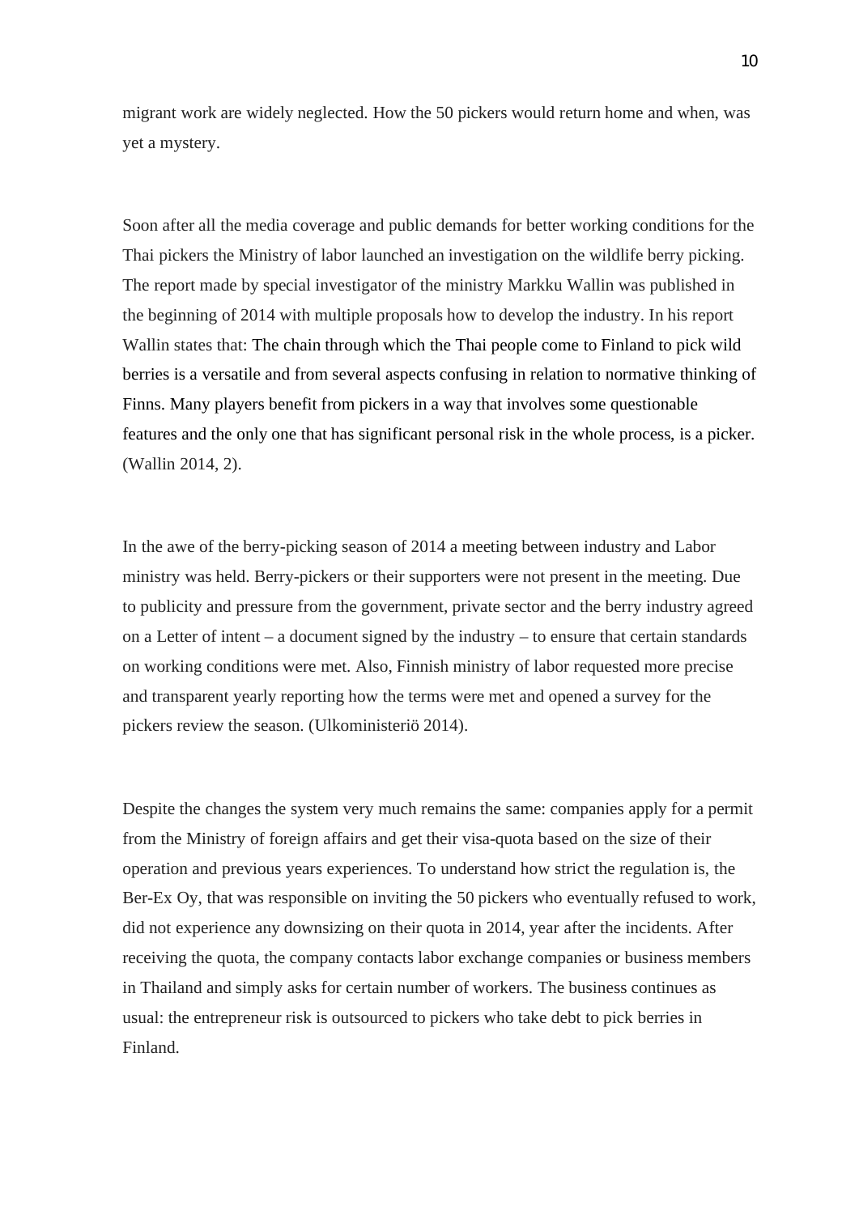migrant work are widely neglected. How the 50 pickers would return home and when, was yet a mystery.

Soon after all the media coverage and public demands for better working conditions for the Thai pickers the Ministry of labor launched an investigation on the wildlife berry picking. The report made by special investigator of the ministry Markku Wallin was published in the beginning of 2014 with multiple proposals how to develop the industry. In his report Wallin states that: The chain through which the Thai people come to Finland to pick wild berries is a versatile and from several aspects confusing in relation to normative thinking of Finns. Many players benefit from pickers in a way that involves some questionable features and the only one that has significant personal risk in the whole process, is a picker. (Wallin 2014, 2).

In the awe of the berry-picking season of 2014 a meeting between industry and Labor ministry was held. Berry-pickers or their supporters were not present in the meeting. Due to publicity and pressure from the government, private sector and the berry industry agreed on a Letter of intent – a document signed by the industry – to ensure that certain standards on working conditions were met. Also, Finnish ministry of labor requested more precise and transparent yearly reporting how the terms were met and opened a survey for the pickers review the season. (Ulkoministeriö 2014).

Despite the changes the system very much remains the same: companies apply for a permit from the Ministry of foreign affairs and get their visa-quota based on the size of their operation and previous years experiences. To understand how strict the regulation is, the Ber-Ex Oy, that was responsible on inviting the 50 pickers who eventually refused to work, did not experience any downsizing on their quota in 2014, year after the incidents. After receiving the quota, the company contacts labor exchange companies or business members in Thailand and simply asks for certain number of workers. The business continues as usual: the entrepreneur risk is outsourced to pickers who take debt to pick berries in Finland.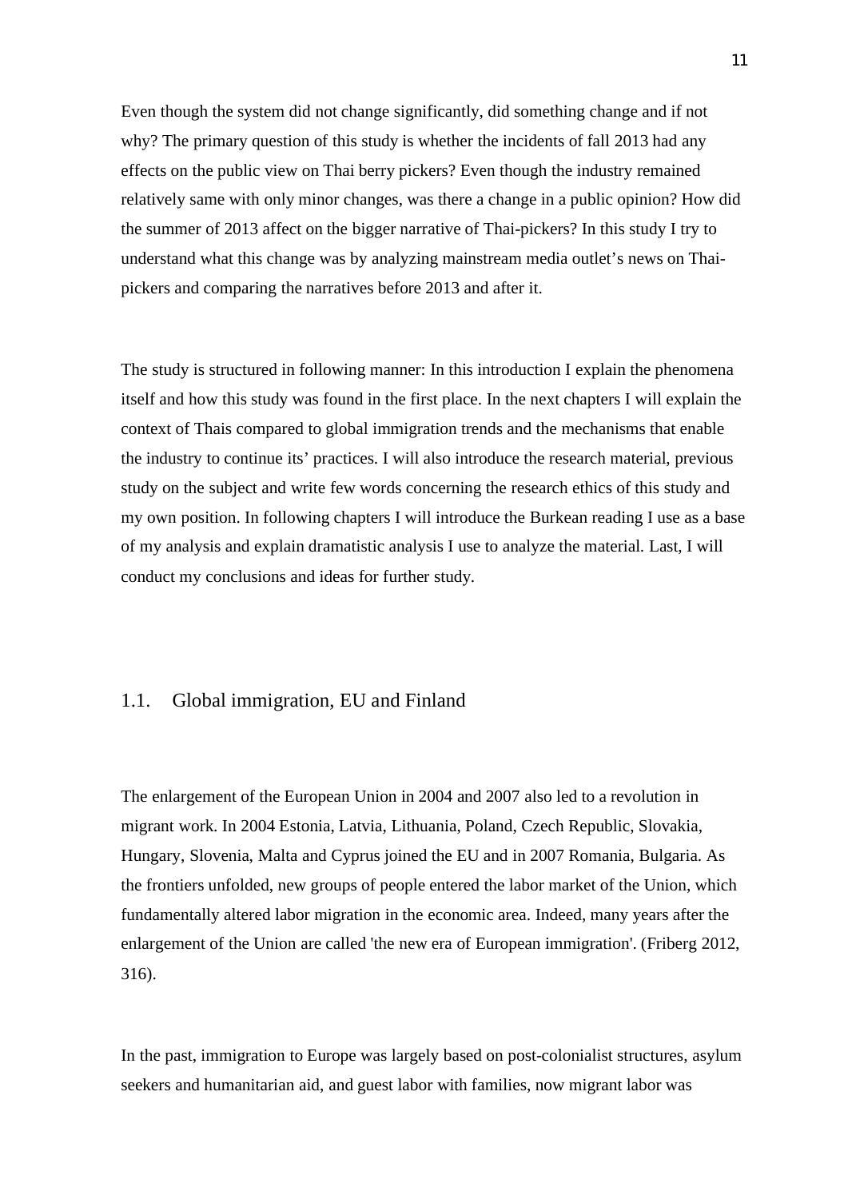Even though the system did not change significantly, did something change and if not why? The primary question of this study is whether the incidents of fall 2013 had any effects on the public view on Thai berry pickers? Even though the industry remained relatively same with only minor changes, was there a change in a public opinion? How did the summer of 2013 affect on the bigger narrative of Thai-pickers? In this study I try to understand what this change was by analyzing mainstream media outlet's news on Thai-pickers and comparing the narratives before 2013 and after it.

The study is structured in following manner: In this introduction I explain the phenomena itself and how this study was found in the first place. In the next chapters I will explain the context of Thais compared to global immigration trends and the mechanisms that enable the industry to continue its' practices. I will also introduce the research material, previous study on the subject and write few words concerning the research ethics of this study and my own position. In following chapters I will introduce the Burkean reading I use as a base of my analysis and explain dramatistic analysis I use to analyze the material. Last, I will conduct my conclusions and ideas for further study.

## 1.1. Global immigration, EU and Finland

The enlargement of the European Union in 2004 and 2007 also led to a revolution in migrant work. In 2004 Estonia, Latvia, Lithuania, Poland, Czech Republic, Slovakia, Hungary, Slovenia, Malta and Cyprus joined the EU and in 2007 Romania, Bulgaria. As the frontiers unfolded, new groups of people entered the labor market of the Union, which fundamentally altered labor migration in the economic area. Indeed, many years after the enlargement of the Union are called 'the new era of European immigration'. (Friberg 2012, 316).

In the past, immigration to Europe was largely based on post-colonialist structures, asylum seekers and humanitarian aid, and guest labor with families, now migrant labor was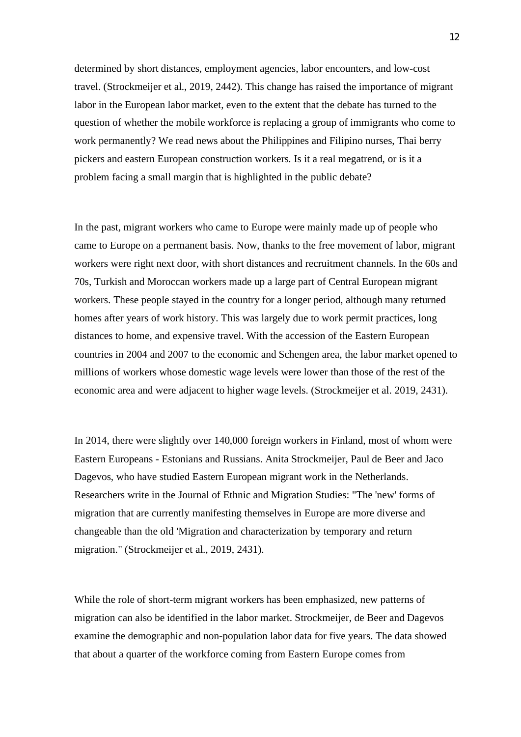determined by short distances, employment agencies, labor encounters, and low-cost travel. (Strockmeijer et al., 2019, 2442). This change has raised the importance of migrant labor in the European labor market, even to the extent that the debate has turned to the question of whether the mobile workforce is replacing a group of immigrants who come to work permanently? We read news about the Philippines and Filipino nurses, Thai berry pickers and eastern European construction workers. Is it a real megatrend, or is it a problem facing a small margin that is highlighted in the public debate?

In the past, migrant workers who came to Europe were mainly made up of people who came to Europe on a permanent basis. Now, thanks to the free movement of labor, migrant workers were right next door, with short distances and recruitment channels. In the 60s and 70s, Turkish and Moroccan workers made up a large part of Central European migrant workers. These people stayed in the country for a longer period, although many returned homes after years of work history. This was largely due to work permit practices, long distances to home, and expensive travel. With the accession of the Eastern European countries in 2004 and 2007 to the economic and Schengen area, the labor market opened to millions of workers whose domestic wage levels were lower than those of the rest of the economic area and were adjacent to higher wage levels. (Strockmeijer et al. 2019, 2431).

In 2014, there were slightly over 140,000 foreign workers in Finland, most of whom were Eastern Europeans - Estonians and Russians. Anita Strockmeijer, Paul de Beer and Jaco Dagevos, who have studied Eastern European migrant work in the Netherlands. Researchers write in the Journal of Ethnic and Migration Studies: "The 'new' forms of migration that are currently manifesting themselves in Europe are more diverse and changeable than the old 'Migration and characterization by temporary and return migration." (Strockmeijer et al., 2019, 2431).

While the role of short-term migrant workers has been emphasized, new patterns of migration can also be identified in the labor market. Strockmeijer, de Beer and Dagevos examine the demographic and non-population labor data for five years. The data showed that about a quarter of the workforce coming from Eastern Europe comes from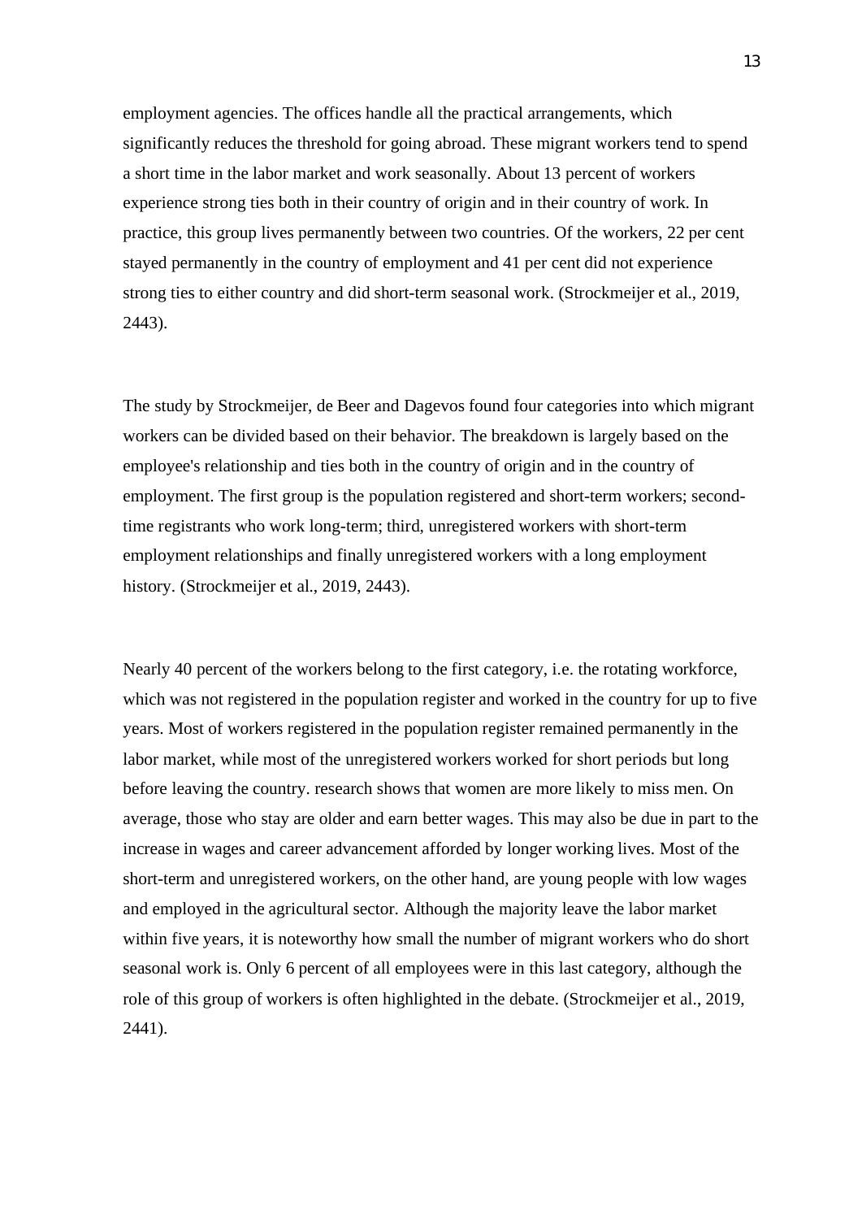employment agencies. The offices handle all the practical arrangements, which significantly reduces the threshold for going abroad. These migrant workers tend to spend a short time in the labor market and work seasonally. About 13 percent of workers experience strong ties both in their country of origin and in their country of work. In practice, this group lives permanently between two countries. Of the workers, 22 per cent stayed permanently in the country of employment and 41 per cent did not experience strong ties to either country and did short-term seasonal work. (Strockmeijer et al., 2019, 2443).

The study by Strockmeijer, de Beer and Dagevos found four categories into which migrant workers can be divided based on their behavior. The breakdown is largely based on the employee's relationship and ties both in the country of origin and in the country of employment. The first group is the population registered and short-term workers; second-time registrants who work long-term; third, unregistered workers with short-term employment relationships and finally unregistered workers with a long employment history. (Strockmeijer et al., 2019, 2443).

Nearly 40 percent of the workers belong to the first category, i.e. the rotating workforce, which was not registered in the population register and worked in the country for up to five years. Most of workers registered in the population register remained permanently in the labor market, while most of the unregistered workers worked for short periods but long before leaving the country. research shows that women are more likely to miss men. On average, those who stay are older and earn better wages. This may also be due in part to the increase in wages and career advancement afforded by longer working lives. Most of the short-term and unregistered workers, on the other hand, are young people with low wages and employed in the agricultural sector. Although the majority leave the labor market within five years, it is noteworthy how small the number of migrant workers who do short seasonal work is. Only 6 percent of all employees were in this last category, although the role of this group of workers is often highlighted in the debate. (Strockmeijer et al., 2019, 2441).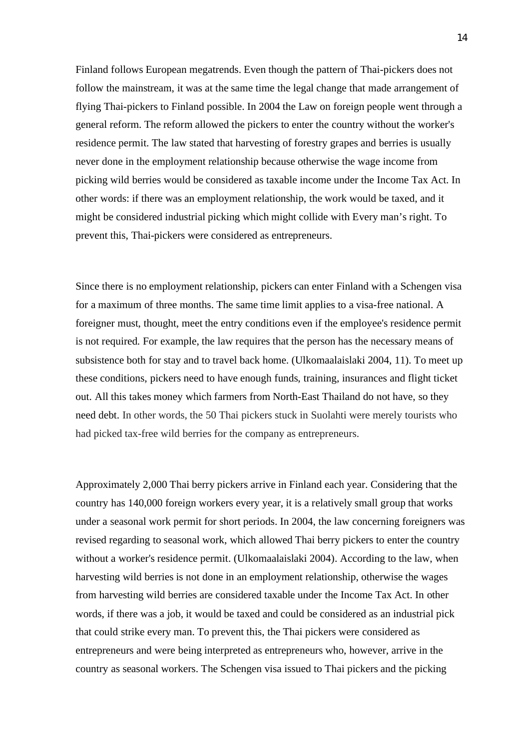Finland follows European megatrends. Even though the pattern of Thai-pickers does not follow the mainstream, it was at the same time the legal change that made arrangement of flying Thai-pickers to Finland possible. In 2004 the Law on foreign people went through a general reform. The reform allowed the pickers to enter the country without the worker's residence permit. The law stated that harvesting of forestry grapes and berries is usually never done in the employment relationship because otherwise the wage income from picking wild berries would be considered as taxable income under the Income Tax Act. In other words: if there was an employment relationship, the work would be taxed, and it might be considered industrial picking which might collide with Every man's right. To prevent this, Thai-pickers were considered as entrepreneurs.

Since there is no employment relationship, pickers can enter Finland with a Schengen visa for a maximum of three months. The same time limit applies to a visa-free national. A foreigner must, thought, meet the entry conditions even if the employee's residence permit is not required. For example, the law requires that the person has the necessary means of subsistence both for stay and to travel back home. (Ulkomaalaislaki 2004, 11). To meet up these conditions, pickers need to have enough funds, training, insurances and flight ticket out. All this takes money which farmers from North-East Thailand do not have, so they need debt. In other words, the 50 Thai pickers stuck in Suolahti were merely tourists who had picked tax-free wild berries for the company as entrepreneurs.

Approximately 2,000 Thai berry pickers arrive in Finland each year. Considering that the country has 140,000 foreign workers every year, it is a relatively small group that works under a seasonal work permit for short periods. In 2004, the law concerning foreigners was revised regarding to seasonal work, which allowed Thai berry pickers to enter the country without a worker's residence permit. (Ulkomaalaislaki 2004). According to the law, when harvesting wild berries is not done in an employment relationship, otherwise the wages from harvesting wild berries are considered taxable under the Income Tax Act. In other words, if there was a job, it would be taxed and could be considered as an industrial pick that could strike every man. To prevent this, the Thai pickers were considered as entrepreneurs and were being interpreted as entrepreneurs who, however, arrive in the country as seasonal workers. The Schengen visa issued to Thai pickers and the picking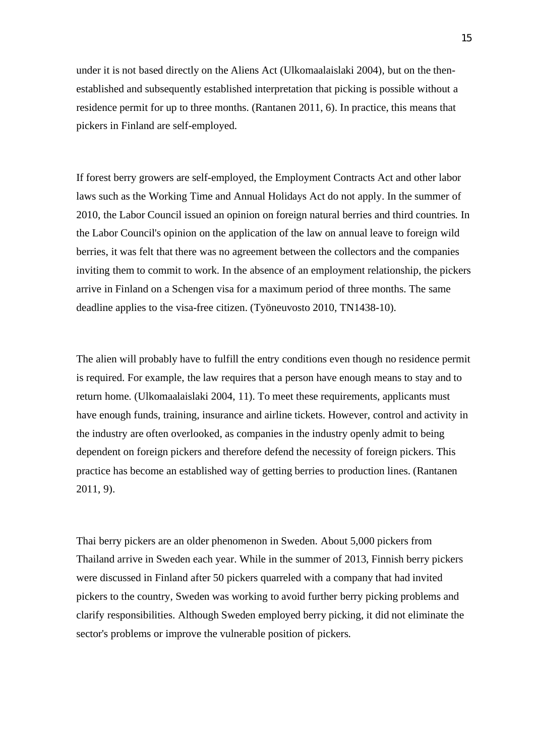under it is not based directly on the Aliens Act (Ulkomaalaislaki 2004), but on the then-established and subsequently established interpretation that picking is possible without a residence permit for up to three months. (Rantanen 2011, 6). In practice, this means that pickers in Finland are self-employed.

If forest berry growers are self-employed, the Employment Contracts Act and other labor laws such as the Working Time and Annual Holidays Act do not apply. In the summer of 2010, the Labor Council issued an opinion on foreign natural berries and third countries. In the Labor Council's opinion on the application of the law on annual leave to foreign wild berries, it was felt that there was no agreement between the collectors and the companies inviting them to commit to work. In the absence of an employment relationship, the pickers arrive in Finland on a Schengen visa for a maximum period of three months. The same deadline applies to the visa-free citizen. (Työneuvosto 2010, TN1438-10).

The alien will probably have to fulfill the entry conditions even though no residence permit is required. For example, the law requires that a person have enough means to stay and to return home. (Ulkomaalaislaki 2004, 11). To meet these requirements, applicants must have enough funds, training, insurance and airline tickets. However, control and activity in the industry are often overlooked, as companies in the industry openly admit to being dependent on foreign pickers and therefore defend the necessity of foreign pickers. This practice has become an established way of getting berries to production lines. (Rantanen 2011, 9).

Thai berry pickers are an older phenomenon in Sweden. About 5,000 pickers from Thailand arrive in Sweden each year. While in the summer of 2013, Finnish berry pickers were discussed in Finland after 50 pickers quarreled with a company that had invited pickers to the country, Sweden was working to avoid further berry picking problems and clarify responsibilities. Although Sweden employed berry picking, it did not eliminate the sector's problems or improve the vulnerable position of pickers.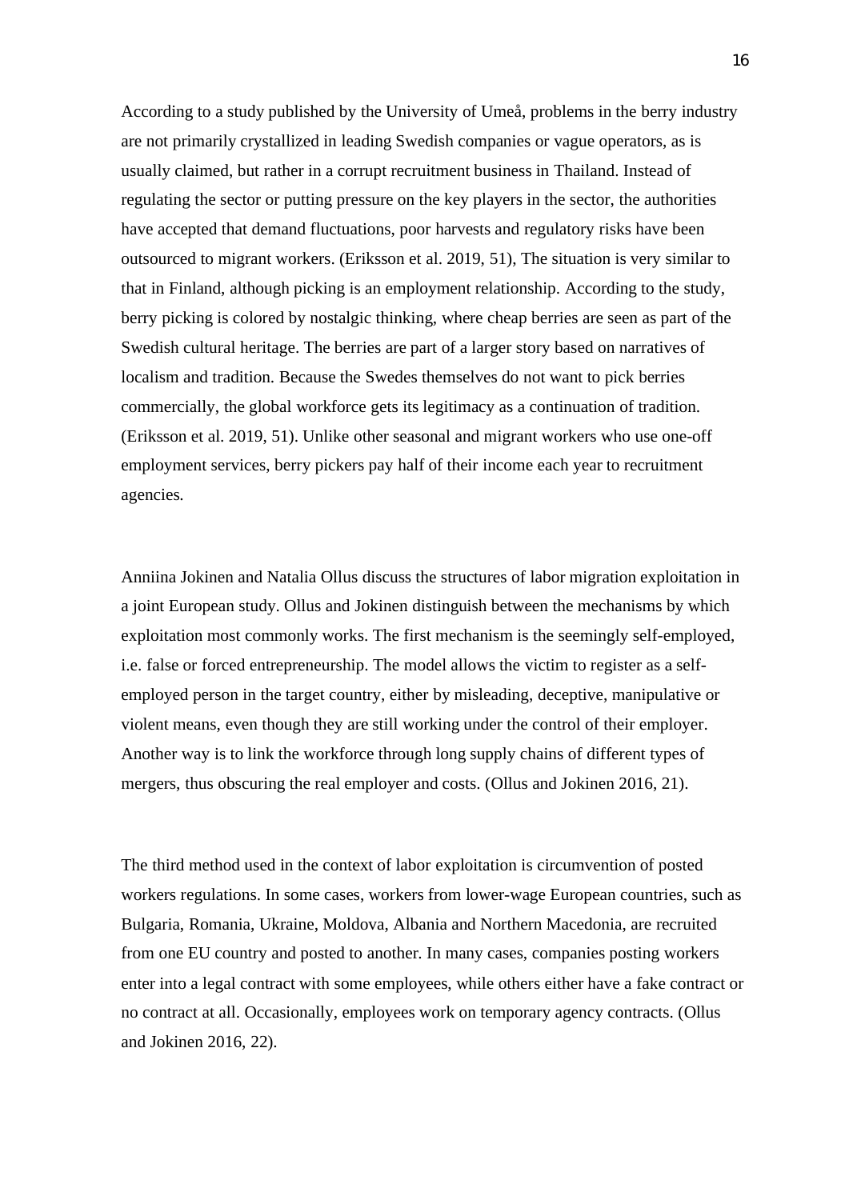According to a study published by the University of Umeå, problems in the berry industry are not primarily crystallized in leading Swedish companies or vague operators, as is usually claimed, but rather in a corrupt recruitment business in Thailand. Instead of regulating the sector or putting pressure on the key players in the sector, the authorities have accepted that demand fluctuations, poor harvests and regulatory risks have been outsourced to migrant workers. (Eriksson et al. 2019, 51), The situation is very similar to that in Finland, although picking is an employment relationship. According to the study, berry picking is colored by nostalgic thinking, where cheap berries are seen as part of the Swedish cultural heritage. The berries are part of a larger story based on narratives of localism and tradition. Because the Swedes themselves do not want to pick berries commercially, the global workforce gets its legitimacy as a continuation of tradition. (Eriksson et al. 2019, 51). Unlike other seasonal and migrant workers who use one-off employment services, berry pickers pay half of their income each year to recruitment agencies.

Anniina Jokinen and Natalia Ollus discuss the structures of labor migration exploitation in a joint European study. Ollus and Jokinen distinguish between the mechanisms by which exploitation most commonly works. The first mechanism is the seemingly self-employed, i.e. false or forced entrepreneurship. The model allows the victim to register as a self-employed person in the target country, either by misleading, deceptive, manipulative or violent means, even though they are still working under the control of their employer. Another way is to link the workforce through long supply chains of different types of mergers, thus obscuring the real employer and costs. (Ollus and Jokinen 2016, 21).

The third method used in the context of labor exploitation is circumvention of posted workers regulations. In some cases, workers from lower-wage European countries, such as Bulgaria, Romania, Ukraine, Moldova, Albania and Northern Macedonia, are recruited from one EU country and posted to another. In many cases, companies posting workers enter into a legal contract with some employees, while others either have a fake contract or no contract at all. Occasionally, employees work on temporary agency contracts. (Ollus and Jokinen 2016, 22).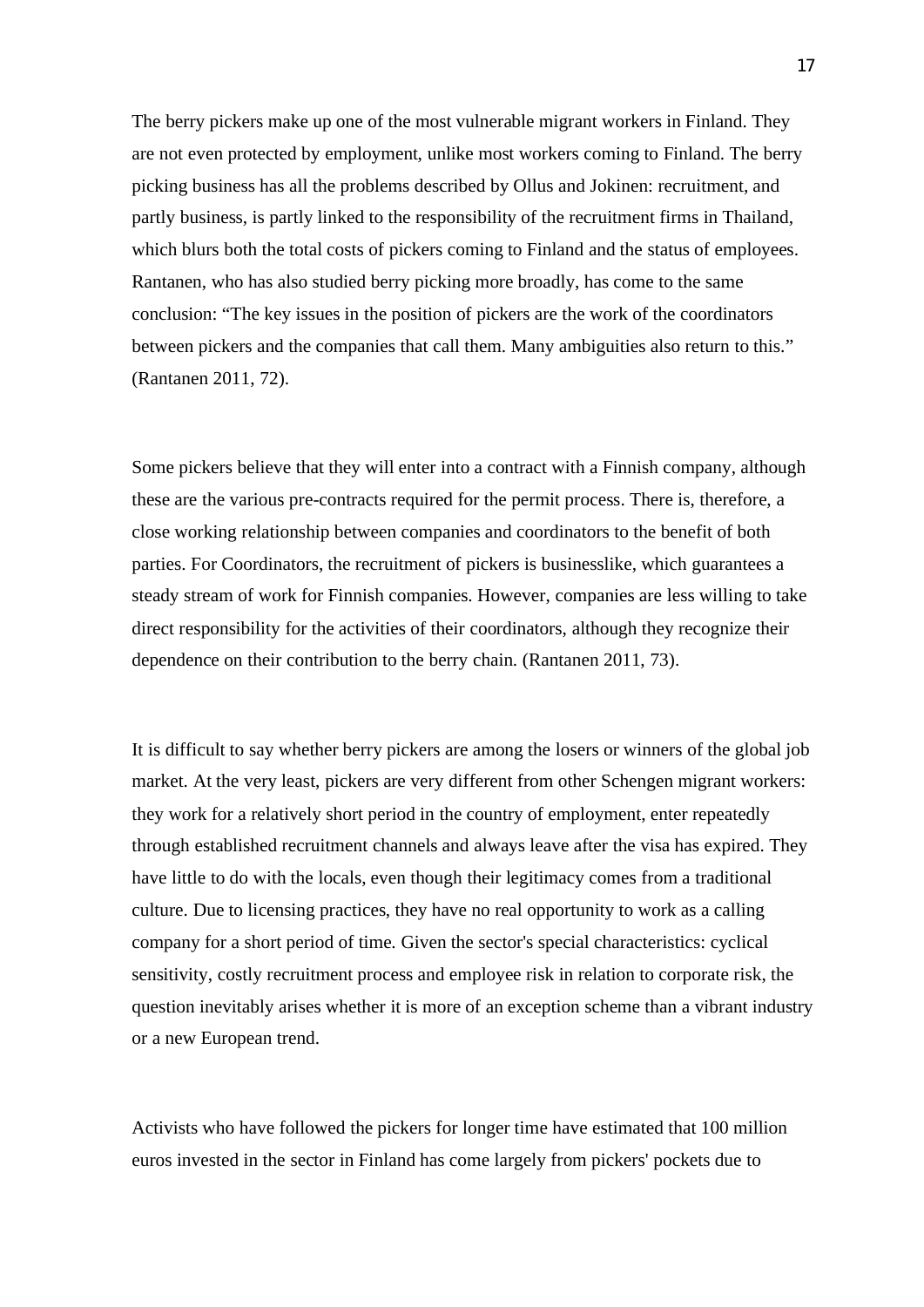The berry pickers make up one of the most vulnerable migrant workers in Finland. They are not even protected by employment, unlike most workers coming to Finland. The berry picking business has all the problems described by Ollus and Jokinen: recruitment, and partly business, is partly linked to the responsibility of the recruitment firms in Thailand, which blurs both the total costs of pickers coming to Finland and the status of employees. Rantanen, who has also studied berry picking more broadly, has come to the same conclusion: “The key issues in the position of pickers are the work of the coordinators between pickers and the companies that call them. Many ambiguities also return to this.” (Rantanen 2011, 72).

Some pickers believe that they will enter into a contract with a Finnish company, although these are the various pre-contracts required for the permit process. There is, therefore, a close working relationship between companies and coordinators to the benefit of both parties. For Coordinators, the recruitment of pickers is businesslike, which guarantees a steady stream of work for Finnish companies. However, companies are less willing to take direct responsibility for the activities of their coordinators, although they recognize their dependence on their contribution to the berry chain. (Rantanen 2011, 73).

It is difficult to say whether berry pickers are among the losers or winners of the global job market. At the very least, pickers are very different from other Schengen migrant workers: they work for a relatively short period in the country of employment, enter repeatedly through established recruitment channels and always leave after the visa has expired. They have little to do with the locals, even though their legitimacy comes from a traditional culture. Due to licensing practices, they have no real opportunity to work as a calling company for a short period of time. Given the sector's special characteristics: cyclical sensitivity, costly recruitment process and employee risk in relation to corporate risk, the question inevitably arises whether it is more of an exception scheme than a vibrant industry or a new European trend.

Activists who have followed the pickers for longer time have estimated that 100 million euros invested in the sector in Finland has come largely from pickers' pockets due to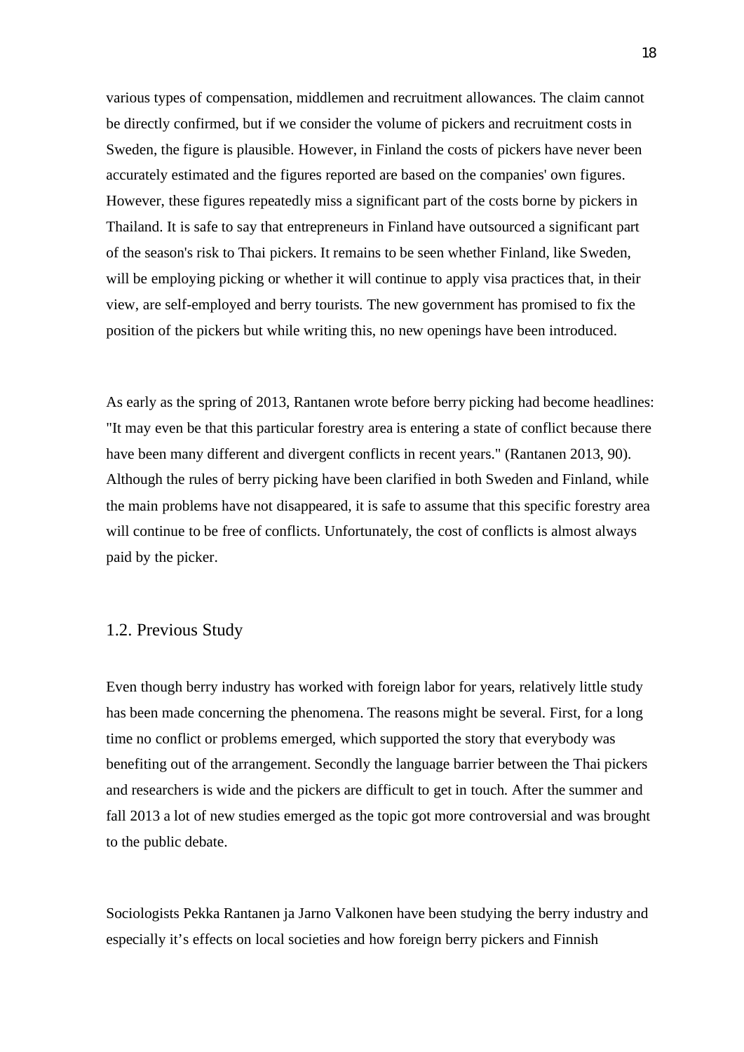various types of compensation, middlemen and recruitment allowances. The claim cannot be directly confirmed, but if we consider the volume of pickers and recruitment costs in Sweden, the figure is plausible. However, in Finland the costs of pickers have never been accurately estimated and the figures reported are based on the companies' own figures. However, these figures repeatedly miss a significant part of the costs borne by pickers in Thailand. It is safe to say that entrepreneurs in Finland have outsourced a significant part of the season's risk to Thai pickers. It remains to be seen whether Finland, like Sweden, will be employing picking or whether it will continue to apply visa practices that, in their view, are self-employed and berry tourists. The new government has promised to fix the position of the pickers but while writing this, no new openings have been introduced.

As early as the spring of 2013, Rantanen wrote before berry picking had become headlines: "It may even be that this particular forestry area is entering a state of conflict because there have been many different and divergent conflicts in recent years." (Rantanen 2013, 90). Although the rules of berry picking have been clarified in both Sweden and Finland, while the main problems have not disappeared, it is safe to assume that this specific forestry area will continue to be free of conflicts. Unfortunately, the cost of conflicts is almost always paid by the picker.

## 1.2. Previous Study

Even though berry industry has worked with foreign labor for years, relatively little study has been made concerning the phenomena. The reasons might be several. First, for a long time no conflict or problems emerged, which supported the story that everybody was benefiting out of the arrangement. Secondly the language barrier between the Thai pickers and researchers is wide and the pickers are difficult to get in touch. After the summer and fall 2013 a lot of new studies emerged as the topic got more controversial and was brought to the public debate.

Sociologists Pekka Rantanen ja Jarno Valkonen have been studying the berry industry and especially it's effects on local societies and how foreign berry pickers and Finnish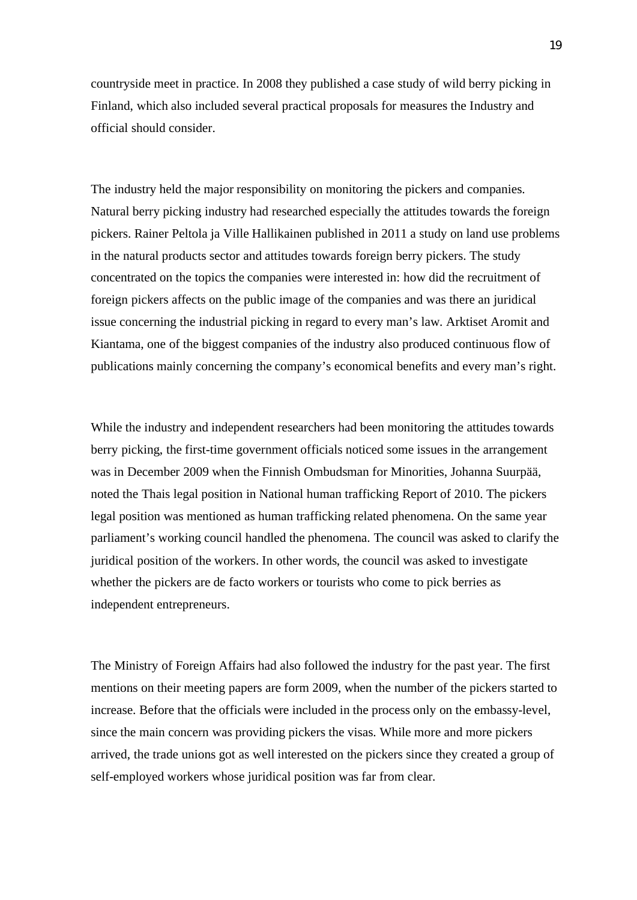countryside meet in practice. In 2008 they published a case study of wild berry picking in Finland, which also included several practical proposals for measures the Industry and official should consider.

The industry held the major responsibility on monitoring the pickers and companies. Natural berry picking industry had researched especially the attitudes towards the foreign pickers. Rainer Peltola ja Ville Hallikainen published in 2011 a study on land use problems in the natural products sector and attitudes towards foreign berry pickers. The study concentrated on the topics the companies were interested in: how did the recruitment of foreign pickers affects on the public image of the companies and was there an juridical issue concerning the industrial picking in regard to every man's law. Arktiset Aromit and Kiantama, one of the biggest companies of the industry also produced continuous flow of publications mainly concerning the company's economical benefits and every man's right.

While the industry and independent researchers had been monitoring the attitudes towards berry picking, the first-time government officials noticed some issues in the arrangement was in December 2009 when the Finnish Ombudsman for Minorities, Johanna Suurpää, noted the Thais legal position in National human trafficking Report of 2010. The pickers legal position was mentioned as human trafficking related phenomena. On the same year parliament's working council handled the phenomena. The council was asked to clarify the juridical position of the workers. In other words, the council was asked to investigate whether the pickers are de facto workers or tourists who come to pick berries as independent entrepreneurs.

The Ministry of Foreign Affairs had also followed the industry for the past year. The first mentions on their meeting papers are form 2009, when the number of the pickers started to increase. Before that the officials were included in the process only on the embassy-level, since the main concern was providing pickers the visas. While more and more pickers arrived, the trade unions got as well interested on the pickers since they created a group of self-employed workers whose juridical position was far from clear.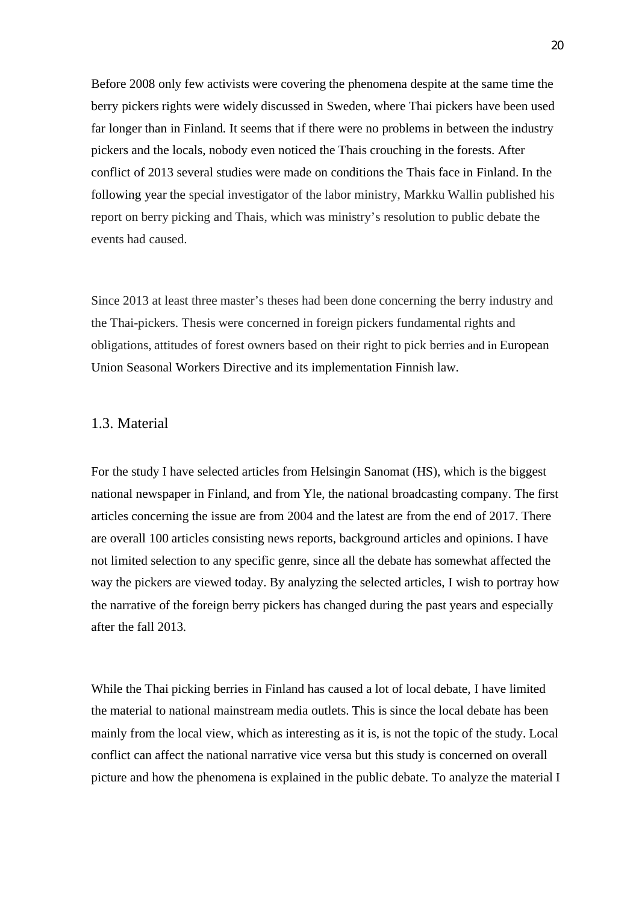Before 2008 only few activists were covering the phenomena despite at the same time the berry pickers rights were widely discussed in Sweden, where Thai pickers have been used far longer than in Finland. It seems that if there were no problems in between the industry pickers and the locals, nobody even noticed the Thais crouching in the forests. After conflict of 2013 several studies were made on conditions the Thais face in Finland. In the following year the special investigator of the labor ministry, Markku Wallin published his report on berry picking and Thais, which was ministry's resolution to public debate the events had caused.

Since 2013 at least three master's theses had been done concerning the berry industry and the Thai-pickers. Thesis were concerned in foreign pickers fundamental rights and obligations, attitudes of forest owners based on their right to pick berries and in European Union Seasonal Workers Directive and its implementation Finnish law.

## 1.3. Material

For the study I have selected articles from Helsingin Sanomat (HS), which is the biggest national newspaper in Finland, and from Yle, the national broadcasting company. The first articles concerning the issue are from 2004 and the latest are from the end of 2017. There are overall 100 articles consisting news reports, background articles and opinions. I have not limited selection to any specific genre, since all the debate has somewhat affected the way the pickers are viewed today. By analyzing the selected articles, I wish to portray how the narrative of the foreign berry pickers has changed during the past years and especially after the fall 2013.

While the Thai picking berries in Finland has caused a lot of local debate, I have limited the material to national mainstream media outlets. This is since the local debate has been mainly from the local view, which as interesting as it is, is not the topic of the study. Local conflict can affect the national narrative vice versa but this study is concerned on overall picture and how the phenomena is explained in the public debate. To analyze the material I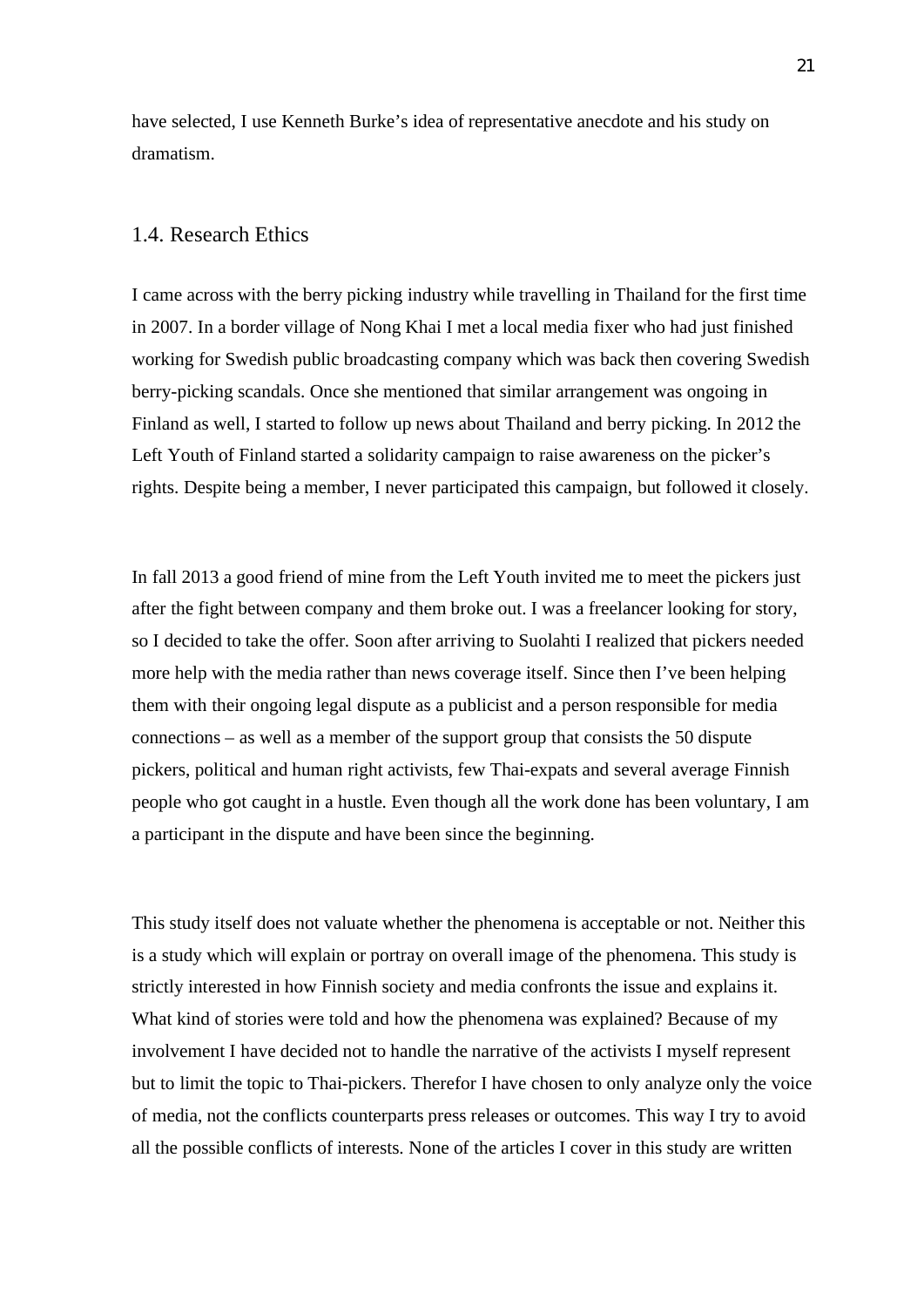have selected, I use Kenneth Burke's idea of representative anecdote and his study on dramatism.

## 1.4. Research Ethics

I came across with the berry picking industry while travelling in Thailand for the first time in 2007. In a border village of Nong Khai I met a local media fixer who had just finished working for Swedish public broadcasting company which was back then covering Swedish berry-picking scandals. Once she mentioned that similar arrangement was ongoing in Finland as well, I started to follow up news about Thailand and berry picking. In 2012 the Left Youth of Finland started a solidarity campaign to raise awareness on the picker's rights. Despite being a member, I never participated this campaign, but followed it closely.

In fall 2013 a good friend of mine from the Left Youth invited me to meet the pickers just after the fight between company and them broke out. I was a freelancer looking for story, so I decided to take the offer. Soon after arriving to Suolahti I realized that pickers needed more help with the media rather than news coverage itself. Since then I've been helping them with their ongoing legal dispute as a publicist and a person responsible for media connections – as well as a member of the support group that consists the 50 dispute pickers, political and human right activists, few Thai-expats and several average Finnish people who got caught in a hustle. Even though all the work done has been voluntary, I am a participant in the dispute and have been since the beginning.

This study itself does not valuate whether the phenomena is acceptable or not. Neither this is a study which will explain or portray on overall image of the phenomena. This study is strictly interested in how Finnish society and media confronts the issue and explains it. What kind of stories were told and how the phenomena was explained? Because of my involvement I have decided not to handle the narrative of the activists I myself represent but to limit the topic to Thai-pickers. Therefor I have chosen to only analyze only the voice of media, not the conflicts counterparts press releases or outcomes. This way I try to avoid all the possible conflicts of interests. None of the articles I cover in this study are written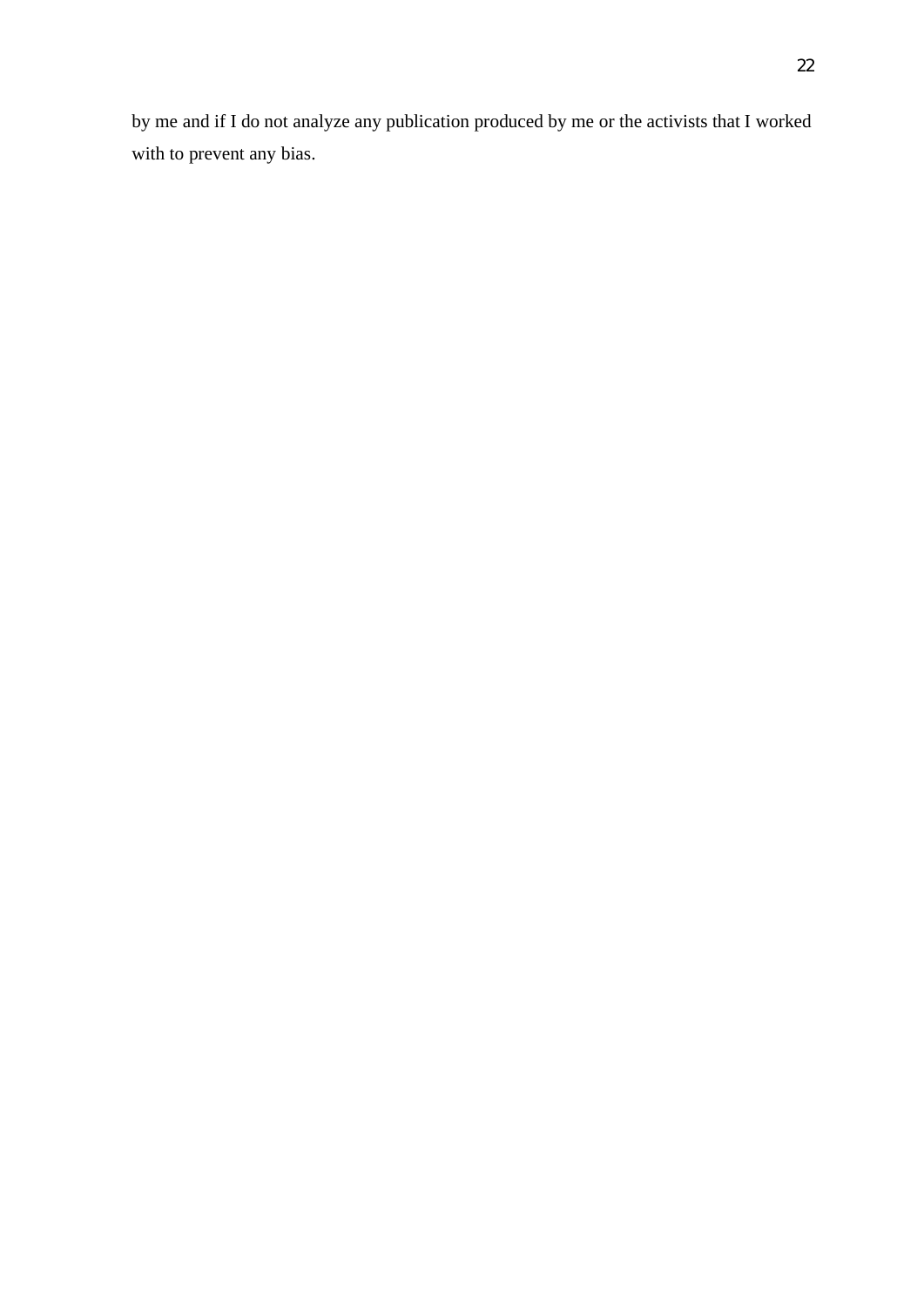by me and if I do not analyze any publication produced by me or the activists that I worked with to prevent any bias.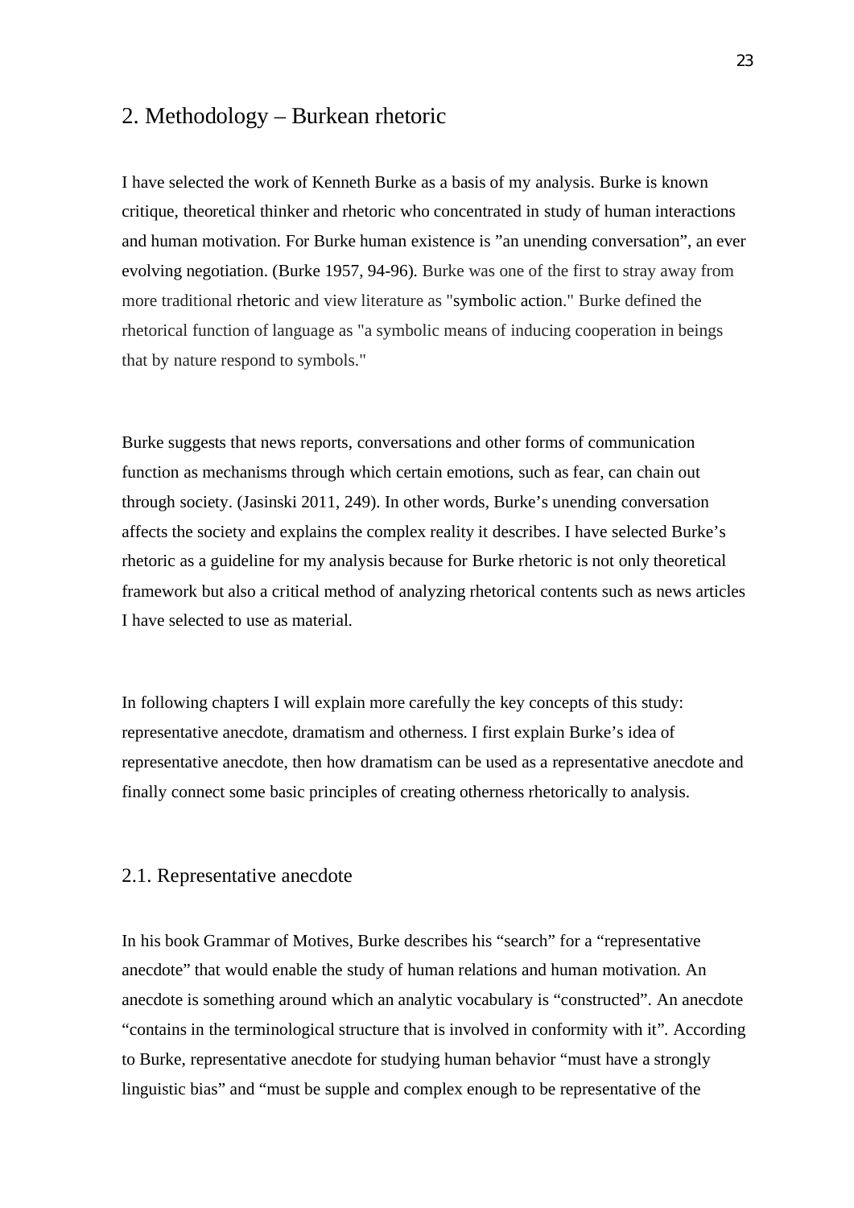## 2. Methodology – Burkean rhetoric

I have selected the work of Kenneth Burke as a basis of my analysis. Burke is known critique, theoretical thinker and rhetoric who concentrated in study of human interactions and human motivation. For Burke human existence is ”an unending conversation”, an ever evolving negotiation. (Burke 1957, 94-96). Burke was one of the first to stray away from more traditional rhetoric and view literature as "symbolic action." Burke defined the rhetorical function of language as "a symbolic means of inducing cooperation in beings that by nature respond to symbols."

Burke suggests that news reports, conversations and other forms of communication function as mechanisms through which certain emotions, such as fear, can chain out through society. (Jasinski 2011, 249). In other words, Burke’s unending conversation affects the society and explains the complex reality it describes. I have selected Burke’s rhetoric as a guideline for my analysis because for Burke rhetoric is not only theoretical framework but also a critical method of analyzing rhetorical contents such as news articles I have selected to use as material.

In following chapters I will explain more carefully the key concepts of this study: representative anecdote, dramatism and otherness. I first explain Burke’s idea of representative anecdote, then how dramatism can be used as a representative anecdote and finally connect some basic principles of creating otherness rhetorically to analysis.

### 2.1. Representative anecdote

In his book Grammar of Motives, Burke describes his “search” for a “representative anecdote” that would enable the study of human relations and human motivation. An anecdote is something around which an analytic vocabulary is “constructed”. An anecdote “contains in the terminological structure that is involved in conformity with it”. According to Burke, representative anecdote for studying human behavior “must have a strongly linguistic bias” and “must be supple and complex enough to be representative of the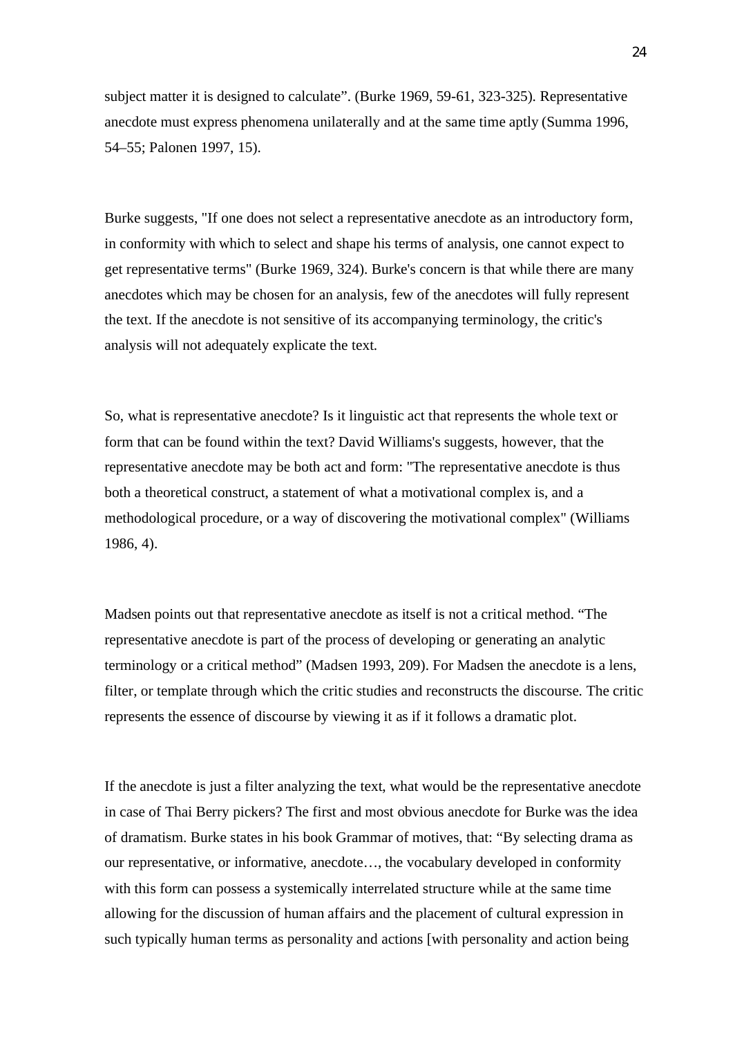subject matter it is designed to calculate". (Burke 1969, 59-61, 323-325). Representative anecdote must express phenomena unilaterally and at the same time aptly (Summa 1996, 54–55; Palonen 1997, 15).

Burke suggests, "If one does not select a representative anecdote as an introductory form, in conformity with which to select and shape his terms of analysis, one cannot expect to get representative terms" (Burke 1969, 324). Burke's concern is that while there are many anecdotes which may be chosen for an analysis, few of the anecdotes will fully represent the text. If the anecdote is not sensitive of its accompanying terminology, the critic's analysis will not adequately explicate the text.

So, what is representative anecdote? Is it linguistic act that represents the whole text or form that can be found within the text? David Williams's suggests, however, that the representative anecdote may be both act and form: "The representative anecdote is thus both a theoretical construct, a statement of what a motivational complex is, and a methodological procedure, or a way of discovering the motivational complex" (Williams 1986, 4).

Madsen points out that representative anecdote as itself is not a critical method. "The representative anecdote is part of the process of developing or generating an analytic terminology or a critical method" (Madsen 1993, 209). For Madsen the anecdote is a lens, filter, or template through which the critic studies and reconstructs the discourse. The critic represents the essence of discourse by viewing it as if it follows a dramatic plot.

If the anecdote is just a filter analyzing the text, what would be the representative anecdote in case of Thai Berry pickers? The first and most obvious anecdote for Burke was the idea of dramatism. Burke states in his book Grammar of motives, that: "By selecting drama as our representative, or informative, anecdote…, the vocabulary developed in conformity with this form can possess a systemically interrelated structure while at the same time allowing for the discussion of human affairs and the placement of cultural expression in such typically human terms as personality and actions [with personality and action being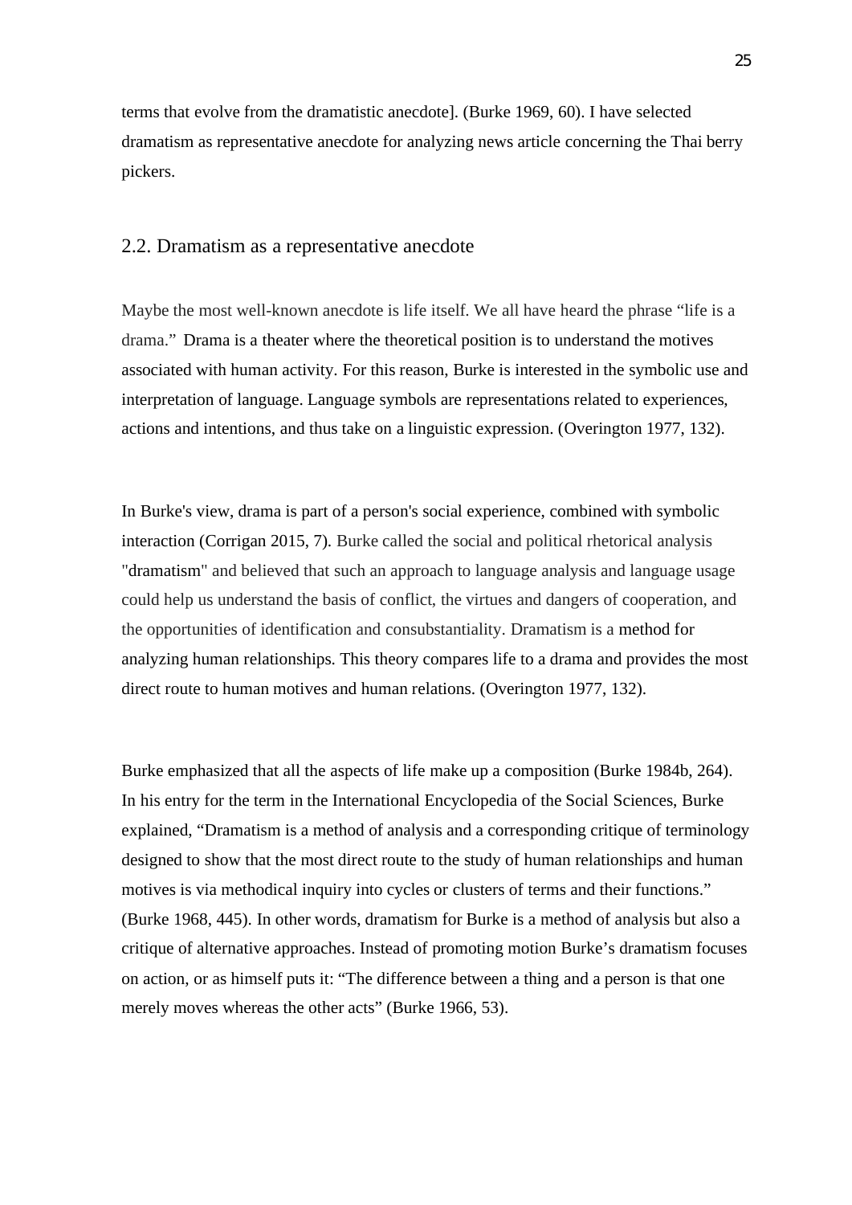terms that evolve from the dramatistic anecdote]. (Burke 1969, 60). I have selected dramatism as representative anecdote for analyzing news article concerning the Thai berry pickers.

## 2.2. Dramatism as a representative anecdote

Maybe the most well-known anecdote is life itself. We all have heard the phrase "life is a drama." Drama is a theater where the theoretical position is to understand the motives associated with human activity. For this reason, Burke is interested in the symbolic use and interpretation of language. Language symbols are representations related to experiences, actions and intentions, and thus take on a linguistic expression. (Overington 1977, 132).

In Burke's view, drama is part of a person's social experience, combined with symbolic interaction (Corrigan 2015, 7). Burke called the social and political rhetorical analysis "dramatism" and believed that such an approach to language analysis and language usage could help us understand the basis of conflict, the virtues and dangers of cooperation, and the opportunities of identification and consubstantiality. Dramatism is a method for analyzing human relationships. This theory compares life to a drama and provides the most direct route to human motives and human relations. (Overington 1977, 132).

Burke emphasized that all the aspects of life make up a composition (Burke 1984b, 264). In his entry for the term in the International Encyclopedia of the Social Sciences, Burke explained, "Dramatism is a method of analysis and a corresponding critique of terminology designed to show that the most direct route to the study of human relationships and human motives is via methodical inquiry into cycles or clusters of terms and their functions." (Burke 1968, 445). In other words, dramatism for Burke is a method of analysis but also a critique of alternative approaches. Instead of promoting motion Burke's dramatism focuses on action, or as himself puts it: "The difference between a thing and a person is that one merely moves whereas the other acts" (Burke 1966, 53).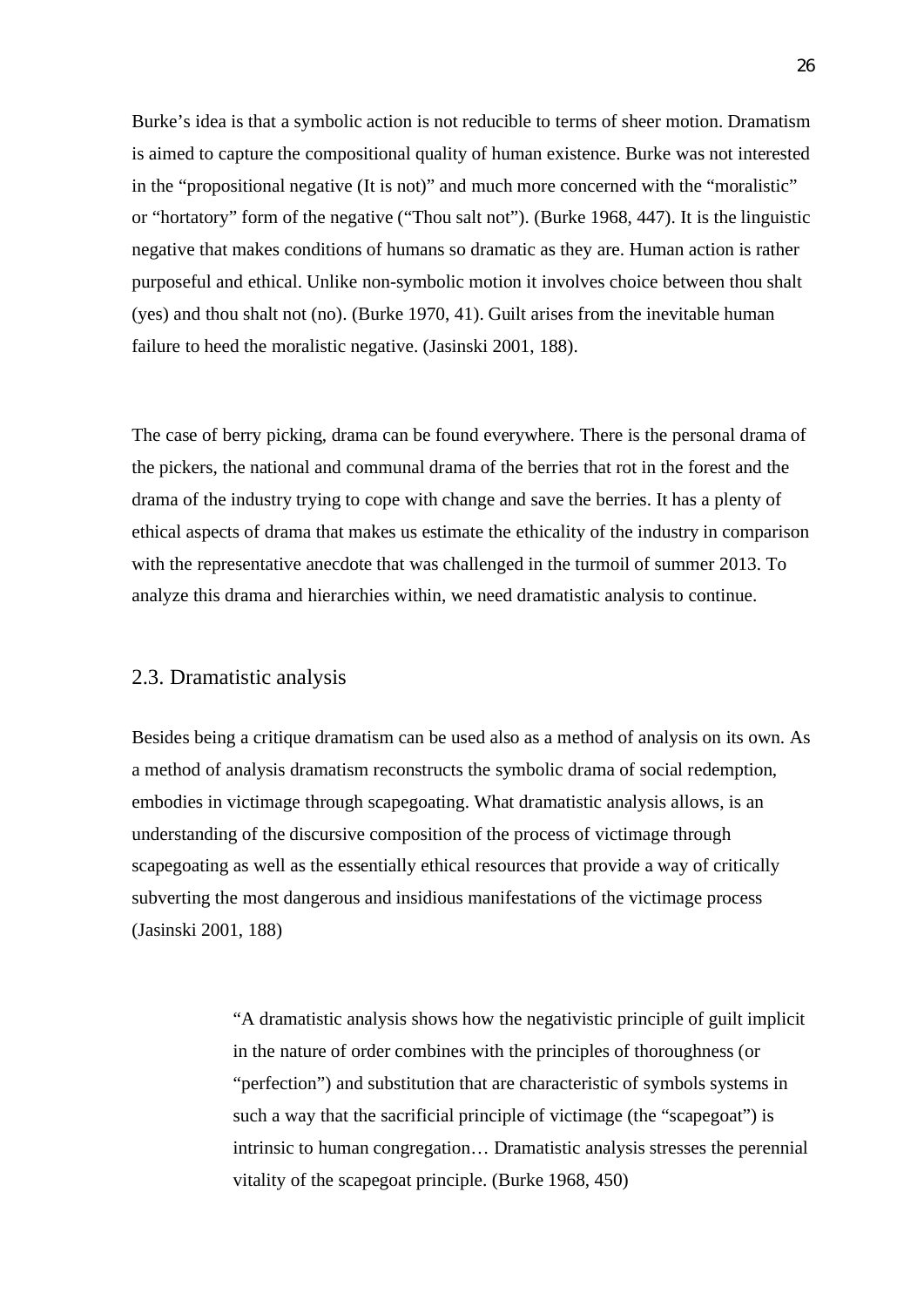Burke's idea is that a symbolic action is not reducible to terms of sheer motion. Dramatism is aimed to capture the compositional quality of human existence. Burke was not interested in the "propositional negative (It is not)" and much more concerned with the "moralistic" or "hortatory" form of the negative ("Thou salt not"). (Burke 1968, 447). It is the linguistic negative that makes conditions of humans so dramatic as they are. Human action is rather purposeful and ethical. Unlike non-symbolic motion it involves choice between thou shalt (yes) and thou shalt not (no). (Burke 1970, 41). Guilt arises from the inevitable human failure to heed the moralistic negative. (Jasinski 2001, 188).

The case of berry picking, drama can be found everywhere. There is the personal drama of the pickers, the national and communal drama of the berries that rot in the forest and the drama of the industry trying to cope with change and save the berries. It has a plenty of ethical aspects of drama that makes us estimate the ethicality of the industry in comparison with the representative anecdote that was challenged in the turmoil of summer 2013. To analyze this drama and hierarchies within, we need dramatistic analysis to continue.

## 2.3. Dramatistic analysis

Besides being a critique dramatism can be used also as a method of analysis on its own. As a method of analysis dramatism reconstructs the symbolic drama of social redemption, embodies in victimage through scapegoating. What dramatistic analysis allows, is an understanding of the discursive composition of the process of victimage through scapegoating as well as the essentially ethical resources that provide a way of critically subverting the most dangerous and insidious manifestations of the victimage process (Jasinski 2001, 188)

> "A dramatistic analysis shows how the negativistic principle of guilt implicit in the nature of order combines with the principles of thoroughness (or "perfection") and substitution that are characteristic of symbols systems in such a way that the sacrificial principle of victimage (the "scapegoat") is intrinsic to human congregation… Dramatistic analysis stresses the perennial vitality of the scapegoat principle. (Burke 1968, 450)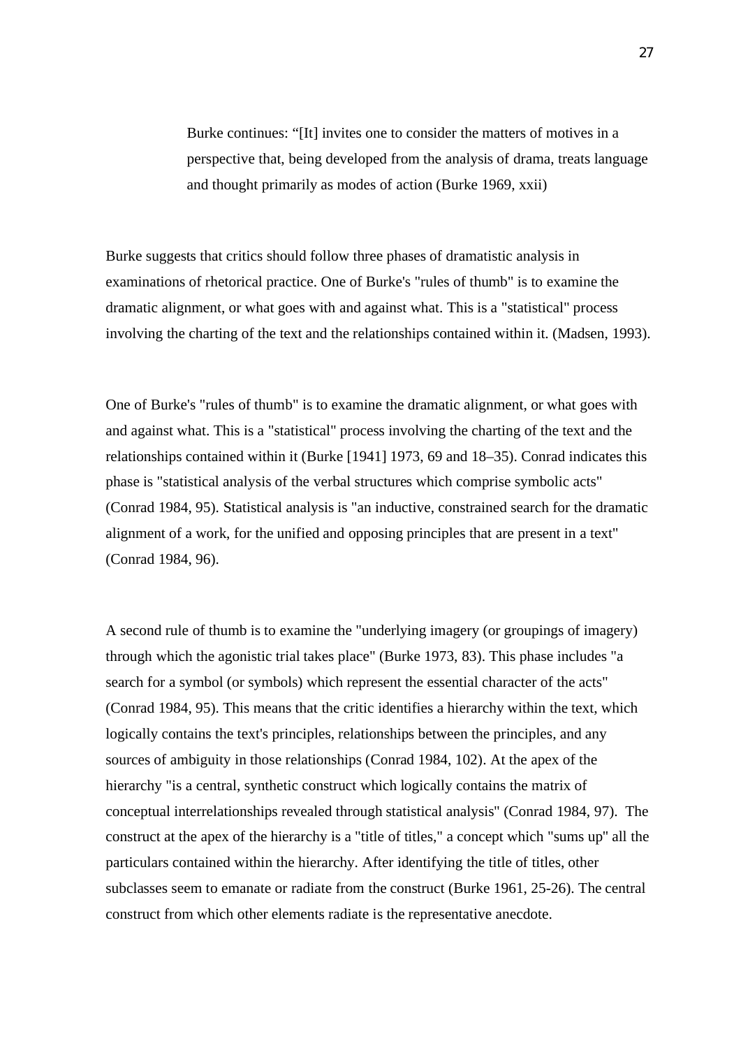> Burke continues: “[It] invites one to consider the matters of motives in a perspective that, being developed from the analysis of drama, treats language and thought primarily as modes of action (Burke 1969, xxii)

Burke suggests that critics should follow three phases of dramatistic analysis in examinations of rhetorical practice. One of Burke's "rules of thumb" is to examine the dramatic alignment, or what goes with and against what. This is a "statistical" process involving the charting of the text and the relationships contained within it. (Madsen, 1993).

One of Burke's "rules of thumb" is to examine the dramatic alignment, or what goes with and against what. This is a "statistical" process involving the charting of the text and the relationships contained within it (Burke [1941] 1973, 69 and 18–35). Conrad indicates this phase is "statistical analysis of the verbal structures which comprise symbolic acts" (Conrad 1984, 95). Statistical analysis is "an inductive, constrained search for the dramatic alignment of a work, for the unified and opposing principles that are present in a text" (Conrad 1984, 96).

A second rule of thumb is to examine the "underlying imagery (or groupings of imagery) through which the agonistic trial takes place" (Burke 1973, 83). This phase includes "a search for a symbol (or symbols) which represent the essential character of the acts" (Conrad 1984, 95). This means that the critic identifies a hierarchy within the text, which logically contains the text's principles, relationships between the principles, and any sources of ambiguity in those relationships (Conrad 1984, 102). At the apex of the hierarchy "is a central, synthetic construct which logically contains the matrix of conceptual interrelationships revealed through statistical analysis" (Conrad 1984, 97). The construct at the apex of the hierarchy is a "title of titles," a concept which "sums up" all the particulars contained within the hierarchy. After identifying the title of titles, other subclasses seem to emanate or radiate from the construct (Burke 1961, 25-26). The central construct from which other elements radiate is the representative anecdote.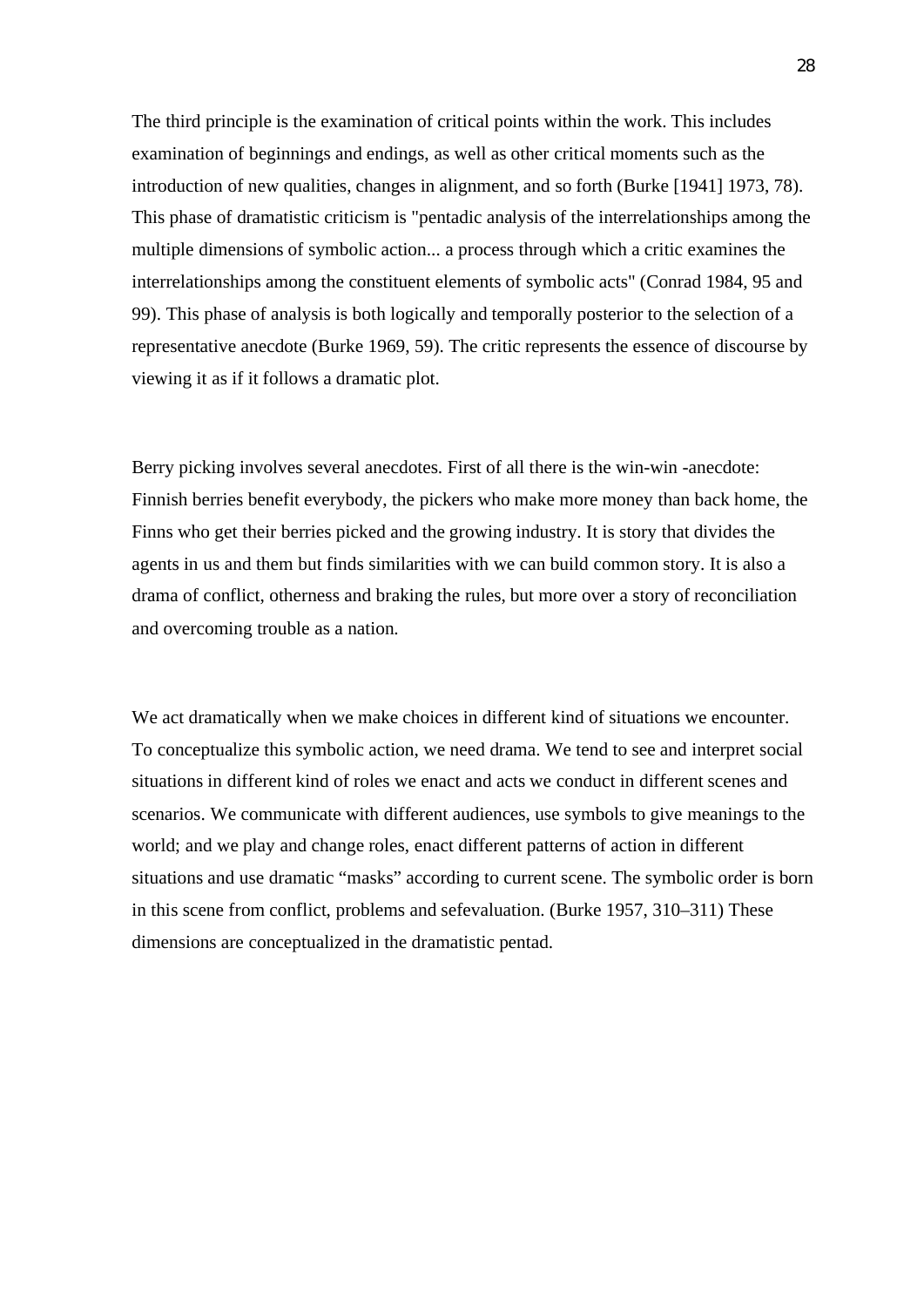The third principle is the examination of critical points within the work. This includes examination of beginnings and endings, as well as other critical moments such as the introduction of new qualities, changes in alignment, and so forth (Burke [1941] 1973, 78). This phase of dramatistic criticism is "pentadic analysis of the interrelationships among the multiple dimensions of symbolic action... a process through which a critic examines the interrelationships among the constituent elements of symbolic acts" (Conrad 1984, 95 and 99). This phase of analysis is both logically and temporally posterior to the selection of a representative anecdote (Burke 1969, 59). The critic represents the essence of discourse by viewing it as if it follows a dramatic plot.

Berry picking involves several anecdotes. First of all there is the win-win -anecdote: Finnish berries benefit everybody, the pickers who make more money than back home, the Finns who get their berries picked and the growing industry. It is story that divides the agents in us and them but finds similarities with we can build common story. It is also a drama of conflict, otherness and braking the rules, but more over a story of reconciliation and overcoming trouble as a nation.

We act dramatically when we make choices in different kind of situations we encounter. To conceptualize this symbolic action, we need drama. We tend to see and interpret social situations in different kind of roles we enact and acts we conduct in different scenes and scenarios. We communicate with different audiences, use symbols to give meanings to the world; and we play and change roles, enact different patterns of action in different situations and use dramatic “masks” according to current scene. The symbolic order is born in this scene from conflict, problems and sefevaluation. (Burke 1957, 310–311) These dimensions are conceptualized in the dramatistic pentad.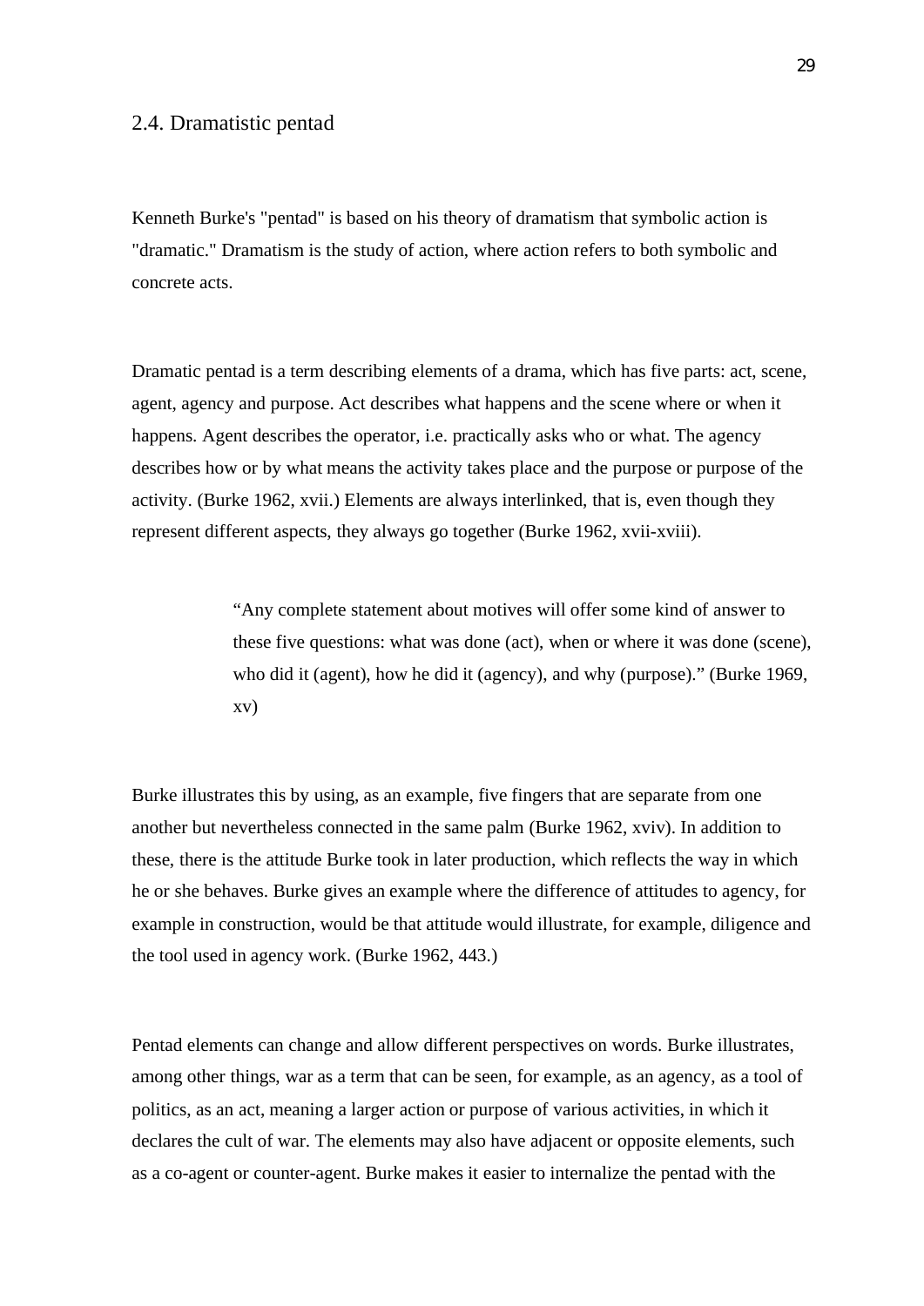## 2.4. Dramatistic pentad

Kenneth Burke's "pentad" is based on his theory of dramatism that symbolic action is "dramatic." Dramatism is the study of action, where action refers to both symbolic and concrete acts.

Dramatic pentad is a term describing elements of a drama, which has five parts: act, scene, agent, agency and purpose. Act describes what happens and the scene where or when it happens. Agent describes the operator, i.e. practically asks who or what. The agency describes how or by what means the activity takes place and the purpose or purpose of the activity. (Burke 1962, xvii.) Elements are always interlinked, that is, even though they represent different aspects, they always go together (Burke 1962, xvii-xviii).

> “Any complete statement about motives will offer some kind of answer to these five questions: what was done (act), when or where it was done (scene), who did it (agent), how he did it (agency), and why (purpose).” (Burke 1969, xv)

Burke illustrates this by using, as an example, five fingers that are separate from one another but nevertheless connected in the same palm (Burke 1962, xviv). In addition to these, there is the attitude Burke took in later production, which reflects the way in which he or she behaves. Burke gives an example where the difference of attitudes to agency, for example in construction, would be that attitude would illustrate, for example, diligence and the tool used in agency work. (Burke 1962, 443.)

Pentad elements can change and allow different perspectives on words. Burke illustrates, among other things, war as a term that can be seen, for example, as an agency, as a tool of politics, as an act, meaning a larger action or purpose of various activities, in which it declares the cult of war. The elements may also have adjacent or opposite elements, such as a co-agent or counter-agent. Burke makes it easier to internalize the pentad with the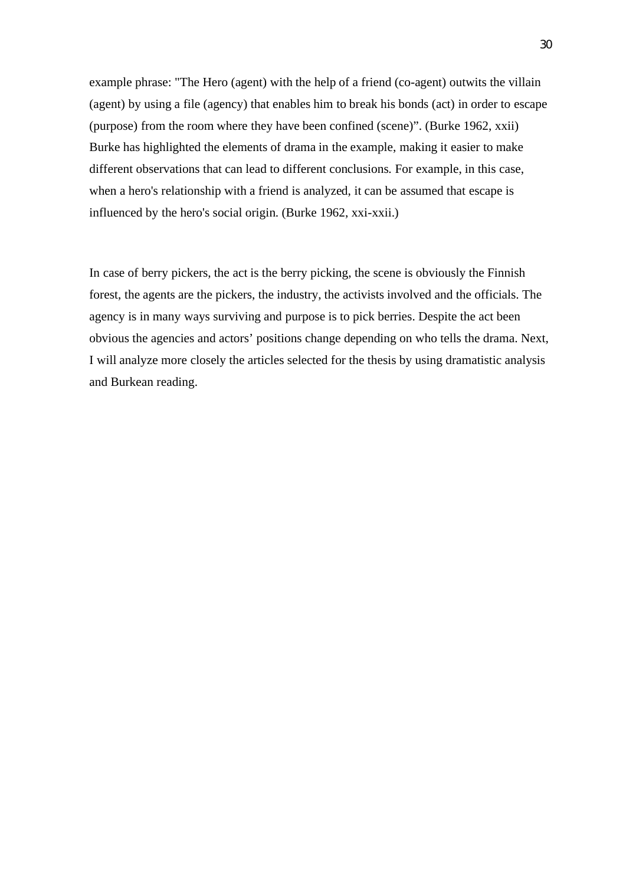example phrase: "The Hero (agent) with the help of a friend (co-agent) outwits the villain (agent) by using a file (agency) that enables him to break his bonds (act) in order to escape (purpose) from the room where they have been confined (scene)". (Burke 1962, xxii) Burke has highlighted the elements of drama in the example, making it easier to make different observations that can lead to different conclusions. For example, in this case, when a hero's relationship with a friend is analyzed, it can be assumed that escape is influenced by the hero's social origin. (Burke 1962, xxi-xxii.)

In case of berry pickers, the act is the berry picking, the scene is obviously the Finnish forest, the agents are the pickers, the industry, the activists involved and the officials. The agency is in many ways surviving and purpose is to pick berries. Despite the act been obvious the agencies and actors' positions change depending on who tells the drama. Next, I will analyze more closely the articles selected for the thesis by using dramatistic analysis and Burkean reading.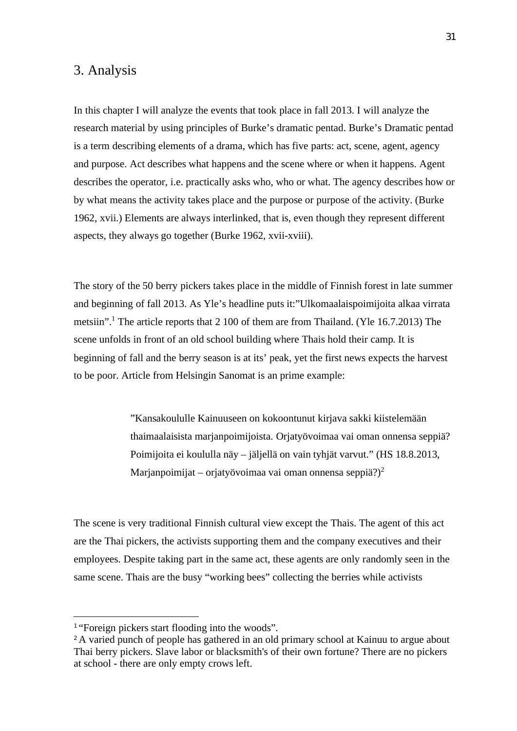# 3. Analysis

In this chapter I will analyze the events that took place in fall 2013. I will analyze the research material by using principles of Burke's dramatic pentad. Burke's Dramatic pentad is a term describing elements of a drama, which has five parts: act, scene, agent, agency and purpose. Act describes what happens and the scene where or when it happens. Agent describes the operator, i.e. practically asks who, who or what. The agency describes how or by what means the activity takes place and the purpose or purpose of the activity. (Burke 1962, xvii.) Elements are always interlinked, that is, even though they represent different aspects, they always go together (Burke 1962, xvii-xviii).

The story of the 50 berry pickers takes place in the middle of Finnish forest in late summer and beginning of fall 2013. As Yle's headline puts it:"Ulkomaalaispoimijoita alkaa virrata metsiin".[1] The article reports that 2 100 of them are from Thailand. (Yle 16.7.2013) The scene unfolds in front of an old school building where Thais hold their camp. It is beginning of fall and the berry season is at its' peak, yet the first news expects the harvest to be poor. Article from Helsingin Sanomat is an prime example:

> "Kansakoululle Kainuuseen on kokoontunut kirjava sakki kiistelemään thaimaalaisista marjanpoimijoista. Orjatyövoimaa vai oman onnensa seppiä? Poimijoita ei koululla näy – jäljellä on vain tyhjät varvut." (HS 18.8.2013, Marjanpoimijat – orjatyövoimaa vai oman onnensa seppiä?)[2]

The scene is very traditional Finnish cultural view except the Thais. The agent of this act are the Thai pickers, the activists supporting them and the company executives and their employees. Despite taking part in the same act, these agents are only randomly seen in the same scene. Thais are the busy "working bees" collecting the berries while activists

---

[1] "Foreign pickers start flooding into the woods".

[2] A varied punch of people has gathered in an old primary school at Kainuu to argue about Thai berry pickers. Slave labor or blacksmith's of their own fortune? There are no pickers at school - there are only empty crows left.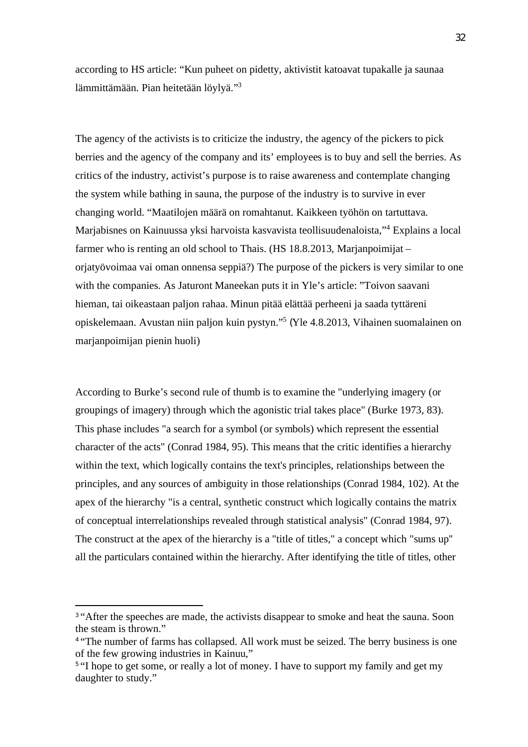according to HS article: “Kun puheet on pidetty, aktivistit katoavat tupakalle ja saunaa lämmittämään. Pian heitetään löylyä.”[3]

The agency of the activists is to criticize the industry, the agency of the pickers to pick berries and the agency of the company and its’ employees is to buy and sell the berries. As critics of the industry, activist’s purpose is to raise awareness and contemplate changing the system while bathing in sauna, the purpose of the industry is to survive in ever changing world. “Maatilojen määrä on romahtanut. Kaikkeen työhön on tartuttava. Marjabisnes on Kainuussa yksi harvoista kasvavista teollisuudenaloista,”[4] Explains a local farmer who is renting an old school to Thais. (HS 18.8.2013, Marjanpoimijat – orjatyövoimaa vai oman onnensa seppiä?) The purpose of the pickers is very similar to one with the companies. As Jaturont Maneekan puts it in Yle’s article: ”Toivon saavani hieman, tai oikeastaan paljon rahaa. Minun pitää elättää perheeni ja saada tyttäreni opiskelemaan. Avustan niin paljon kuin pystyn.”[5] (Yle 4.8.2013, Vihainen suomalainen on marjanpoimijan pienin huoli)

According to Burke’s second rule of thumb is to examine the "underlying imagery (or groupings of imagery) through which the agonistic trial takes place" (Burke 1973, 83). This phase includes "a search for a symbol (or symbols) which represent the essential character of the acts" (Conrad 1984, 95). This means that the critic identifies a hierarchy within the text, which logically contains the text's principles, relationships between the principles, and any sources of ambiguity in those relationships (Conrad 1984, 102). At the apex of the hierarchy "is a central, synthetic construct which logically contains the matrix of conceptual interrelationships revealed through statistical analysis" (Conrad 1984, 97). The construct at the apex of the hierarchy is a "title of titles," a concept which "sums up" all the particulars contained within the hierarchy. After identifying the title of titles, other

---

[3] “After the speeches are made, the activists disappear to smoke and heat the sauna. Soon the steam is thrown.”

[4] “The number of farms has collapsed. All work must be seized. The berry business is one of the few growing industries in Kainuu,”

[5] “I hope to get some, or really a lot of money. I have to support my family and get my daughter to study.”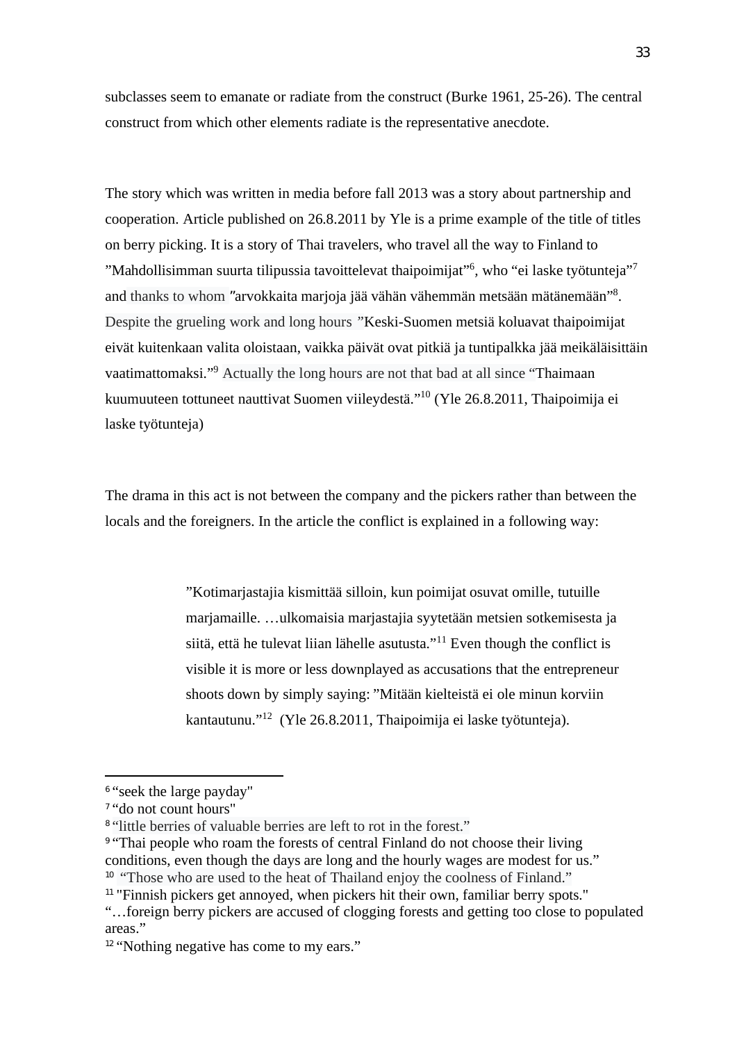subclasses seem to emanate or radiate from the construct (Burke 1961, 25-26). The central construct from which other elements radiate is the representative anecdote.

The story which was written in media before fall 2013 was a story about partnership and cooperation. Article published on 26.8.2011 by Yle is a prime example of the title of titles on berry picking. It is a story of Thai travelers, who travel all the way to Finland to ”Mahdollisimman suurta tilipussia tavoittelevat thaipoimijat”[6], who “ei laske työtunteja”[7] and thanks to whom ″arvokkaita marjoja jää vähän vähemmän metsään mätänemään”[8]. Despite the grueling work and long hours ”Keski-Suomen metsiä koluavat thaipoimijat eivät kuitenkaan valita oloistaan, vaikka päivät ovat pitkiä ja tuntipalkka jää meikäläisittäin vaatimattomaksi.”[9] Actually the long hours are not that bad at all since “Thaimaan kuumuuteen tottuneet nauttivat Suomen viileydestä.”[10] (Yle 26.8.2011, Thaipoimija ei laske työtunteja)

The drama in this act is not between the company and the pickers rather than between the locals and the foreigners. In the article the conflict is explained in a following way:

> ”Kotimarjastajia kismittää silloin, kun poimijat osuvat omille, tutuille marjamaille. …ulkomaisia marjastajia syytetään metsien sotkemisesta ja siitä, että he tulevat liian lähelle asutusta.”[11] Even though the conflict is visible it is more or less downplayed as accusations that the entrepreneur shoots down by simply saying: ”Mitään kielteistä ei ole minun korviin kantautunu.”[12] (Yle 26.8.2011, Thaipoimija ei laske työtunteja).

---

[6] “seek the large payday"
[7] “do not count hours"
[8] “little berries of valuable berries are left to rot in the forest.”
[9] “Thai people who roam the forests of central Finland do not choose their living conditions, even though the days are long and the hourly wages are modest for us.”
[10] “Those who are used to the heat of Thailand enjoy the coolness of Finland.”
[11] "Finnish pickers get annoyed, when pickers hit their own, familiar berry spots." “…foreign berry pickers are accused of clogging forests and getting too close to populated areas.”
[12] “Nothing negative has come to my ears.”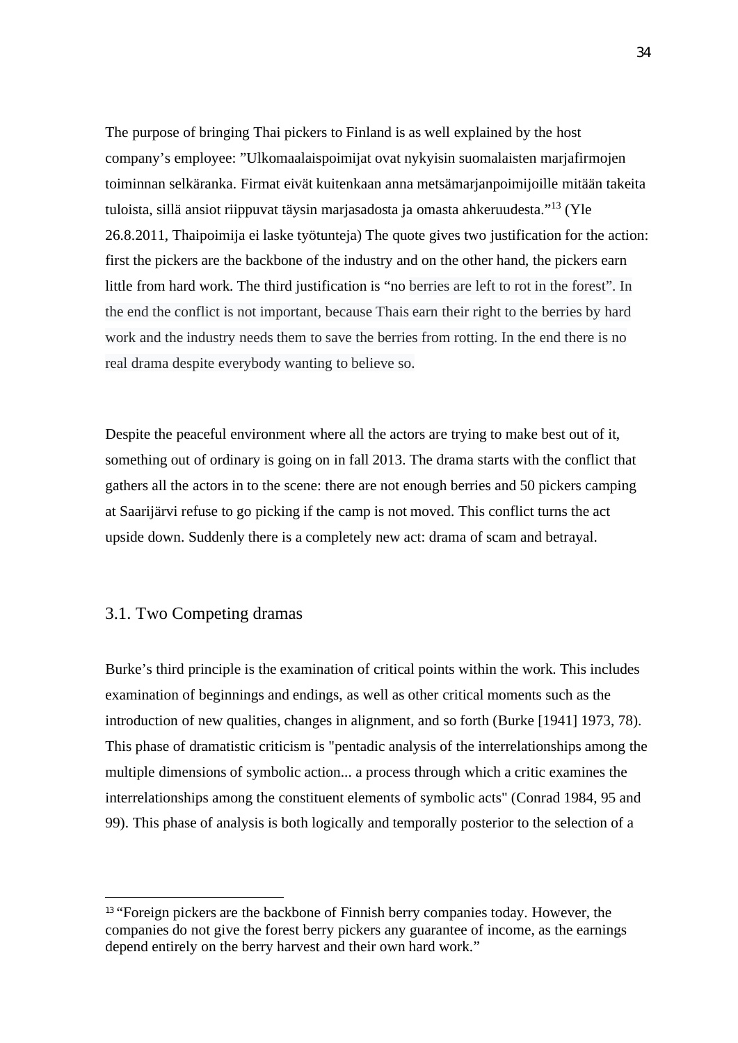The purpose of bringing Thai pickers to Finland is as well explained by the host company's employee: "Ulkomaalaispoimijat ovat nykyisin suomalaisten marjafirmojen toiminnan selkäranka. Firmat eivät kuitenkaan anna metsämarjanpoimijoille mitään takeita tuloista, sillä ansiot riippuvat täysin marjasadosta ja omasta ahkeruudesta."[13] (Yle 26.8.2011, Thaipoimija ei laske työtunteja) The quote gives two justification for the action: first the pickers are the backbone of the industry and on the other hand, the pickers earn little from hard work. The third justification is "no berries are left to rot in the forest". In the end the conflict is not important, because Thais earn their right to the berries by hard work and the industry needs them to save the berries from rotting. In the end there is no real drama despite everybody wanting to believe so.

Despite the peaceful environment where all the actors are trying to make best out of it, something out of ordinary is going on in fall 2013. The drama starts with the conflict that gathers all the actors in to the scene: there are not enough berries and 50 pickers camping at Saarijärvi refuse to go picking if the camp is not moved. This conflict turns the act upside down. Suddenly there is a completely new act: drama of scam and betrayal.

## 3.1. Two Competing dramas

Burke's third principle is the examination of critical points within the work. This includes examination of beginnings and endings, as well as other critical moments such as the introduction of new qualities, changes in alignment, and so forth (Burke [1941] 1973, 78). This phase of dramatistic criticism is "pentadic analysis of the interrelationships among the multiple dimensions of symbolic action... a process through which a critic examines the interrelationships among the constituent elements of symbolic acts" (Conrad 1984, 95 and 99). This phase of analysis is both logically and temporally posterior to the selection of a

---

[13] "Foreign pickers are the backbone of Finnish berry companies today. However, the companies do not give the forest berry pickers any guarantee of income, as the earnings depend entirely on the berry harvest and their own hard work."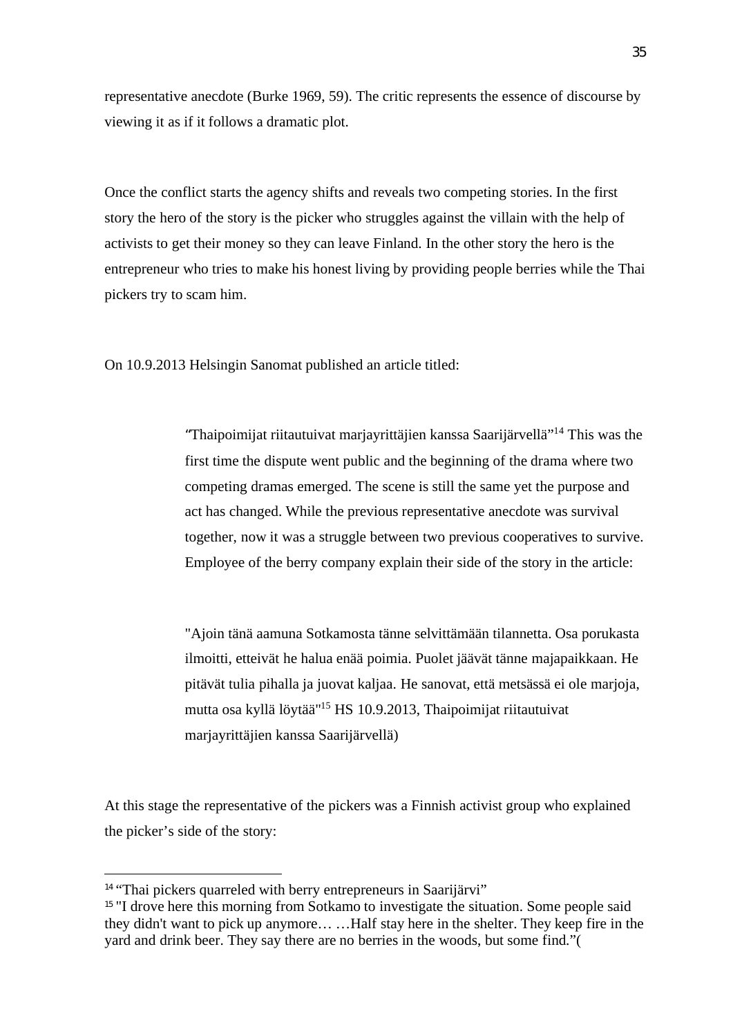representative anecdote (Burke 1969, 59). The critic represents the essence of discourse by viewing it as if it follows a dramatic plot.

Once the conflict starts the agency shifts and reveals two competing stories. In the first story the hero of the story is the picker who struggles against the villain with the help of activists to get their money so they can leave Finland. In the other story the hero is the entrepreneur who tries to make his honest living by providing people berries while the Thai pickers try to scam him.

On 10.9.2013 Helsingin Sanomat published an article titled:

> "Thaipoimijat riitautuivat marjayrittäjien kanssa Saarijärvellä"[14] This was the first time the dispute went public and the beginning of the drama where two competing dramas emerged. The scene is still the same yet the purpose and act has changed. While the previous representative anecdote was survival together, now it was a struggle between two previous cooperatives to survive. Employee of the berry company explain their side of the story in the article:
>
> "Ajoin tänä aamuna Sotkamosta tänne selvittämään tilannetta. Osa porukasta ilmoitti, etteivät he halua enää poimia. Puolet jäävät tänne majapaikkaan. He pitävät tulia pihalla ja juovat kaljaa. He sanovat, että metsässä ei ole marjoja, mutta osa kyllä löytää"[15] HS 10.9.2013, Thaipoimijat riitautuivat marjayrittäjien kanssa Saarijärvellä)

At this stage the representative of the pickers was a Finnish activist group who explained the picker's side of the story:

---

[14] "Thai pickers quarreled with berry entrepreneurs in Saarijärvi"

[15] "I drove here this morning from Sotkamo to investigate the situation. Some people said they didn't want to pick up anymore… …Half stay here in the shelter. They keep fire in the yard and drink beer. They say there are no berries in the woods, but some find."(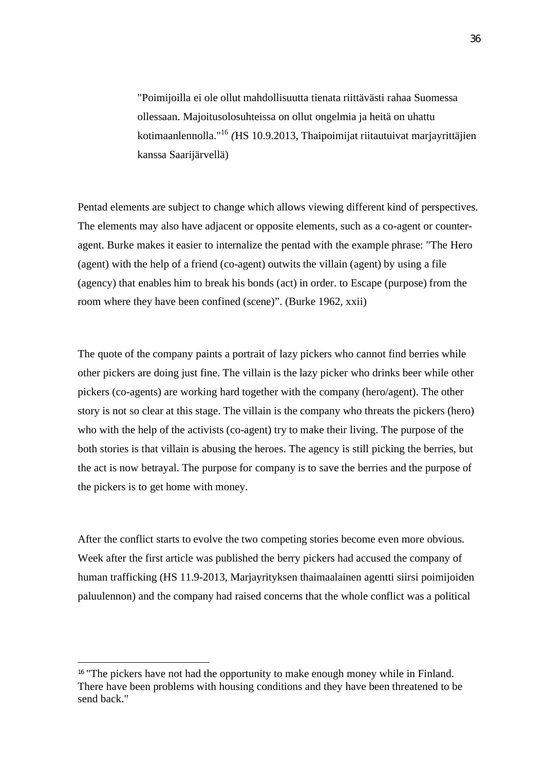> "Poimijoilla ei ole ollut mahdollisuutta tienata riittävästi rahaa Suomessa ollessaan. Majoitusolosuhteissa on ollut ongelmia ja heitä on uhattu kotimaanlennolla."[16] *(*HS 10.9.2013, Thaipoimijat riitautuivat marjayrittäjien kanssa Saarijärvellä)

Pentad elements are subject to change which allows viewing different kind of perspectives. The elements may also have adjacent or opposite elements, such as a co-agent or counter-agent. Burke makes it easier to internalize the pentad with the example phrase: "The Hero (agent) with the help of a friend (co-agent) outwits the villain (agent) by using a file (agency) that enables him to break his bonds (act) in order. to Escape (purpose) from the room where they have been confined (scene)". (Burke 1962, xxii)

The quote of the company paints a portrait of lazy pickers who cannot find berries while other pickers are doing just fine. The villain is the lazy picker who drinks beer while other pickers (co-agents) are working hard together with the company (hero/agent). The other story is not so clear at this stage. The villain is the company who threats the pickers (hero) who with the help of the activists (co-agent) try to make their living. The purpose of the both stories is that villain is abusing the heroes. The agency is still picking the berries, but the act is now betrayal. The purpose for company is to save the berries and the purpose of the pickers is to get home with money.

After the conflict starts to evolve the two competing stories become even more obvious. Week after the first article was published the berry pickers had accused the company of human trafficking (HS 11.9-2013, Marjayrityksen thaimaalainen agentti siirsi poimijoiden paluulennon) and the company had raised concerns that the whole conflict was a political

---

[16] "The pickers have not had the opportunity to make enough money while in Finland. There have been problems with housing conditions and they have been threatened to be send back."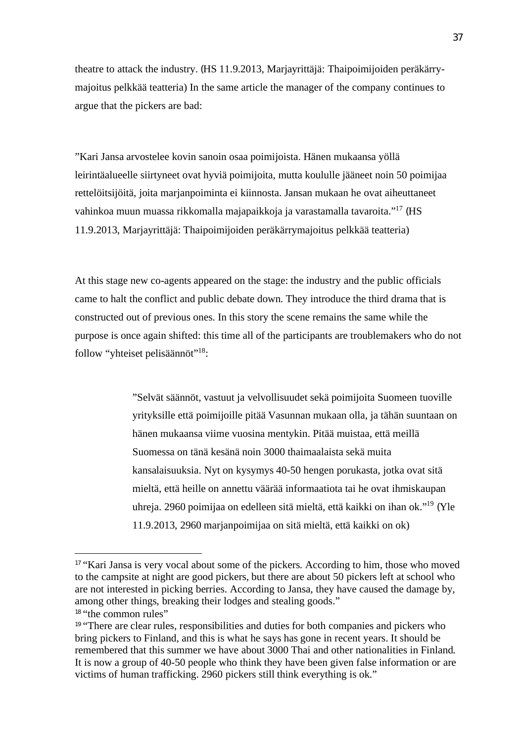theatre to attack the industry. (HS 11.9.2013, Marjayrittäjä: Thaipoimijoiden peräkärry-majoitus pelkkää teatteria) In the same article the manager of the company continues to argue that the pickers are bad:

”Kari Jansa arvostelee kovin sanoin osaa poimijoista. Hänen mukaansa yöllä leirintäalueelle siirtyneet ovat hyviä poimijoita, mutta koululle jääneet noin 50 poimijaa rettelöitsijöitä, joita marjanpoiminta ei kiinnosta. Jansan mukaan he ovat aiheuttaneet vahinkoa muun muassa rikkomalla majapaikkoja ja varastamalla tavaroita.”[17] (HS 11.9.2013, Marjayrittäjä: Thaipoimijoiden peräkärrymajoitus pelkkää teatteria)

At this stage new co-agents appeared on the stage: the industry and the public officials came to halt the conflict and public debate down. They introduce the third drama that is constructed out of previous ones. In this story the scene remains the same while the purpose is once again shifted: this time all of the participants are troublemakers who do not follow “yhteiset pelisäännöt”[18]:

> ”Selvät säännöt, vastuut ja velvollisuudet sekä poimijoita Suomeen tuoville yrityksille että poimijoille pitää Vasunnan mukaan olla, ja tähän suuntaan on hänen mukaansa viime vuosina mentykin. Pitää muistaa, että meillä Suomessa on tänä kesänä noin 3000 thaimaalaista sekä muita kansalaisuuksia. Nyt on kysymys 40-50 hengen porukasta, jotka ovat sitä mieltä, että heille on annettu väärää informaatiota tai he ovat ihmiskaupan uhreja. 2960 poimijaa on edelleen sitä mieltä, että kaikki on ihan ok.”[19] (Yle 11.9.2013, 2960 marjanpoimijaa on sitä mieltä, että kaikki on ok)

---

[17] “Kari Jansa is very vocal about some of the pickers. According to him, those who moved to the campsite at night are good pickers, but there are about 50 pickers left at school who are not interested in picking berries. According to Jansa, they have caused the damage by, among other things, breaking their lodges and stealing goods.”

[18] “the common rules”

[19] “There are clear rules, responsibilities and duties for both companies and pickers who bring pickers to Finland, and this is what he says has gone in recent years. It should be remembered that this summer we have about 3000 Thai and other nationalities in Finland. It is now a group of 40-50 people who think they have been given false information or are victims of human trafficking. 2960 pickers still think everything is ok.”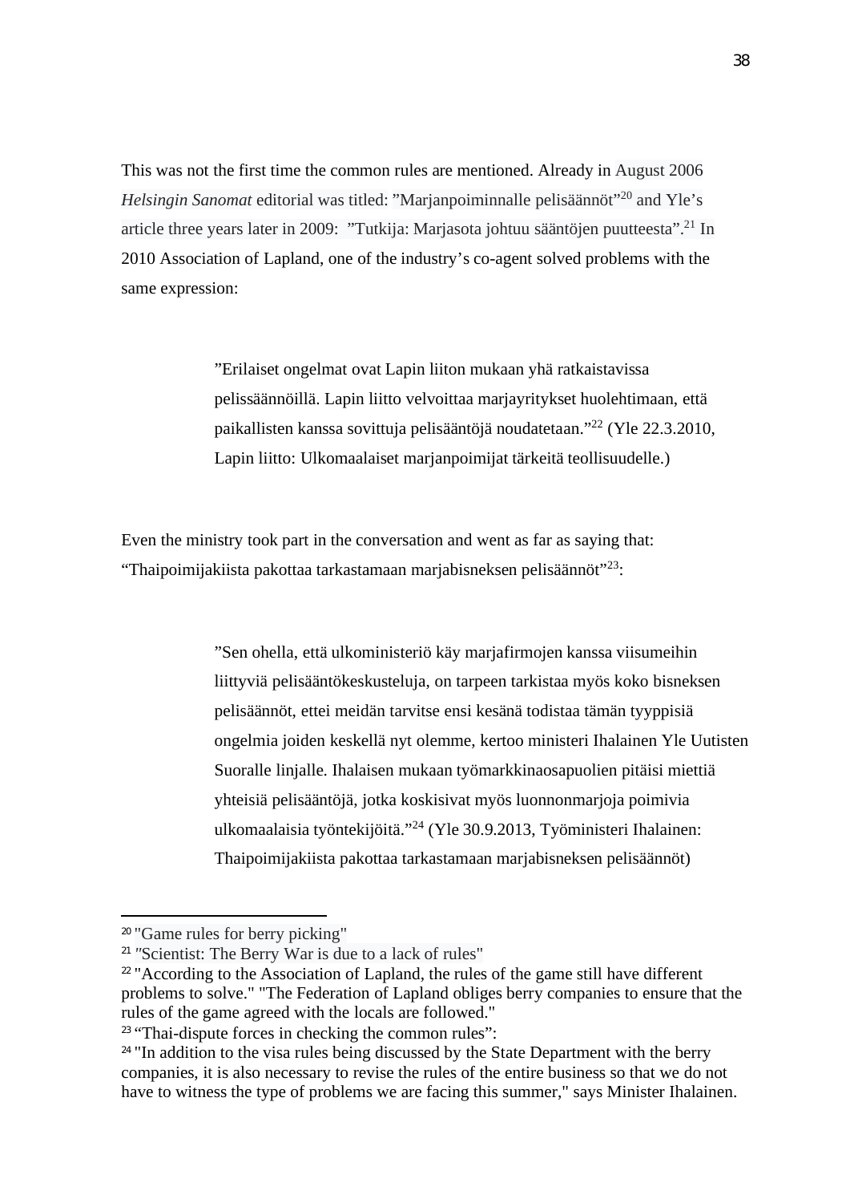This was not the first time the common rules are mentioned. Already in August 2006 *Helsingin Sanomat* editorial was titled: ”Marjanpoiminnalle pelisäännöt”[20] and Yle's article three years later in 2009: ”Tutkija: Marjasota johtuu sääntöjen puutteesta”.[21] In 2010 Association of Lapland, one of the industry's co-agent solved problems with the same expression:

> ”Erilaiset ongelmat ovat Lapin liiton mukaan yhä ratkaistavissa pelissäännöillä. Lapin liitto velvoittaa marjayritykset huolehtimaan, että paikallisten kanssa sovittuja pelisääntöjä noudatetaan.”[22] (Yle 22.3.2010, Lapin liitto: Ulkomaalaiset marjanpoimijat tärkeitä teollisuudelle.)

Even the ministry took part in the conversation and went as far as saying that: “Thaipoimijakiista pakottaa tarkastamaan marjabisneksen pelisäännöt”[23]:

> ”Sen ohella, että ulkoministeriö käy marjafirmojen kanssa viisumeihin liittyviä pelisääntökeskusteluja, on tarpeen tarkistaa myös koko bisneksen pelisäännöt, ettei meidän tarvitse ensi kesänä todistaa tämän tyyppisiä ongelmia joiden keskellä nyt olemme, kertoo ministeri Ihalainen Yle Uutisten Suoralle linjalle. Ihalaisen mukaan työmarkkinaosapuolien pitäisi miettiä yhteisiä pelisääntöjä, jotka koskisivat myös luonnonmarjoja poimivia ulkomaalaisia työntekijöitä.”[24] (Yle 30.9.2013, Työministeri Ihalainen: Thaipoimijakiista pakottaa tarkastamaan marjabisneksen pelisäännöt)

---

[20] "Game rules for berry picking"

[21] "Scientist: The Berry War is due to a lack of rules"

[22] "According to the Association of Lapland, the rules of the game still have different problems to solve." "The Federation of Lapland obliges berry companies to ensure that the rules of the game agreed with the locals are followed."

[23] “Thai-dispute forces in checking the common rules”:

[24] "In addition to the visa rules being discussed by the State Department with the berry companies, it is also necessary to revise the rules of the entire business so that we do not have to witness the type of problems we are facing this summer," says Minister Ihalainen.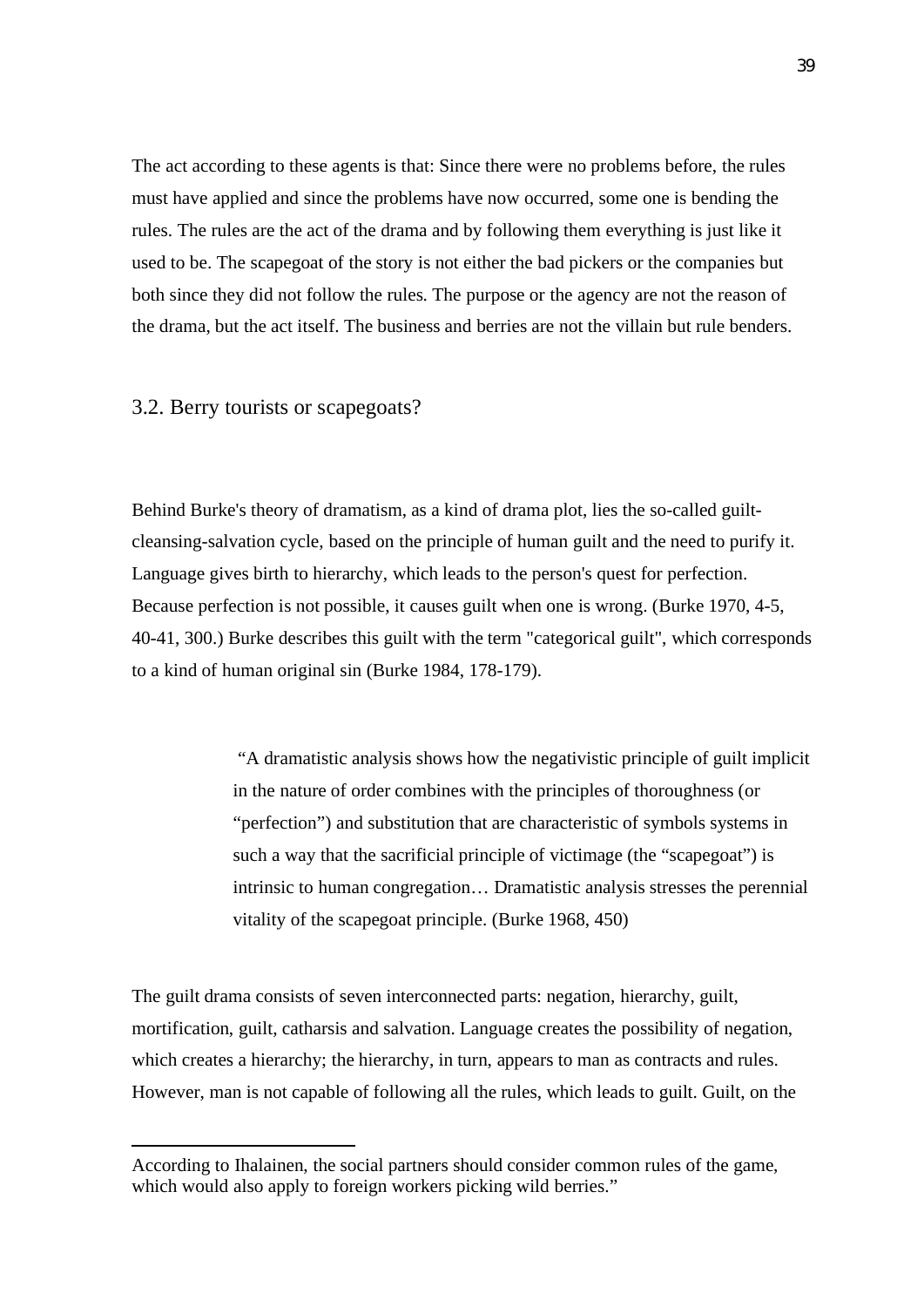The act according to these agents is that: Since there were no problems before, the rules must have applied and since the problems have now occurred, some one is bending the rules. The rules are the act of the drama and by following them everything is just like it used to be. The scapegoat of the story is not either the bad pickers or the companies but both since they did not follow the rules. The purpose or the agency are not the reason of the drama, but the act itself. The business and berries are not the villain but rule benders.

## 3.2. Berry tourists or scapegoats?

Behind Burke's theory of dramatism, as a kind of drama plot, lies the so-called guilt-cleansing-salvation cycle, based on the principle of human guilt and the need to purify it. Language gives birth to hierarchy, which leads to the person's quest for perfection. Because perfection is not possible, it causes guilt when one is wrong. (Burke 1970, 4-5, 40-41, 300.) Burke describes this guilt with the term "categorical guilt", which corresponds to a kind of human original sin (Burke 1984, 178-179).

> "A dramatistic analysis shows how the negativistic principle of guilt implicit in the nature of order combines with the principles of thoroughness (or "perfection") and substitution that are characteristic of symbols systems in such a way that the sacrificial principle of victimage (the "scapegoat") is intrinsic to human congregation… Dramatistic analysis stresses the perennial vitality of the scapegoat principle. (Burke 1968, 450)

The guilt drama consists of seven interconnected parts: negation, hierarchy, guilt, mortification, guilt, catharsis and salvation. Language creates the possibility of negation, which creates a hierarchy; the hierarchy, in turn, appears to man as contracts and rules. However, man is not capable of following all the rules, which leads to guilt. Guilt, on the

---

According to Ihalainen, the social partners should consider common rules of the game, which would also apply to foreign workers picking wild berries."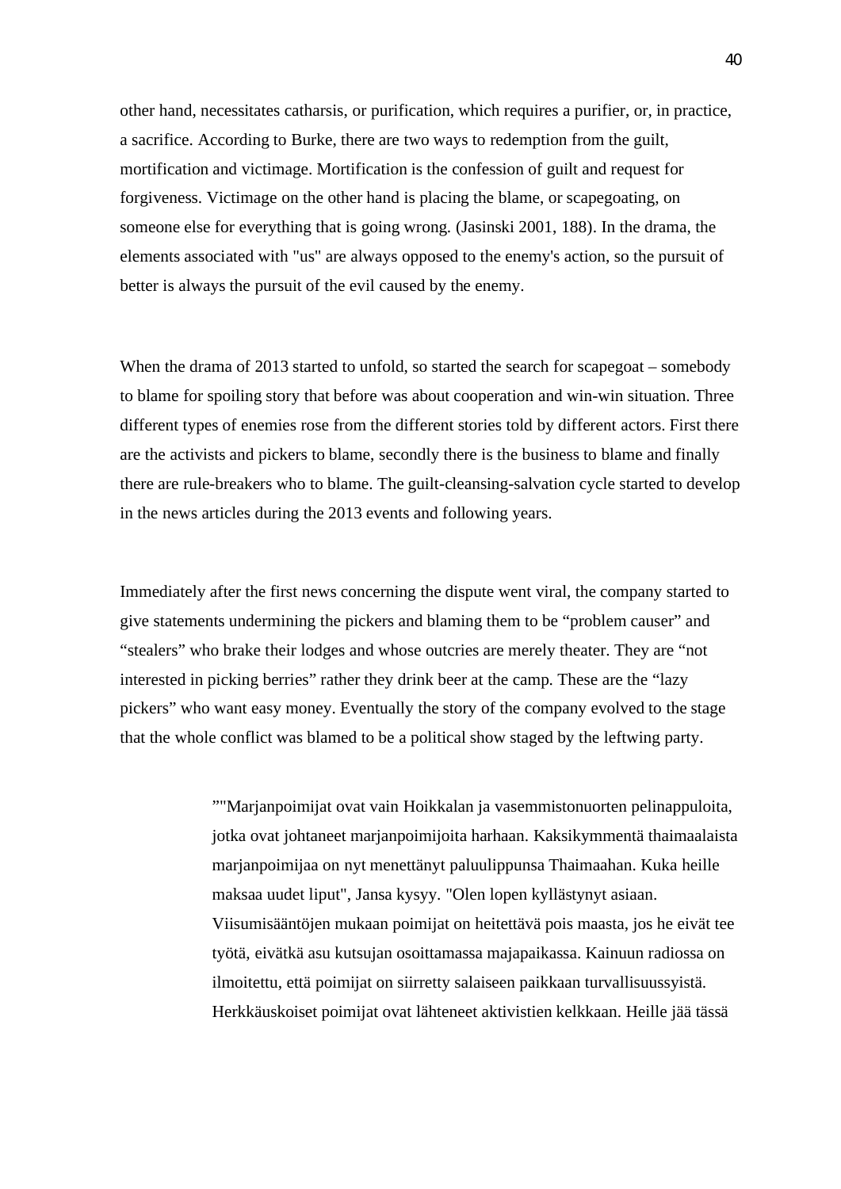other hand, necessitates catharsis, or purification, which requires a purifier, or, in practice, a sacrifice. According to Burke, there are two ways to redemption from the guilt, mortification and victimage. Mortification is the confession of guilt and request for forgiveness. Victimage on the other hand is placing the blame, or scapegoating, on someone else for everything that is going wrong. (Jasinski 2001, 188). In the drama, the elements associated with "us" are always opposed to the enemy's action, so the pursuit of better is always the pursuit of the evil caused by the enemy.

When the drama of 2013 started to unfold, so started the search for scapegoat – somebody to blame for spoiling story that before was about cooperation and win-win situation. Three different types of enemies rose from the different stories told by different actors. First there are the activists and pickers to blame, secondly there is the business to blame and finally there are rule-breakers who to blame. The guilt-cleansing-salvation cycle started to develop in the news articles during the 2013 events and following years.

Immediately after the first news concerning the dispute went viral, the company started to give statements undermining the pickers and blaming them to be “problem causer” and “stealers” who brake their lodges and whose outcries are merely theater. They are “not interested in picking berries” rather they drink beer at the camp. These are the “lazy pickers” who want easy money. Eventually the story of the company evolved to the stage that the whole conflict was blamed to be a political show staged by the leftwing party.

> ”"Marjanpoimijat ovat vain Hoikkalan ja vasemmistonuorten pelinappuloita, jotka ovat johtaneet marjanpoimijoita harhaan. Kaksikymmentä thaimaalaista marjanpoimijaa on nyt menettänyt paluulippunsa Thaimaahan. Kuka heille maksaa uudet liput", Jansa kysyy. "Olen lopen kyllästynyt asiaan. Viisumisääntöjen mukaan poimijat on heitettävä pois maasta, jos he eivät tee työtä, eivätkä asu kutsujan osoittamassa majapaikassa. Kainuun radiossa on ilmoitettu, että poimijat on siirretty salaiseen paikkaan turvallisuussyistä. Herkkäuskoiset poimijat ovat lähteneet aktivistien kelkkaan. Heille jää tässä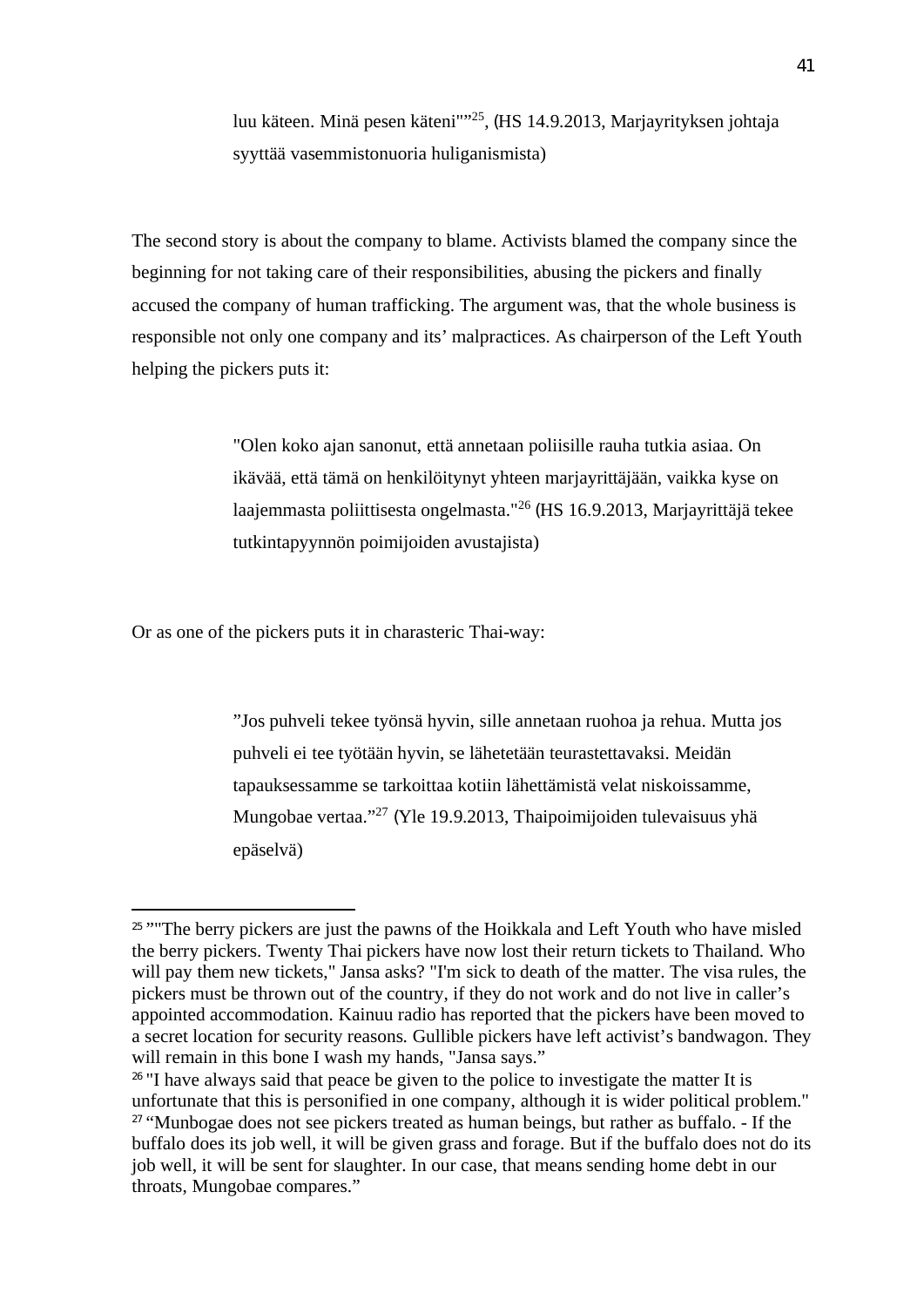> luu käteen. Minä pesen käteni""[25], (HS 14.9.2013, Marjayrityksen johtaja syyttää vasemmistonuoria huliganismista)

The second story is about the company to blame. Activists blamed the company since the beginning for not taking care of their responsibilities, abusing the pickers and finally accused the company of human trafficking. The argument was, that the whole business is responsible not only one company and its' malpractices. As chairperson of the Left Youth helping the pickers puts it:

> "Olen koko ajan sanonut, että annetaan poliisille rauha tutkia asiaa. On ikävää, että tämä on henkilöitynyt yhteen marjayrittäjään, vaikka kyse on laajemmasta poliittisesta ongelmasta."[26] (HS 16.9.2013, Marjayrittäjä tekee tutkintapyynnön poimijoiden avustajista)

Or as one of the pickers puts it in charasteric Thai-way:

> "Jos puhveli tekee työnsä hyvin, sille annetaan ruohoa ja rehua. Mutta jos puhveli ei tee työtään hyvin, se lähetetään teurastettavaksi. Meidän tapauksessamme se tarkoittaa kotiin lähettämistä velat niskoissamme, Mungobae vertaa."[27] (Yle 19.9.2013, Thaipoimijoiden tulevaisuus yhä epäselvä)

---

[25] ""The berry pickers are just the pawns of the Hoikkala and Left Youth who have misled the berry pickers. Twenty Thai pickers have now lost their return tickets to Thailand. Who will pay them new tickets," Jansa asks? "I'm sick to death of the matter. The visa rules, the pickers must be thrown out of the country, if they do not work and do not live in caller's appointed accommodation. Kainuu radio has reported that the pickers have been moved to a secret location for security reasons. Gullible pickers have left activist's bandwagon. They will remain in this bone I wash my hands, "Jansa says."

[26] "I have always said that peace be given to the police to investigate the matter It is unfortunate that this is personified in one company, although it is wider political problem."

[27] "Munbogae does not see pickers treated as human beings, but rather as buffalo. - If the buffalo does its job well, it will be given grass and forage. But if the buffalo does not do its job well, it will be sent for slaughter. In our case, that means sending home debt in our throats, Mungobae compares."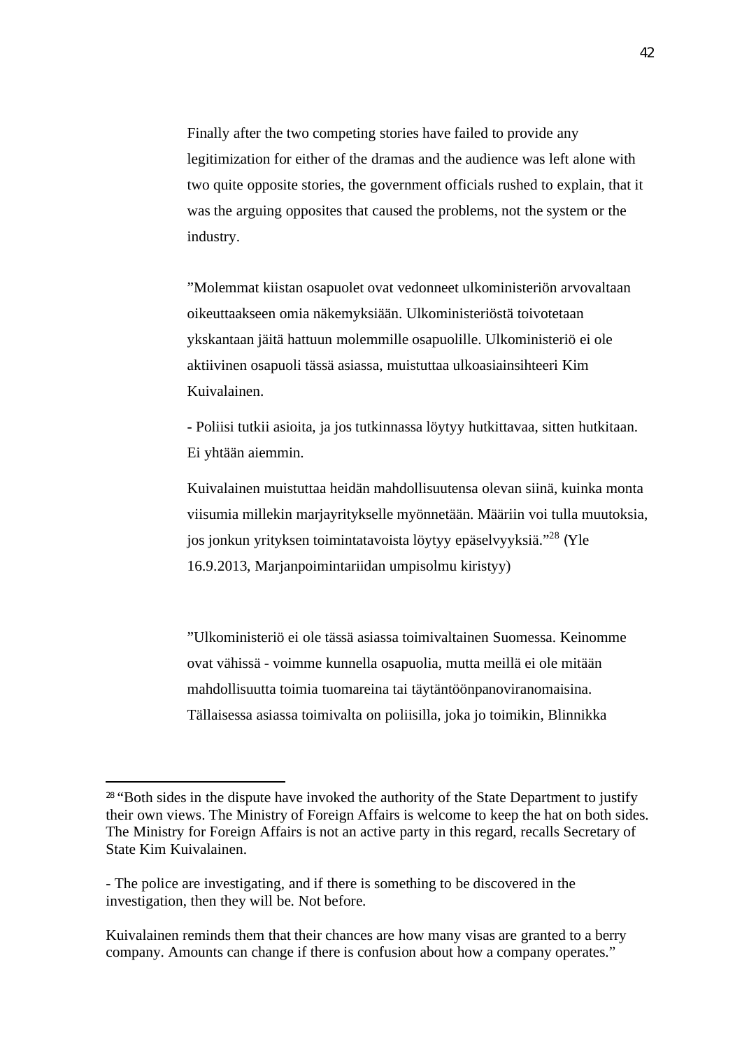Finally after the two competing stories have failed to provide any legitimization for either of the dramas and the audience was left alone with two quite opposite stories, the government officials rushed to explain, that it was the arguing opposites that caused the problems, not the system or the industry.

”Molemmat kiistan osapuolet ovat vedonneet ulkoministeriön arvovaltaan oikeuttaakseen omia näkemyksiään. Ulkoministeriöstä toivotetaan ykskantaan jäitä hattuun molemmille osapuolille. Ulkoministeriö ei ole aktiivinen osapuoli tässä asiassa, muistuttaa ulkoasiainsihteeri Kim Kuivalainen.

- Poliisi tutkii asioita, ja jos tutkinnassa löytyy hutkittavaa, sitten hutkitaan. Ei yhtään aiemmin.

Kuivalainen muistuttaa heidän mahdollisuutensa olevan siinä, kuinka monta viisumia millekin marjayritykselle myönnetään. Määriin voi tulla muutoksia, jos jonkun yrityksen toimintatavoista löytyy epäselvyyksiä.”[28] (Yle 16.9.2013, Marjanpoimintariidan umpisolmu kiristyy)

”Ulkoministeriö ei ole tässä asiassa toimivaltainen Suomessa. Keinomme ovat vähissä - voimme kunnella osapuolia, mutta meillä ei ole mitään mahdollisuutta toimia tuomareina tai täytäntöönpanoviranomaisina. Tällaisessa asiassa toimivalta on poliisilla, joka jo toimikin, Blinnikka

---

[28] “Both sides in the dispute have invoked the authority of the State Department to justify their own views. The Ministry of Foreign Affairs is welcome to keep the hat on both sides. The Ministry for Foreign Affairs is not an active party in this regard, recalls Secretary of State Kim Kuivalainen.

- The police are investigating, and if there is something to be discovered in the investigation, then they will be. Not before.

Kuivalainen reminds them that their chances are how many visas are granted to a berry company. Amounts can change if there is confusion about how a company operates.”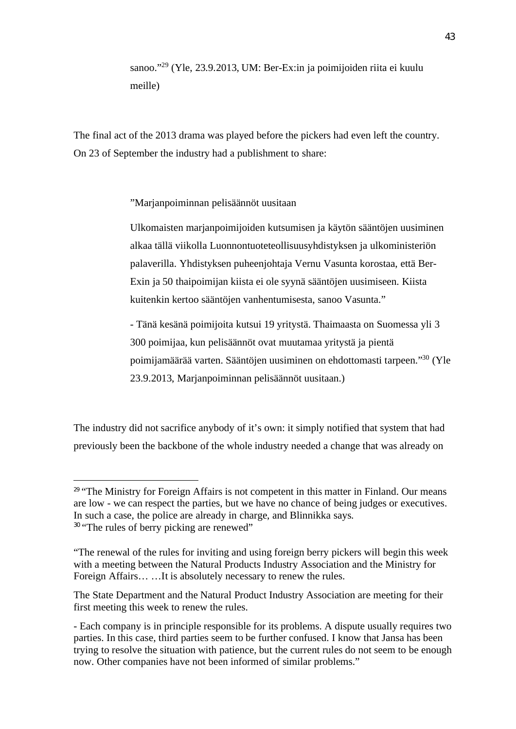sanoo."[29] (Yle, 23.9.2013, UM: Ber-Ex:in ja poimijoiden riita ei kuulu meille)

The final act of the 2013 drama was played before the pickers had even left the country. On 23 of September the industry had a publishment to share:

> ”Marjanpoiminnan pelisäännöt uusitaan
>
> Ulkomaisten marjanpoimijoiden kutsumisen ja käytön sääntöjen uusiminen alkaa tällä viikolla Luonnontuoteteollisuusyhdistyksen ja ulkoministeriön palaverilla. Yhdistyksen puheenjohtaja Vernu Vasunta korostaa, että Ber-Exin ja 50 thaipoimijan kiista ei ole syynä sääntöjen uusimiseen. Kiista kuitenkin kertoo sääntöjen vanhentumisesta, sanoo Vasunta."
>
> - Tänä kesänä poimijoita kutsui 19 yritystä. Thaimaasta on Suomessa yli 3 300 poimijaa, kun pelisäännöt ovat muutamaa yritystä ja pientä poimijamäärää varten. Sääntöjen uusiminen on ehdottomasti tarpeen."[30] (Yle 23.9.2013, Marjanpoiminnan pelisäännöt uusitaan.)

The industry did not sacrifice anybody of it's own: it simply notified that system that had previously been the backbone of the whole industry needed a change that was already on

---

[29] "The Ministry for Foreign Affairs is not competent in this matter in Finland. Our means are low - we can respect the parties, but we have no chance of being judges or executives. In such a case, the police are already in charge, and Blinnikka says.

[30] "The rules of berry picking are renewed"

"The renewal of the rules for inviting and using foreign berry pickers will begin this week with a meeting between the Natural Products Industry Association and the Ministry for Foreign Affairs… …It is absolutely necessary to renew the rules.

The State Department and the Natural Product Industry Association are meeting for their first meeting this week to renew the rules.

- Each company is in principle responsible for its problems. A dispute usually requires two parties. In this case, third parties seem to be further confused. I know that Jansa has been trying to resolve the situation with patience, but the current rules do not seem to be enough now. Other companies have not been informed of similar problems."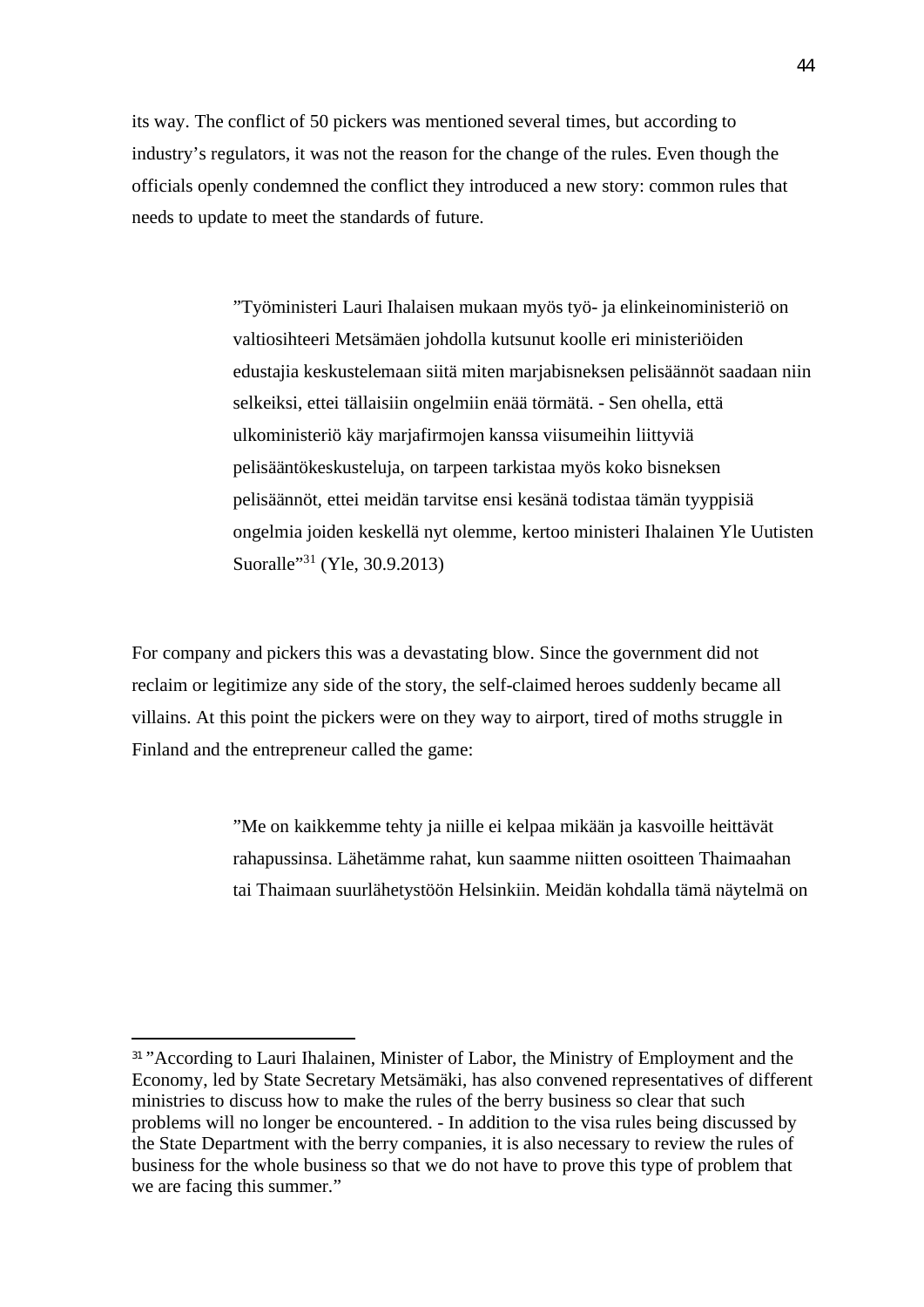its way. The conflict of 50 pickers was mentioned several times, but according to industry's regulators, it was not the reason for the change of the rules. Even though the officials openly condemned the conflict they introduced a new story: common rules that needs to update to meet the standards of future.

> ”Työministeri Lauri Ihalaisen mukaan myös työ- ja elinkeinoministeriö on valtiosihteeri Metsämäen johdolla kutsunut koolle eri ministeriöiden edustajia keskustelemaan siitä miten marjabisneksen pelisäännöt saadaan niin selkeiksi, ettei tällaisiin ongelmiin enää törmätä. - Sen ohella, että ulkoministeriö käy marjafirmojen kanssa viisumeihin liittyviä pelisääntökeskusteluja, on tarpeen tarkistaa myös koko bisneksen pelisäännöt, ettei meidän tarvitse ensi kesänä todistaa tämän tyyppisiä ongelmia joiden keskellä nyt olemme, kertoo ministeri Ihalainen Yle Uutisten Suoralle”[31] (Yle, 30.9.2013)

For company and pickers this was a devastating blow. Since the government did not reclaim or legitimize any side of the story, the self-claimed heroes suddenly became all villains. At this point the pickers were on they way to airport, tired of moths struggle in Finland and the entrepreneur called the game:

> ”Me on kaikkemme tehty ja niille ei kelpaa mikään ja kasvoille heittävät rahapussinsa. Lähetämme rahat, kun saamme niitten osoitteen Thaimaahan tai Thaimaan suurlähetystöön Helsinkiin. Meidän kohdalla tämä näytelmä on

---

[31] ”According to Lauri Ihalainen, Minister of Labor, the Ministry of Employment and the Economy, led by State Secretary Metsämäki, has also convened representatives of different ministries to discuss how to make the rules of the berry business so clear that such problems will no longer be encountered. - In addition to the visa rules being discussed by the State Department with the berry companies, it is also necessary to review the rules of business for the whole business so that we do not have to prove this type of problem that we are facing this summer.”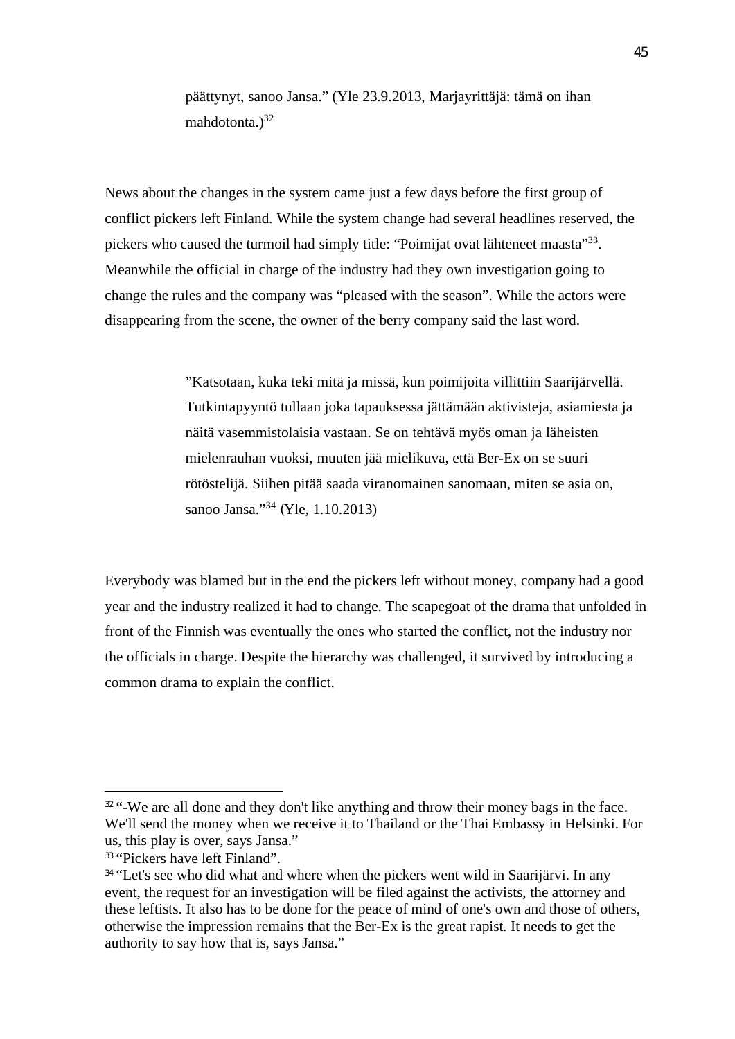> päättynyt, sanoo Jansa." (Yle 23.9.2013, Marjayrittäjä: tämä on ihan mahdotonta.)[32]

News about the changes in the system came just a few days before the first group of conflict pickers left Finland. While the system change had several headlines reserved, the pickers who caused the turmoil had simply title: "Poimijat ovat lähteneet maasta"[33]. Meanwhile the official in charge of the industry had they own investigation going to change the rules and the company was "pleased with the season". While the actors were disappearing from the scene, the owner of the berry company said the last word.

> ”Katsotaan, kuka teki mitä ja missä, kun poimijoita villittiin Saarijärvellä. Tutkintapyyntö tullaan joka tapauksessa jättämään aktivisteja, asiamiesta ja näitä vasemmistolaisia vastaan. Se on tehtävä myös oman ja läheisten mielenrauhan vuoksi, muuten jää mielikuva, että Ber-Ex on se suuri rötöstelijä. Siihen pitää saada viranomainen sanomaan, miten se asia on, sanoo Jansa."[34] (Yle, 1.10.2013)

Everybody was blamed but in the end the pickers left without money, company had a good year and the industry realized it had to change. The scapegoat of the drama that unfolded in front of the Finnish was eventually the ones who started the conflict, not the industry nor the officials in charge. Despite the hierarchy was challenged, it survived by introducing a common drama to explain the conflict.

---

[32] "-We are all done and they don't like anything and throw their money bags in the face. We'll send the money when we receive it to Thailand or the Thai Embassy in Helsinki. For us, this play is over, says Jansa."

[33] "Pickers have left Finland".

[34] "Let's see who did what and where when the pickers went wild in Saarijärvi. In any event, the request for an investigation will be filed against the activists, the attorney and these leftists. It also has to be done for the peace of mind of one's own and those of others, otherwise the impression remains that the Ber-Ex is the great rapist. It needs to get the authority to say how that is, says Jansa."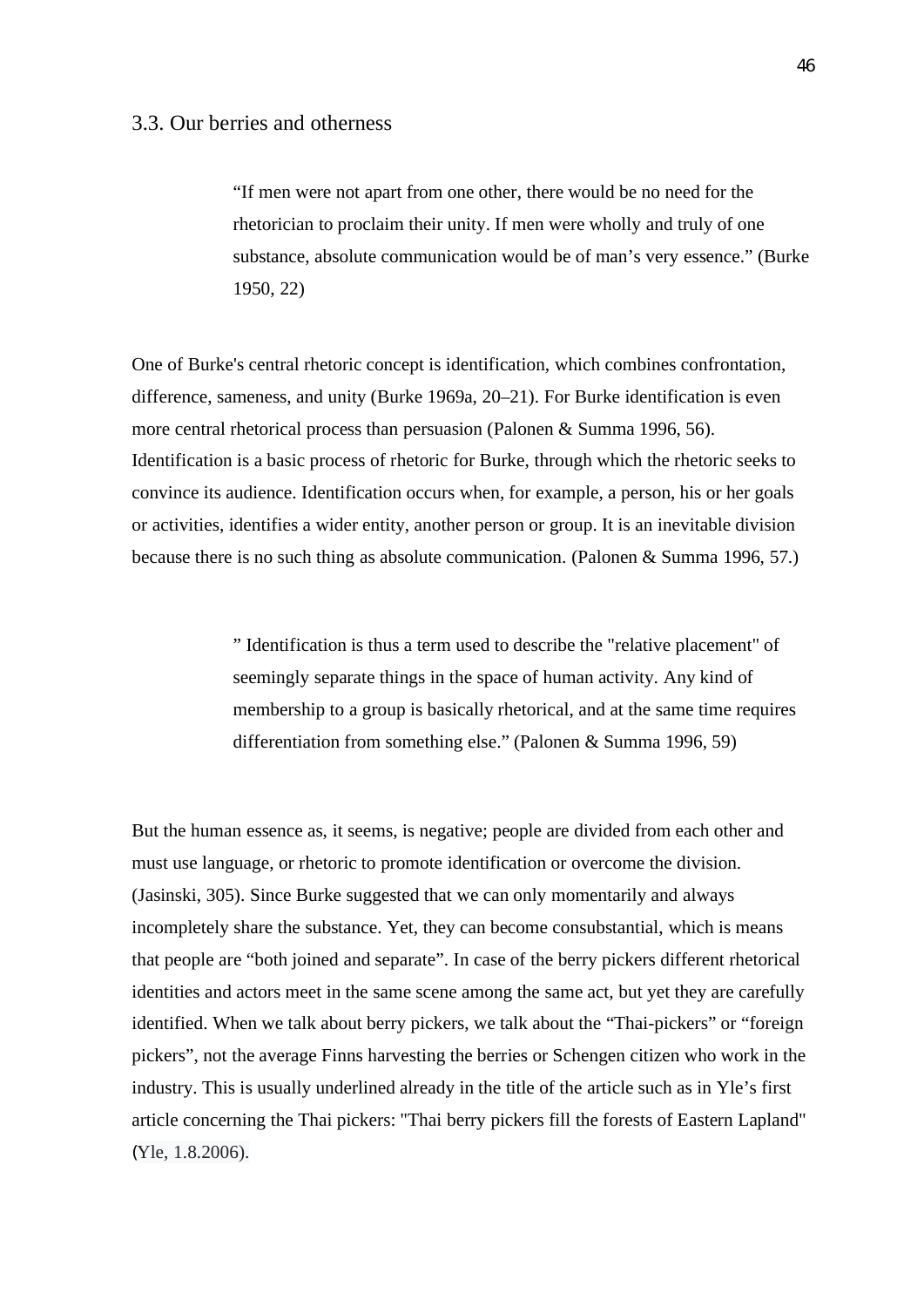### 3.3. Our berries and otherness

> "If men were not apart from one other, there would be no need for the rhetorician to proclaim their unity. If men were wholly and truly of one substance, absolute communication would be of man's very essence." (Burke 1950, 22)

One of Burke's central rhetoric concept is identification, which combines confrontation, difference, sameness, and unity (Burke 1969a, 20–21). For Burke identification is even more central rhetorical process than persuasion (Palonen & Summa 1996, 56). Identification is a basic process of rhetoric for Burke, through which the rhetoric seeks to convince its audience. Identification occurs when, for example, a person, his or her goals or activities, identifies a wider entity, another person or group. It is an inevitable division because there is no such thing as absolute communication. (Palonen & Summa 1996, 57.)

> " Identification is thus a term used to describe the "relative placement" of seemingly separate things in the space of human activity. Any kind of membership to a group is basically rhetorical, and at the same time requires differentiation from something else." (Palonen & Summa 1996, 59)

But the human essence as, it seems, is negative; people are divided from each other and must use language, or rhetoric to promote identification or overcome the division. (Jasinski, 305). Since Burke suggested that we can only momentarily and always incompletely share the substance. Yet, they can become consubstantial, which is means that people are "both joined and separate". In case of the berry pickers different rhetorical identities and actors meet in the same scene among the same act, but yet they are carefully identified. When we talk about berry pickers, we talk about the "Thai-pickers" or "foreign pickers", not the average Finns harvesting the berries or Schengen citizen who work in the industry. This is usually underlined already in the title of the article such as in Yle's first article concerning the Thai pickers: "Thai berry pickers fill the forests of Eastern Lapland" (Yle, 1.8.2006).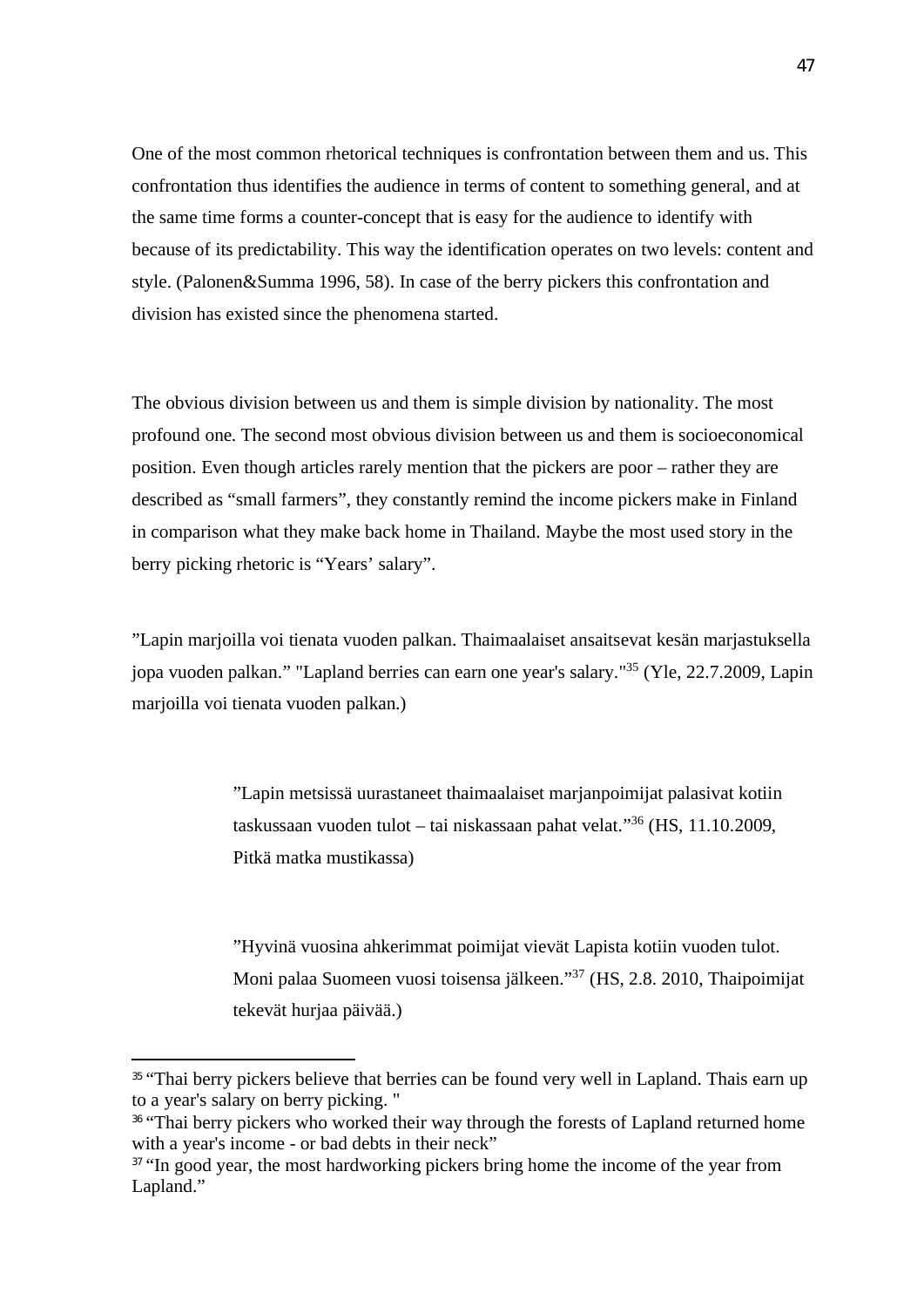One of the most common rhetorical techniques is confrontation between them and us. This confrontation thus identifies the audience in terms of content to something general, and at the same time forms a counter-concept that is easy for the audience to identify with because of its predictability. This way the identification operates on two levels: content and style. (Palonen&Summa 1996, 58). In case of the berry pickers this confrontation and division has existed since the phenomena started.

The obvious division between us and them is simple division by nationality. The most profound one. The second most obvious division between us and them is socioeconomical position. Even though articles rarely mention that the pickers are poor – rather they are described as "small farmers", they constantly remind the income pickers make in Finland in comparison what they make back home in Thailand. Maybe the most used story in the berry picking rhetoric is "Years' salary".

"Lapin marjoilla voi tienata vuoden palkan. Thaimaalaiset ansaitsevat kesän marjastuksella jopa vuoden palkan." "Lapland berries can earn one year's salary."[35] (Yle, 22.7.2009, Lapin marjoilla voi tienata vuoden palkan.)

> "Lapin metsissä uurastaneet thaimaalaiset marjanpoimijat palasivat kotiin taskussaan vuoden tulot – tai niskassaan pahat velat."[36] (HS, 11.10.2009, Pitkä matka mustikassa)

> "Hyvinä vuosina ahkerimmat poimijat vievät Lapista kotiin vuoden tulot. Moni palaa Suomeen vuosi toisensa jälkeen."[37] (HS, 2.8. 2010, Thaipoimijat tekevät hurjaa päivää.)

---

[35] "Thai berry pickers believe that berries can be found very well in Lapland. Thais earn up to a year's salary on berry picking. "

[36] "Thai berry pickers who worked their way through the forests of Lapland returned home with a year's income - or bad debts in their neck"

[37] "In good year, the most hardworking pickers bring home the income of the year from Lapland."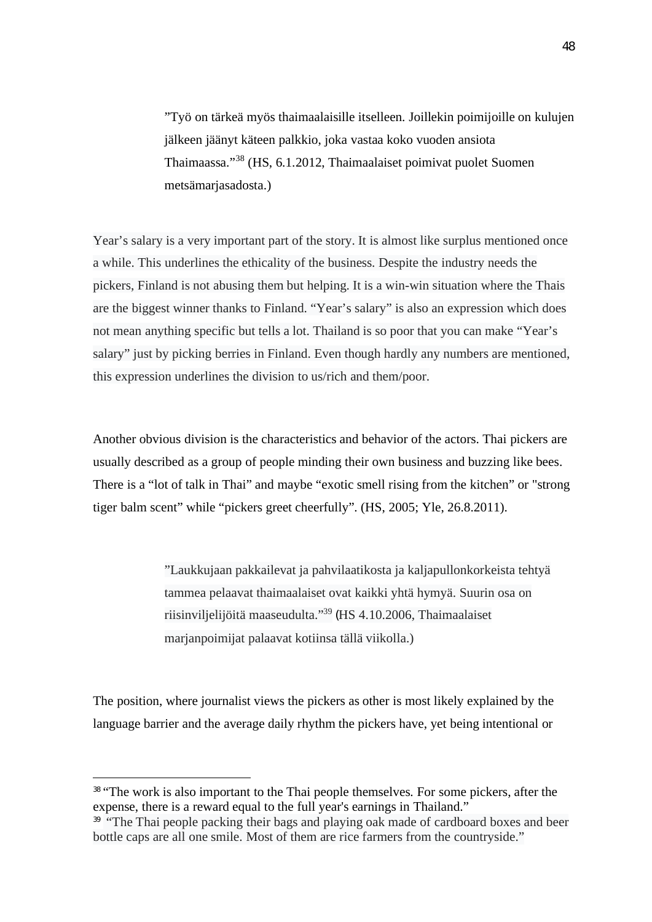> ”Työ on tärkeä myös thaimaalaisille itselleen. Joillekin poimijoille on kulujen jälkeen jäänyt käteen palkkio, joka vastaa koko vuoden ansiota Thaimaassa.”[38] (HS, 6.1.2012, Thaimaalaiset poimivat puolet Suomen metsämarjasadosta.)

Year's salary is a very important part of the story. It is almost like surplus mentioned once a while. This underlines the ethicality of the business. Despite the industry needs the pickers, Finland is not abusing them but helping. It is a win-win situation where the Thais are the biggest winner thanks to Finland. “Year's salary” is also an expression which does not mean anything specific but tells a lot. Thailand is so poor that you can make “Year's salary” just by picking berries in Finland. Even though hardly any numbers are mentioned, this expression underlines the division to us/rich and them/poor.

Another obvious division is the characteristics and behavior of the actors. Thai pickers are usually described as a group of people minding their own business and buzzing like bees. There is a “lot of talk in Thai” and maybe “exotic smell rising from the kitchen” or "strong tiger balm scent" while “pickers greet cheerfully”. (HS, 2005; Yle, 26.8.2011).

> ”Laukkujaan pakkailevat ja pahvilaatikosta ja kaljapullonkorkeista tehtyä tammea pelaavat thaimaalaiset ovat kaikki yhtä hymyä. Suurin osa on riisinviljelijöitä maaseudulta.”[39] (HS 4.10.2006, Thaimaalaiset marjanpoimijat palaavat kotiinsa tällä viikolla.)

The position, where journalist views the pickers as other is most likely explained by the language barrier and the average daily rhythm the pickers have, yet being intentional or

---

[38] “The work is also important to the Thai people themselves. For some pickers, after the expense, there is a reward equal to the full year's earnings in Thailand.”

[39] “The Thai people packing their bags and playing oak made of cardboard boxes and beer bottle caps are all one smile. Most of them are rice farmers from the countryside.”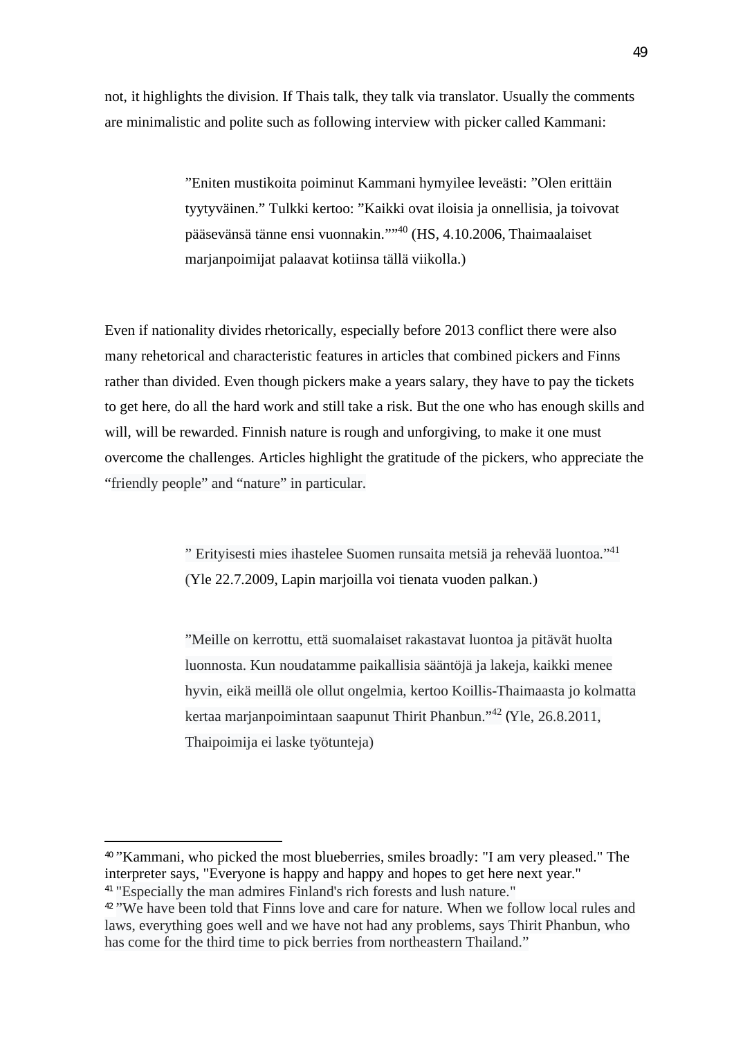not, it highlights the division. If Thais talk, they talk via translator. Usually the comments are minimalistic and polite such as following interview with picker called Kammani:

> ”Eniten mustikoita poiminut Kammani hymyilee leveästi: ”Olen erittäin tyytyväinen.” Tulkki kertoo: ”Kaikki ovat iloisia ja onnellisia, ja toivovat pääsevänsä tänne ensi vuonnakin.””[40] (HS, 4.10.2006, Thaimaalaiset marjanpoimijat palaavat kotiinsa tällä viikolla.)

Even if nationality divides rhetorically, especially before 2013 conflict there were also many rehetorical and characteristic features in articles that combined pickers and Finns rather than divided. Even though pickers make a years salary, they have to pay the tickets to get here, do all the hard work and still take a risk. But the one who has enough skills and will, will be rewarded. Finnish nature is rough and unforgiving, to make it one must overcome the challenges. Articles highlight the gratitude of the pickers, who appreciate the “friendly people” and “nature” in particular.

> ” Erityisesti mies ihastelee Suomen runsaita metsiä ja rehevää luontoa.”[41] (Yle 22.7.2009, Lapin marjoilla voi tienata vuoden palkan.)

> ”Meille on kerrottu, että suomalaiset rakastavat luontoa ja pitävät huolta luonnosta. Kun noudatamme paikallisia sääntöjä ja lakeja, kaikki menee hyvin, eikä meillä ole ollut ongelmia, kertoo Koillis-Thaimaasta jo kolmatta kertaa marjanpoimintaan saapunut Thirit Phanbun.”[42] (Yle, 26.8.2011, Thaipoimija ei laske työtunteja)

---

[40] ”Kammani, who picked the most blueberries, smiles broadly: "I am very pleased." The interpreter says, "Everyone is happy and happy and hopes to get here next year."

[41] "Especially the man admires Finland's rich forests and lush nature."

[42] ”We have been told that Finns love and care for nature. When we follow local rules and laws, everything goes well and we have not had any problems, says Thirit Phanbun, who has come for the third time to pick berries from northeastern Thailand.”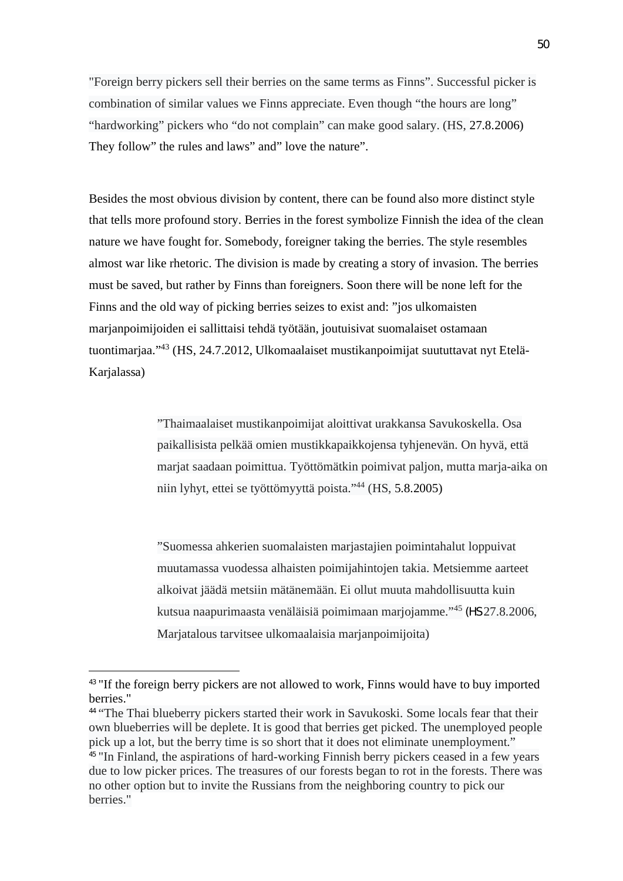"Foreign berry pickers sell their berries on the same terms as Finns". Successful picker is combination of similar values we Finns appreciate. Even though "the hours are long" "hardworking" pickers who "do not complain" can make good salary. (HS, 27.8.2006) They follow" the rules and laws" and" love the nature".

Besides the most obvious division by content, there can be found also more distinct style that tells more profound story. Berries in the forest symbolize Finnish the idea of the clean nature we have fought for. Somebody, foreigner taking the berries. The style resembles almost war like rhetoric. The division is made by creating a story of invasion. The berries must be saved, but rather by Finns than foreigners. Soon there will be none left for the Finns and the old way of picking berries seizes to exist and: "jos ulkomaisten marjanpoimijoiden ei sallittaisi tehdä työtään, joutuisivat suomalaiset ostamaan tuontimarjaa."[43] (HS, 24.7.2012, Ulkomaalaiset mustikanpoimijat suututtavat nyt Etelä-Karjalassa)

> "Thaimaalaiset mustikanpoimijat aloittivat urakkansa Savukoskella. Osa paikallisista pelkää omien mustikkapaikkojensa tyhjenevän. On hyvä, että marjat saadaan poimittua. Työttömätkin poimivat paljon, mutta marja-aika on niin lyhyt, ettei se työttömyyttä poista."[44] (HS, 5.8.2005)

> "Suomessa ahkerien suomalaisten marjastajien poimintahalut loppuivat muutamassa vuodessa alhaisten poimijahintojen takia. Metsiemme aarteet alkoivat jäädä metsiin mätänemään. Ei ollut muuta mahdollisuutta kuin kutsua naapurimaasta venäläisiä poimimaan marjojamme."[45] (HS 27.8.2006, Marjatalous tarvitsee ulkomaalaisia marjanpoimijoita)

---

[43] "If the foreign berry pickers are not allowed to work, Finns would have to buy imported berries."

[44] "The Thai blueberry pickers started their work in Savukoski. Some locals fear that their own blueberries will be deplete. It is good that berries get picked. The unemployed people pick up a lot, but the berry time is so short that it does not eliminate unemployment."

[45] "In Finland, the aspirations of hard-working Finnish berry pickers ceased in a few years due to low picker prices. The treasures of our forests began to rot in the forests. There was no other option but to invite the Russians from the neighboring country to pick our berries."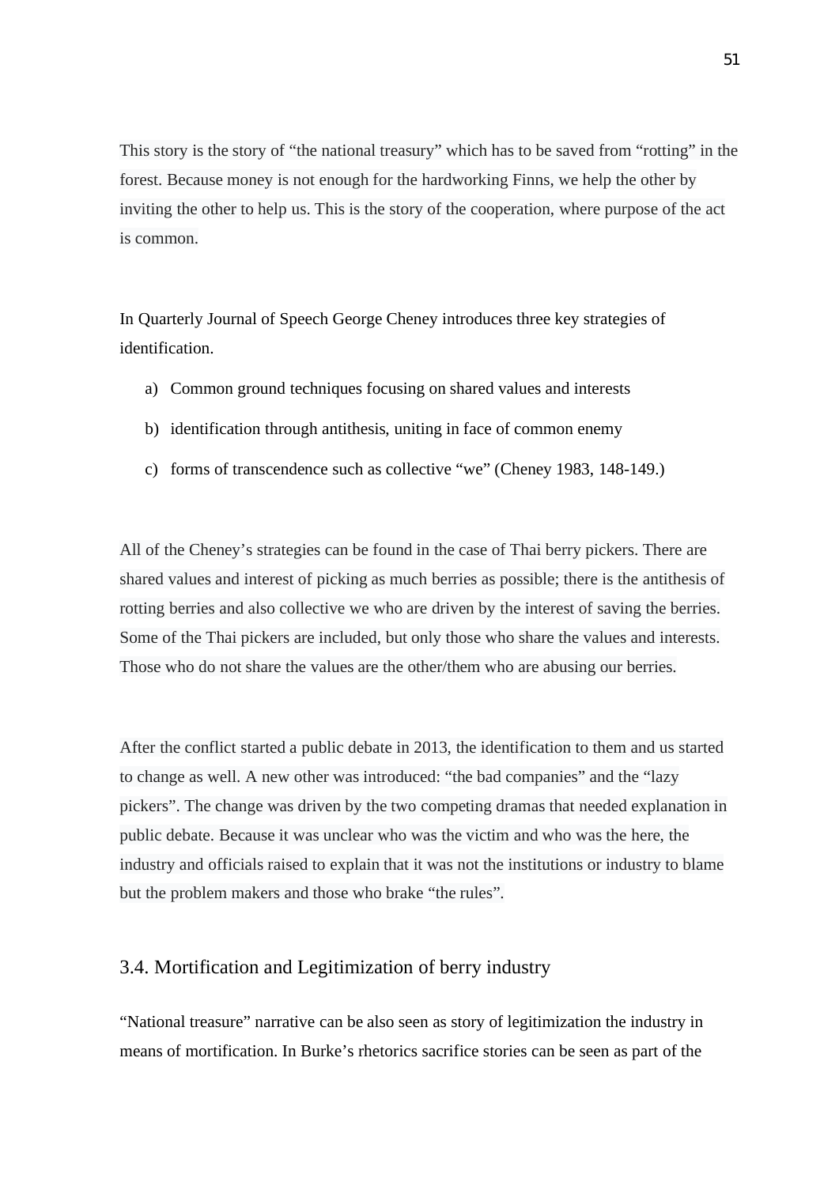This story is the story of "the national treasury" which has to be saved from "rotting" in the forest. Because money is not enough for the hardworking Finns, we help the other by inviting the other to help us. This is the story of the cooperation, where purpose of the act is common.

In Quarterly Journal of Speech George Cheney introduces three key strategies of identification.

a) Common ground techniques focusing on shared values and interests

b) identification through antithesis, uniting in face of common enemy

c) forms of transcendence such as collective "we" (Cheney 1983, 148-149.)

All of the Cheney's strategies can be found in the case of Thai berry pickers. There are shared values and interest of picking as much berries as possible; there is the antithesis of rotting berries and also collective we who are driven by the interest of saving the berries. Some of the Thai pickers are included, but only those who share the values and interests. Those who do not share the values are the other/them who are abusing our berries.

After the conflict started a public debate in 2013, the identification to them and us started to change as well. A new other was introduced: "the bad companies" and the "lazy pickers". The change was driven by the two competing dramas that needed explanation in public debate. Because it was unclear who was the victim and who was the here, the industry and officials raised to explain that it was not the institutions or industry to blame but the problem makers and those who brake "the rules".

## 3.4. Mortification and Legitimization of berry industry

"National treasure" narrative can be also seen as story of legitimization the industry in means of mortification. In Burke's rhetorics sacrifice stories can be seen as part of the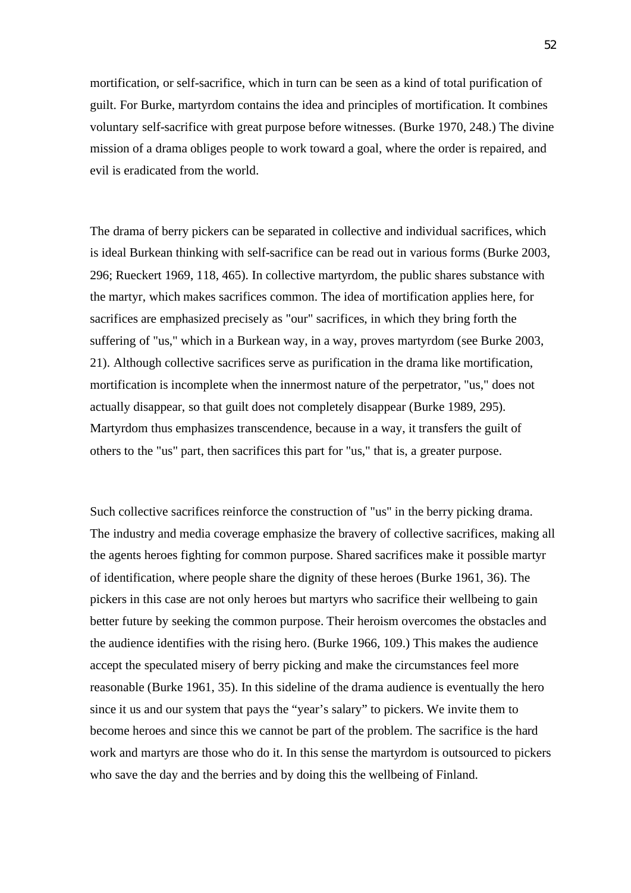mortification, or self-sacrifice, which in turn can be seen as a kind of total purification of guilt. For Burke, martyrdom contains the idea and principles of mortification. It combines voluntary self-sacrifice with great purpose before witnesses. (Burke 1970, 248.) The divine mission of a drama obliges people to work toward a goal, where the order is repaired, and evil is eradicated from the world.

The drama of berry pickers can be separated in collective and individual sacrifices, which is ideal Burkean thinking with self-sacrifice can be read out in various forms (Burke 2003, 296; Rueckert 1969, 118, 465). In collective martyrdom, the public shares substance with the martyr, which makes sacrifices common. The idea of mortification applies here, for sacrifices are emphasized precisely as "our" sacrifices, in which they bring forth the suffering of "us," which in a Burkean way, in a way, proves martyrdom (see Burke 2003, 21). Although collective sacrifices serve as purification in the drama like mortification, mortification is incomplete when the innermost nature of the perpetrator, "us," does not actually disappear, so that guilt does not completely disappear (Burke 1989, 295). Martyrdom thus emphasizes transcendence, because in a way, it transfers the guilt of others to the "us" part, then sacrifices this part for "us," that is, a greater purpose.

Such collective sacrifices reinforce the construction of "us" in the berry picking drama. The industry and media coverage emphasize the bravery of collective sacrifices, making all the agents heroes fighting for common purpose. Shared sacrifices make it possible martyr of identification, where people share the dignity of these heroes (Burke 1961, 36). The pickers in this case are not only heroes but martyrs who sacrifice their wellbeing to gain better future by seeking the common purpose. Their heroism overcomes the obstacles and the audience identifies with the rising hero. (Burke 1966, 109.) This makes the audience accept the speculated misery of berry picking and make the circumstances feel more reasonable (Burke 1961, 35). In this sideline of the drama audience is eventually the hero since it us and our system that pays the “year’s salary” to pickers. We invite them to become heroes and since this we cannot be part of the problem. The sacrifice is the hard work and martyrs are those who do it. In this sense the martyrdom is outsourced to pickers who save the day and the berries and by doing this the wellbeing of Finland.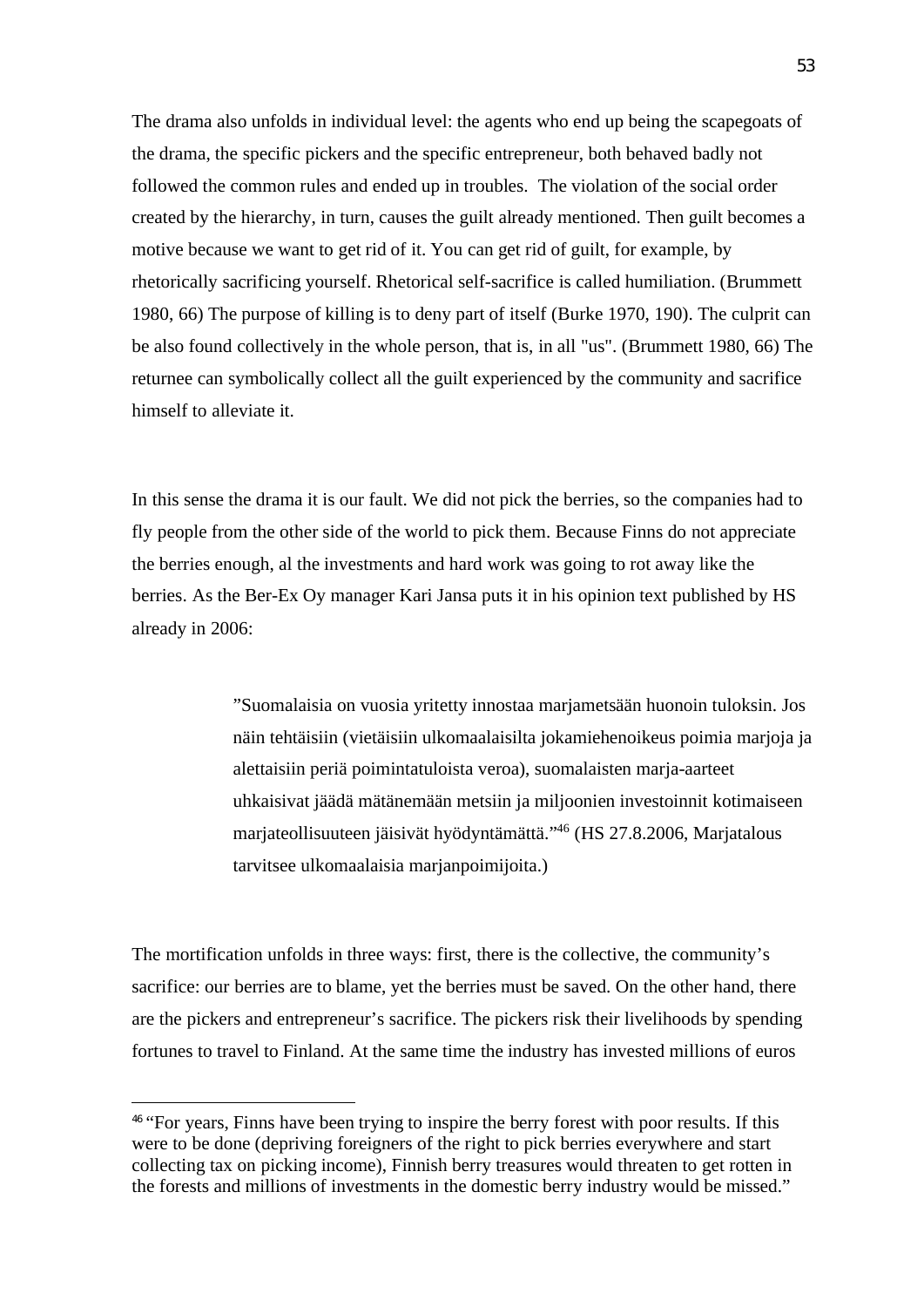The drama also unfolds in individual level: the agents who end up being the scapegoats of the drama, the specific pickers and the specific entrepreneur, both behaved badly not followed the common rules and ended up in troubles. The violation of the social order created by the hierarchy, in turn, causes the guilt already mentioned. Then guilt becomes a motive because we want to get rid of it. You can get rid of guilt, for example, by rhetorically sacrificing yourself. Rhetorical self-sacrifice is called humiliation. (Brummett 1980, 66) The purpose of killing is to deny part of itself (Burke 1970, 190). The culprit can be also found collectively in the whole person, that is, in all "us". (Brummett 1980, 66) The returnee can symbolically collect all the guilt experienced by the community and sacrifice himself to alleviate it.

In this sense the drama it is our fault. We did not pick the berries, so the companies had to fly people from the other side of the world to pick them. Because Finns do not appreciate the berries enough, al the investments and hard work was going to rot away like the berries. As the Ber-Ex Oy manager Kari Jansa puts it in his opinion text published by HS already in 2006:

> ”Suomalaisia on vuosia yritetty innostaa marjametsään huonoin tuloksin. Jos näin tehtäisiin (vietäisiin ulkomaalaisilta jokamiehenoikeus poimia marjoja ja alettaisiin periä poimintatuloista veroa), suomalaisten marja-aarteet uhkaisivat jäädä mätänemään metsiin ja miljoonien investoinnit kotimaiseen marjateollisuuteen jäisivät hyödyntämättä.”[46] (HS 27.8.2006, Marjatalous tarvitsee ulkomaalaisia marjanpoimijoita.)

The mortification unfolds in three ways: first, there is the collective, the community's sacrifice: our berries are to blame, yet the berries must be saved. On the other hand, there are the pickers and entrepreneur's sacrifice. The pickers risk their livelihoods by spending fortunes to travel to Finland. At the same time the industry has invested millions of euros

---

[46] "For years, Finns have been trying to inspire the berry forest with poor results. If this were to be done (depriving foreigners of the right to pick berries everywhere and start collecting tax on picking income), Finnish berry treasures would threaten to get rotten in the forests and millions of investments in the domestic berry industry would be missed."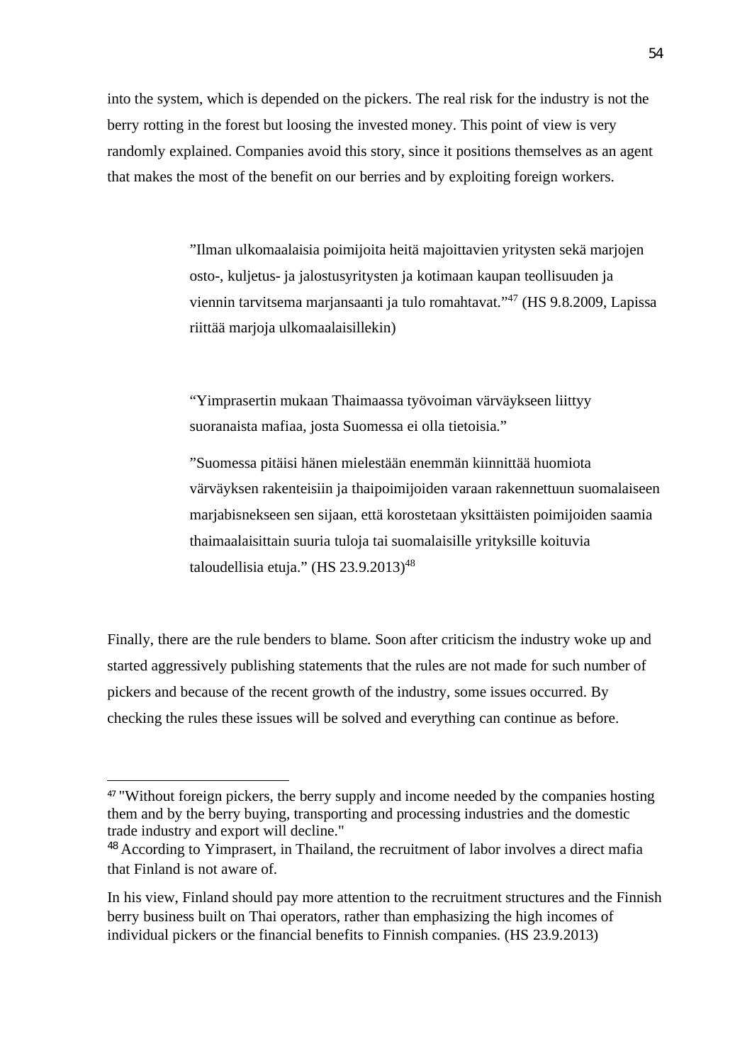into the system, which is depended on the pickers. The real risk for the industry is not the berry rotting in the forest but loosing the invested money. This point of view is very randomly explained. Companies avoid this story, since it positions themselves as an agent that makes the most of the benefit on our berries and by exploiting foreign workers.

> ”Ilman ulkomaalaisia poimijoita heitä majoittavien yritysten sekä marjojen osto-, kuljetus- ja jalostusyritysten ja kotimaan kaupan teollisuuden ja viennin tarvitsema marjansaanti ja tulo romahtavat.”[47] (HS 9.8.2009, Lapissa riittää marjoja ulkomaalaisillekin)

> “Yimprasertin mukaan Thaimaassa työvoiman värväykseen liittyy suoranaista mafiaa, josta Suomessa ei olla tietoisia.”
>
> ”Suomessa pitäisi hänen mielestään enemmän kiinnittää huomiota värväyksen rakenteisiin ja thaipoimijoiden varaan rakennettuun suomalaiseen marjabisnekseen sen sijaan, että korostetaan yksittäisten poimijoiden saamia thaimaalaisittain suuria tuloja tai suomalaisille yrityksille koituvia taloudellisia etuja.” (HS 23.9.2013)[48]

Finally, there are the rule benders to blame. Soon after criticism the industry woke up and started aggressively publishing statements that the rules are not made for such number of pickers and because of the recent growth of the industry, some issues occurred. By checking the rules these issues will be solved and everything can continue as before.

---

[47] "Without foreign pickers, the berry supply and income needed by the companies hosting them and by the berry buying, transporting and processing industries and the domestic trade industry and export will decline."

[48] According to Yimprasert, in Thailand, the recruitment of labor involves a direct mafia that Finland is not aware of.

In his view, Finland should pay more attention to the recruitment structures and the Finnish berry business built on Thai operators, rather than emphasizing the high incomes of individual pickers or the financial benefits to Finnish companies. (HS 23.9.2013)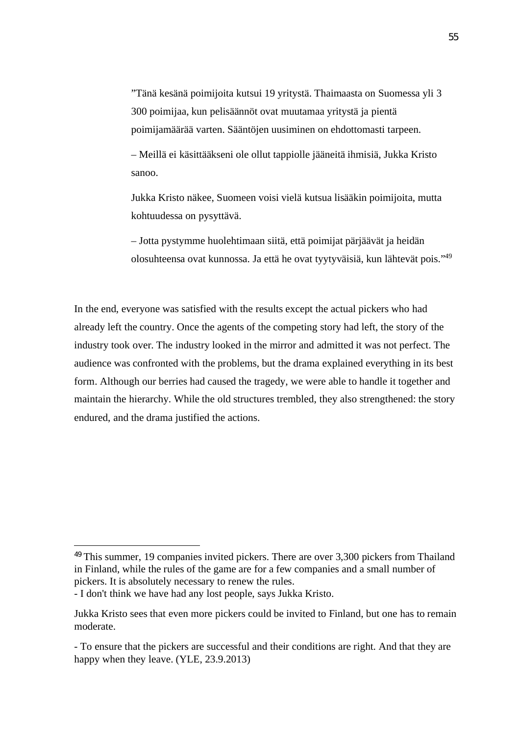”Tänä kesänä poimijoita kutsui 19 yritystä. Thaimaasta on Suomessa yli 3 300 poimijaa, kun pelisäännöt ovat muutamaa yritystä ja pientä poimijamäärää varten. Sääntöjen uusiminen on ehdottomasti tarpeen.

– Meillä ei käsittääkseni ole ollut tappiolle jääneitä ihmisiä, Jukka Kristo sanoo.

Jukka Kristo näkee, Suomeen voisi vielä kutsua lisääkin poimijoita, mutta kohtuudessa on pysyttävä.

– Jotta pystymme huolehtimaan siitä, että poimijat pärjäävät ja heidän olosuhteensa ovat kunnossa. Ja että he ovat tyytyväisiä, kun lähtevät pois.”[49]

In the end, everyone was satisfied with the results except the actual pickers who had already left the country. Once the agents of the competing story had left, the story of the industry took over. The industry looked in the mirror and admitted it was not perfect. The audience was confronted with the problems, but the drama explained everything in its best form. Although our berries had caused the tragedy, we were able to handle it together and maintain the hierarchy. While the old structures trembled, they also strengthened: the story endured, and the drama justified the actions.

---

[49] This summer, 19 companies invited pickers. There are over 3,300 pickers from Thailand in Finland, while the rules of the game are for a few companies and a small number of pickers. It is absolutely necessary to renew the rules.
- I don't think we have had any lost people, says Jukka Kristo.

Jukka Kristo sees that even more pickers could be invited to Finland, but one has to remain moderate.

- To ensure that the pickers are successful and their conditions are right. And that they are happy when they leave. (YLE, 23.9.2013)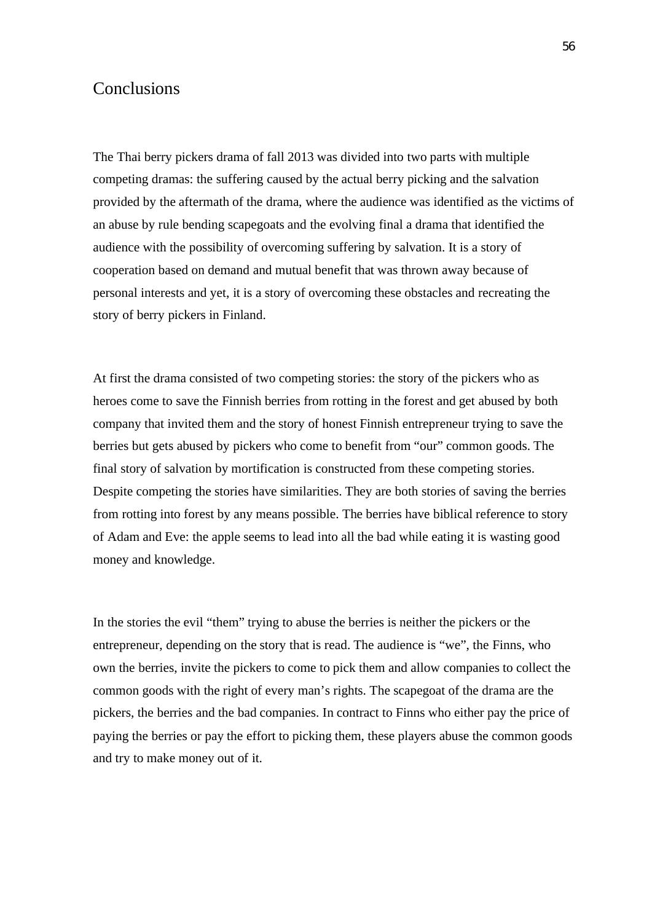# Conclusions

The Thai berry pickers drama of fall 2013 was divided into two parts with multiple competing dramas: the suffering caused by the actual berry picking and the salvation provided by the aftermath of the drama, where the audience was identified as the victims of an abuse by rule bending scapegoats and the evolving final a drama that identified the audience with the possibility of overcoming suffering by salvation. It is a story of cooperation based on demand and mutual benefit that was thrown away because of personal interests and yet, it is a story of overcoming these obstacles and recreating the story of berry pickers in Finland.

At first the drama consisted of two competing stories: the story of the pickers who as heroes come to save the Finnish berries from rotting in the forest and get abused by both company that invited them and the story of honest Finnish entrepreneur trying to save the berries but gets abused by pickers who come to benefit from "our" common goods. The final story of salvation by mortification is constructed from these competing stories. Despite competing the stories have similarities. They are both stories of saving the berries from rotting into forest by any means possible. The berries have biblical reference to story of Adam and Eve: the apple seems to lead into all the bad while eating it is wasting good money and knowledge.

In the stories the evil "them" trying to abuse the berries is neither the pickers or the entrepreneur, depending on the story that is read. The audience is "we", the Finns, who own the berries, invite the pickers to come to pick them and allow companies to collect the common goods with the right of every man's rights. The scapegoat of the drama are the pickers, the berries and the bad companies. In contract to Finns who either pay the price of paying the berries or pay the effort to picking them, these players abuse the common goods and try to make money out of it.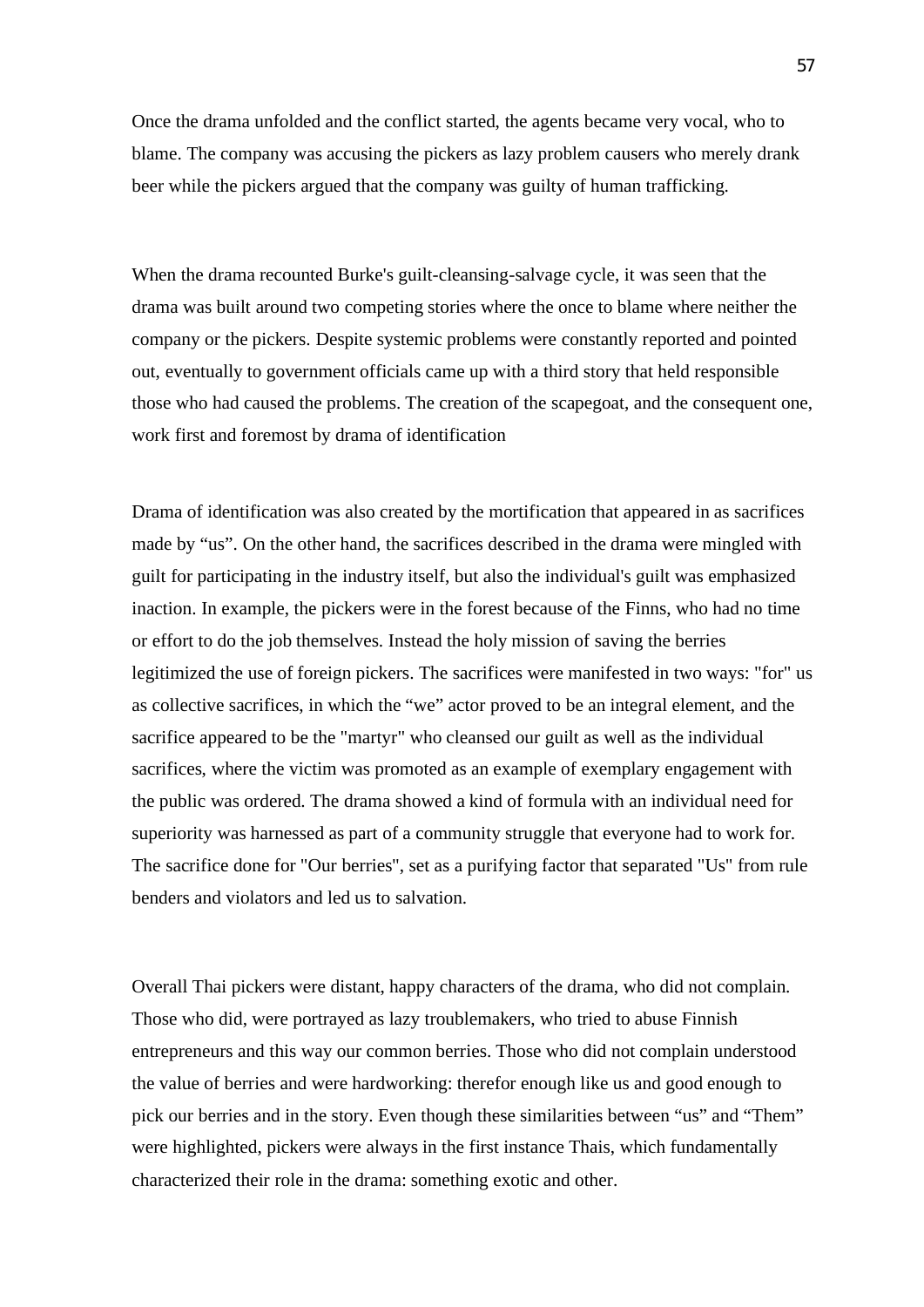Once the drama unfolded and the conflict started, the agents became very vocal, who to blame. The company was accusing the pickers as lazy problem causers who merely drank beer while the pickers argued that the company was guilty of human trafficking.

When the drama recounted Burke's guilt-cleansing-salvage cycle, it was seen that the drama was built around two competing stories where the once to blame where neither the company or the pickers. Despite systemic problems were constantly reported and pointed out, eventually to government officials came up with a third story that held responsible those who had caused the problems. The creation of the scapegoat, and the consequent one, work first and foremost by drama of identification

Drama of identification was also created by the mortification that appeared in as sacrifices made by “us”. On the other hand, the sacrifices described in the drama were mingled with guilt for participating in the industry itself, but also the individual's guilt was emphasized inaction. In example, the pickers were in the forest because of the Finns, who had no time or effort to do the job themselves. Instead the holy mission of saving the berries legitimized the use of foreign pickers. The sacrifices were manifested in two ways: "for" us as collective sacrifices, in which the “we” actor proved to be an integral element, and the sacrifice appeared to be the "martyr" who cleansed our guilt as well as the individual sacrifices, where the victim was promoted as an example of exemplary engagement with the public was ordered. The drama showed a kind of formula with an individual need for superiority was harnessed as part of a community struggle that everyone had to work for. The sacrifice done for "Our berries", set as a purifying factor that separated "Us" from rule benders and violators and led us to salvation.

Overall Thai pickers were distant, happy characters of the drama, who did not complain. Those who did, were portrayed as lazy troublemakers, who tried to abuse Finnish entrepreneurs and this way our common berries. Those who did not complain understood the value of berries and were hardworking: therefor enough like us and good enough to pick our berries and in the story. Even though these similarities between “us” and “Them” were highlighted, pickers were always in the first instance Thais, which fundamentally characterized their role in the drama: something exotic and other.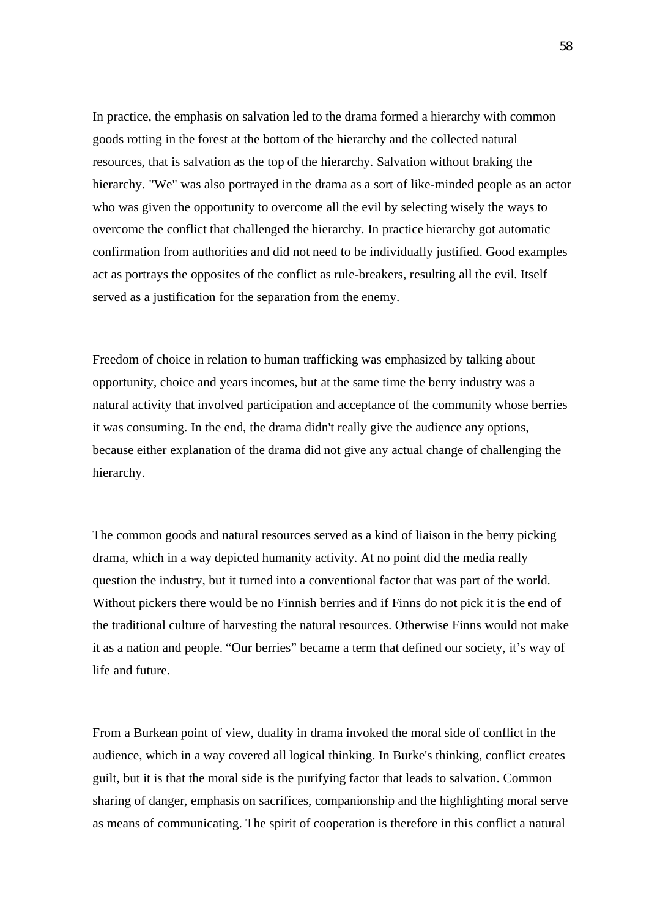In practice, the emphasis on salvation led to the drama formed a hierarchy with common goods rotting in the forest at the bottom of the hierarchy and the collected natural resources, that is salvation as the top of the hierarchy. Salvation without braking the hierarchy. "We" was also portrayed in the drama as a sort of like-minded people as an actor who was given the opportunity to overcome all the evil by selecting wisely the ways to overcome the conflict that challenged the hierarchy. In practice hierarchy got automatic confirmation from authorities and did not need to be individually justified. Good examples act as portrays the opposites of the conflict as rule-breakers, resulting all the evil. Itself served as a justification for the separation from the enemy.

Freedom of choice in relation to human trafficking was emphasized by talking about opportunity, choice and years incomes, but at the same time the berry industry was a natural activity that involved participation and acceptance of the community whose berries it was consuming. In the end, the drama didn't really give the audience any options, because either explanation of the drama did not give any actual change of challenging the hierarchy.

The common goods and natural resources served as a kind of liaison in the berry picking drama, which in a way depicted humanity activity. At no point did the media really question the industry, but it turned into a conventional factor that was part of the world. Without pickers there would be no Finnish berries and if Finns do not pick it is the end of the traditional culture of harvesting the natural resources. Otherwise Finns would not make it as a nation and people. “Our berries” became a term that defined our society, it’s way of life and future.

From a Burkean point of view, duality in drama invoked the moral side of conflict in the audience, which in a way covered all logical thinking. In Burke's thinking, conflict creates guilt, but it is that the moral side is the purifying factor that leads to salvation. Common sharing of danger, emphasis on sacrifices, companionship and the highlighting moral serve as means of communicating. The spirit of cooperation is therefore in this conflict a natural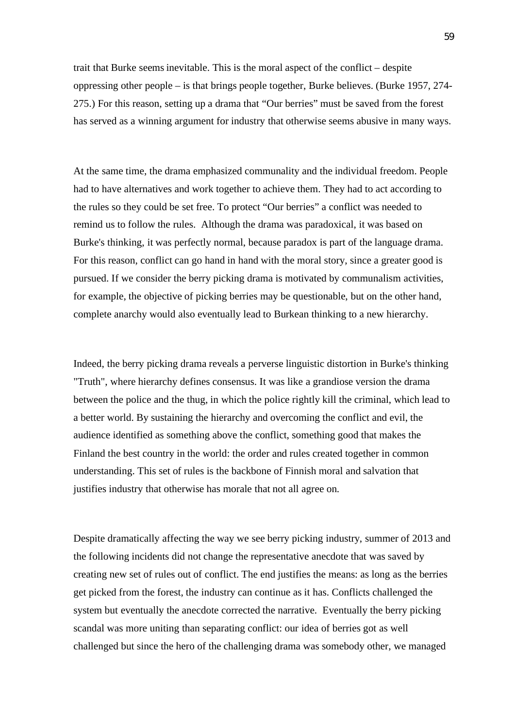trait that Burke seems inevitable. This is the moral aspect of the conflict – despite oppressing other people – is that brings people together, Burke believes. (Burke 1957, 274-275.) For this reason, setting up a drama that "Our berries" must be saved from the forest has served as a winning argument for industry that otherwise seems abusive in many ways.

At the same time, the drama emphasized communality and the individual freedom. People had to have alternatives and work together to achieve them. They had to act according to the rules so they could be set free. To protect "Our berries" a conflict was needed to remind us to follow the rules. Although the drama was paradoxical, it was based on Burke's thinking, it was perfectly normal, because paradox is part of the language drama. For this reason, conflict can go hand in hand with the moral story, since a greater good is pursued. If we consider the berry picking drama is motivated by communalism activities, for example, the objective of picking berries may be questionable, but on the other hand, complete anarchy would also eventually lead to Burkean thinking to a new hierarchy.

Indeed, the berry picking drama reveals a perverse linguistic distortion in Burke's thinking "Truth", where hierarchy defines consensus. It was like a grandiose version the drama between the police and the thug, in which the police rightly kill the criminal, which lead to a better world. By sustaining the hierarchy and overcoming the conflict and evil, the audience identified as something above the conflict, something good that makes the Finland the best country in the world: the order and rules created together in common understanding. This set of rules is the backbone of Finnish moral and salvation that justifies industry that otherwise has morale that not all agree on.

Despite dramatically affecting the way we see berry picking industry, summer of 2013 and the following incidents did not change the representative anecdote that was saved by creating new set of rules out of conflict. The end justifies the means: as long as the berries get picked from the forest, the industry can continue as it has. Conflicts challenged the system but eventually the anecdote corrected the narrative. Eventually the berry picking scandal was more uniting than separating conflict: our idea of berries got as well challenged but since the hero of the challenging drama was somebody other, we managed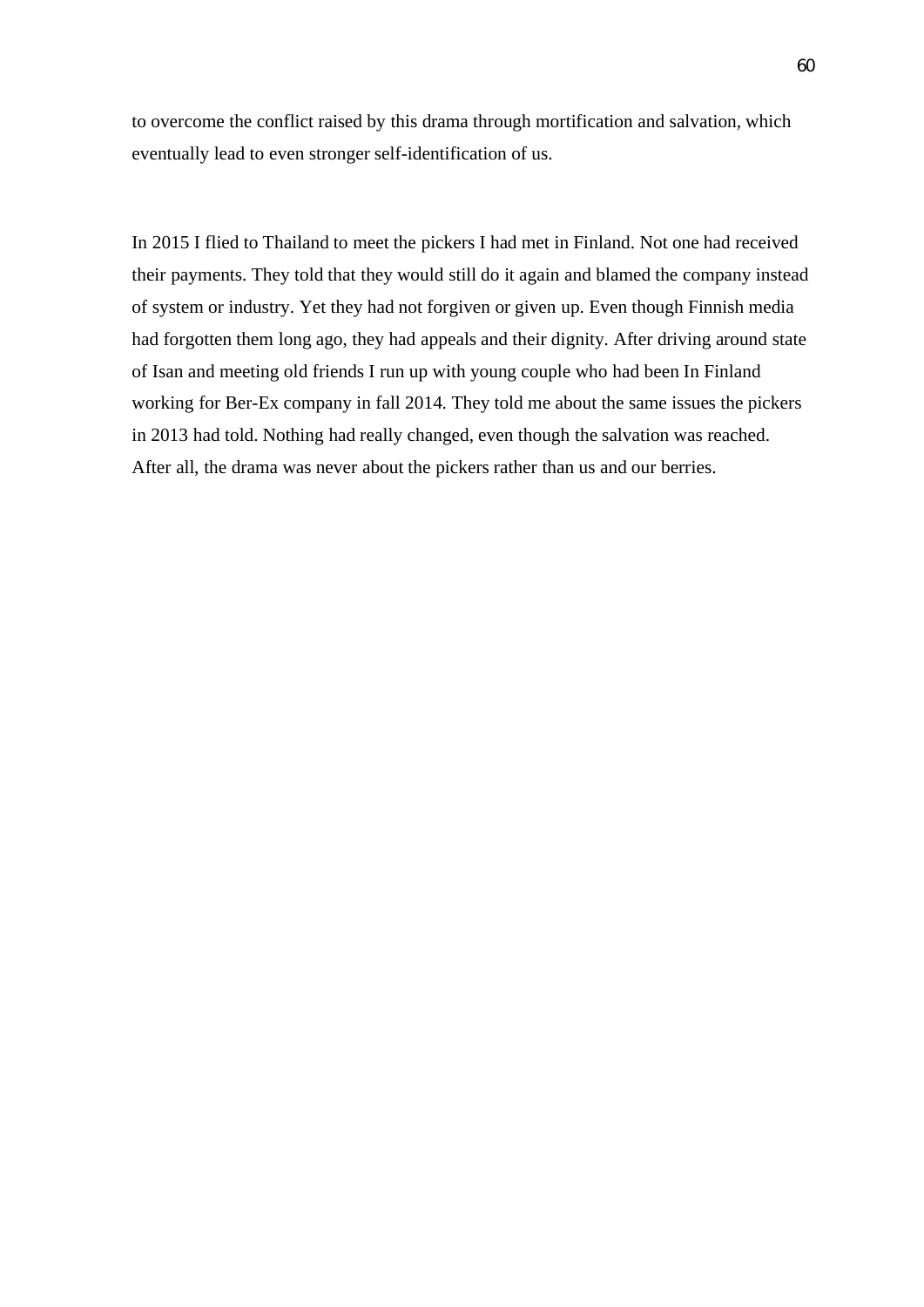to overcome the conflict raised by this drama through mortification and salvation, which eventually lead to even stronger self-identification of us.

In 2015 I flied to Thailand to meet the pickers I had met in Finland. Not one had received their payments. They told that they would still do it again and blamed the company instead of system or industry. Yet they had not forgiven or given up. Even though Finnish media had forgotten them long ago, they had appeals and their dignity. After driving around state of Isan and meeting old friends I run up with young couple who had been In Finland working for Ber-Ex company in fall 2014. They told me about the same issues the pickers in 2013 had told. Nothing had really changed, even though the salvation was reached. After all, the drama was never about the pickers rather than us and our berries.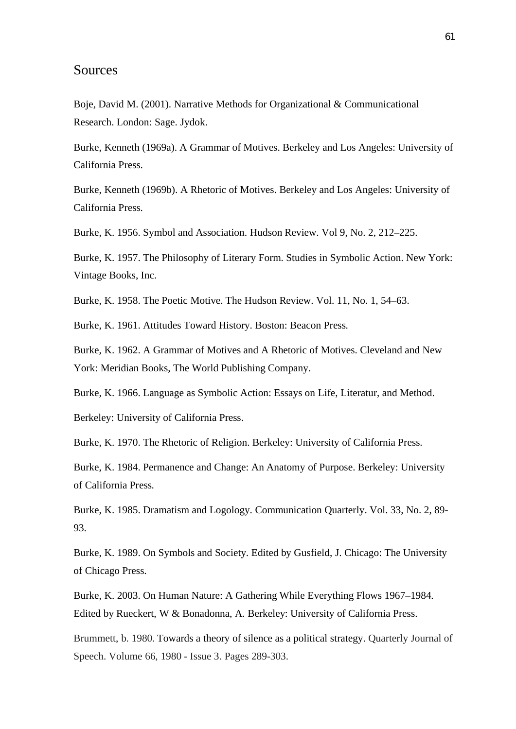## Sources

Boje, David M. (2001). Narrative Methods for Organizational & Communicational Research. London: Sage. Jydok.

Burke, Kenneth (1969a). A Grammar of Motives. Berkeley and Los Angeles: University of California Press.

Burke, Kenneth (1969b). A Rhetoric of Motives. Berkeley and Los Angeles: University of California Press.

Burke, K. 1956. Symbol and Association. Hudson Review. Vol 9, No. 2, 212–225.

Burke, K. 1957. The Philosophy of Literary Form. Studies in Symbolic Action. New York: Vintage Books, Inc.

Burke, K. 1958. The Poetic Motive. The Hudson Review. Vol. 11, No. 1, 54–63.

Burke, K. 1961. Attitudes Toward History. Boston: Beacon Press.

Burke, K. 1962. A Grammar of Motives and A Rhetoric of Motives. Cleveland and New York: Meridian Books, The World Publishing Company.

Burke, K. 1966. Language as Symbolic Action: Essays on Life, Literatur, and Method.

Berkeley: University of California Press.

Burke, K. 1970. The Rhetoric of Religion. Berkeley: University of California Press.

Burke, K. 1984. Permanence and Change: An Anatomy of Purpose. Berkeley: University of California Press.

Burke, K. 1985. Dramatism and Logology. Communication Quarterly. Vol. 33, No. 2, 89-93.

Burke, K. 1989. On Symbols and Society. Edited by Gusfield, J. Chicago: The University of Chicago Press.

Burke, K. 2003. On Human Nature: A Gathering While Everything Flows 1967–1984. Edited by Rueckert, W & Bonadonna, A. Berkeley: University of California Press.

Brummett, b. 1980. Towards a theory of silence as a political strategy. Quarterly Journal of Speech. Volume 66, 1980 - Issue 3. Pages 289-303.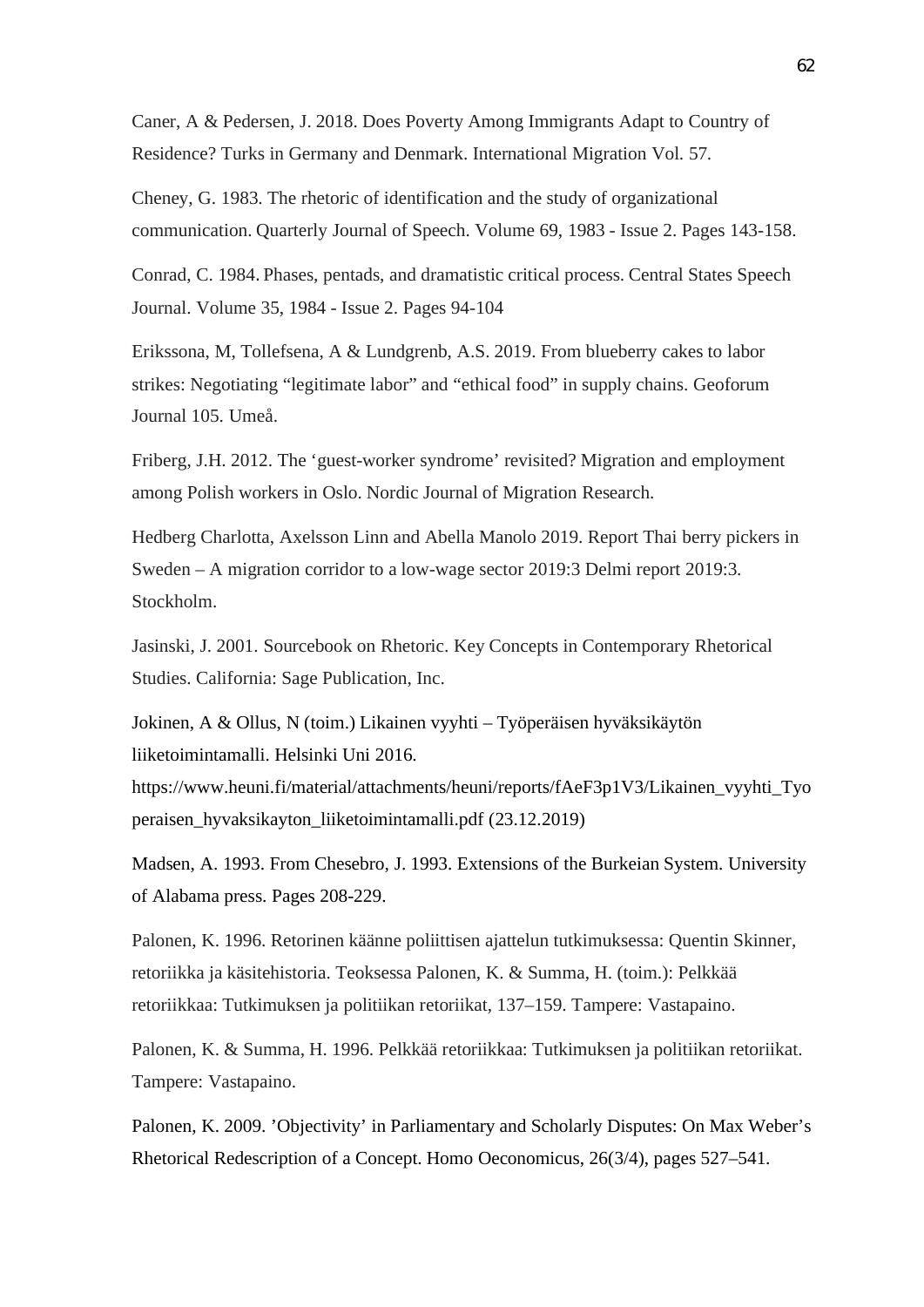Caner, A & Pedersen, J. 2018. Does Poverty Among Immigrants Adapt to Country of Residence? Turks in Germany and Denmark. International Migration Vol. 57.

Cheney, G. 1983. The rhetoric of identification and the study of organizational communication. Quarterly Journal of Speech. Volume 69, 1983 - Issue 2. Pages 143-158.

Conrad, C. 1984. Phases, pentads, and dramatistic critical process. Central States Speech Journal. Volume 35, 1984 - Issue 2. Pages 94-104

Erikssona, M, Tollefsena, A & Lundgrenb, A.S. 2019. From blueberry cakes to labor strikes: Negotiating "legitimate labor" and "ethical food" in supply chains. Geoforum Journal 105. Umeå.

Friberg, J.H. 2012. The 'guest-worker syndrome' revisited? Migration and employment among Polish workers in Oslo. Nordic Journal of Migration Research.

Hedberg Charlotta, Axelsson Linn and Abella Manolo 2019. Report Thai berry pickers in Sweden – A migration corridor to a low-wage sector 2019:3 Delmi report 2019:3. Stockholm.

Jasinski, J. 2001. Sourcebook on Rhetoric. Key Concepts in Contemporary Rhetorical Studies. California: Sage Publication, Inc.

Jokinen, A & Ollus, N (toim.) Likainen vyyhti – Työperäisen hyväksikäytön liiketoimintamalli. Helsinki Uni 2016. https://www.heuni.fi/material/attachments/heuni/reports/fAeF3p1V3/Likainen_vyyhti_Tyoperaisen_hyvaksikayton_liiketoimintamalli.pdf (23.12.2019)

Madsen, A. 1993. From Chesebro, J. 1993. Extensions of the Burkeian System. University of Alabama press. Pages 208-229.

Palonen, K. 1996. Retorinen käänne poliittisen ajattelun tutkimuksessa: Quentin Skinner, retoriikka ja käsitehistoria. Teoksessa Palonen, K. & Summa, H. (toim.): Pelkkää retoriikkaa: Tutkimuksen ja politiikan retoriikat, 137–159. Tampere: Vastapaino.

Palonen, K. & Summa, H. 1996. Pelkkää retoriikkaa: Tutkimuksen ja politiikan retoriikat. Tampere: Vastapaino.

Palonen, K. 2009. 'Objectivity' in Parliamentary and Scholarly Disputes: On Max Weber's Rhetorical Redescription of a Concept. Homo Oeconomicus, 26(3/4), pages 527–541.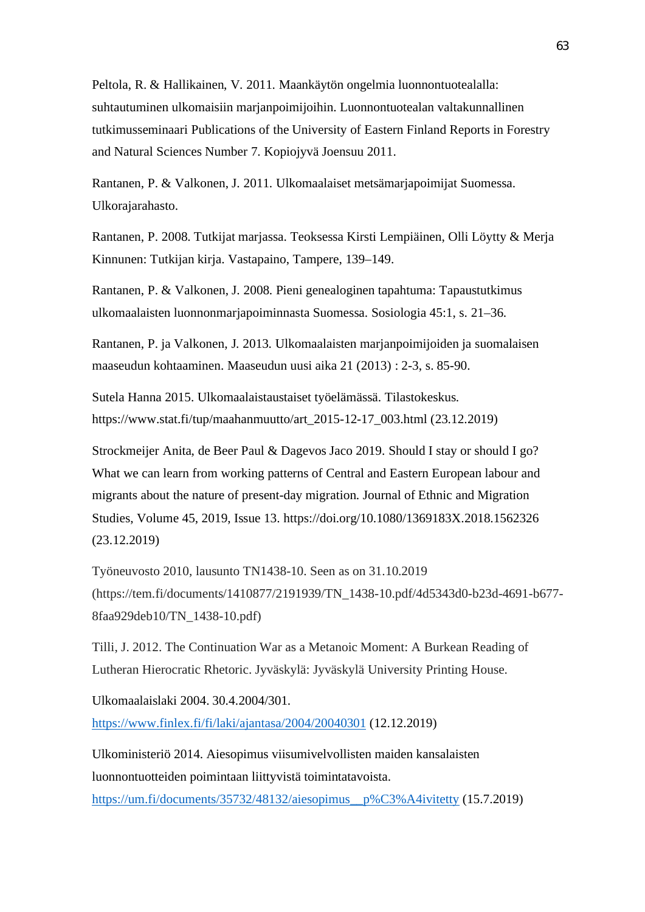Peltola, R. & Hallikainen, V. 2011. Maankäytön ongelmia luonnontuotealalla: suhtautuminen ulkomaisiin marjanpoimijoihin. Luonnontuotealan valtakunnallinen tutkimusseminaari Publications of the University of Eastern Finland Reports in Forestry and Natural Sciences Number 7. Kopiojyvä Joensuu 2011.

Rantanen, P. & Valkonen, J. 2011. Ulkomaalaiset metsämarjapoimijat Suomessa. Ulkorajarahasto.

Rantanen, P. 2008. Tutkijat marjassa. Teoksessa Kirsti Lempiäinen, Olli Löytty & Merja Kinnunen: Tutkijan kirja. Vastapaino, Tampere, 139–149.

Rantanen, P. & Valkonen, J. 2008. Pieni genealoginen tapahtuma: Tapaustutkimus ulkomaalaisten luonnonmarjapoiminnasta Suomessa. Sosiologia 45:1, s. 21–36.

Rantanen, P. ja Valkonen, J. 2013. Ulkomaalaisten marjanpoimijoiden ja suomalaisen maaseudun kohtaaminen. Maaseudun uusi aika 21 (2013) : 2-3, s. 85-90.

Sutela Hanna 2015. Ulkomaalaistaustaiset työelämässä. Tilastokeskus. https://www.stat.fi/tup/maahanmuutto/art_2015-12-17_003.html (23.12.2019)

Strockmeijer Anita, de Beer Paul & Dagevos Jaco 2019. Should I stay or should I go? What we can learn from working patterns of Central and Eastern European labour and migrants about the nature of present-day migration. Journal of Ethnic and Migration Studies, Volume 45, 2019, Issue 13. https://doi.org/10.1080/1369183X.2018.1562326 (23.12.2019)

Työneuvosto 2010, lausunto TN1438-10. Seen as on 31.10.2019 (https://tem.fi/documents/1410877/2191939/TN_1438-10.pdf/4d5343d0-b23d-4691-b677-8faa929deb10/TN_1438-10.pdf)

Tilli, J. 2012. The Continuation War as a Metanoic Moment: A Burkean Reading of Lutheran Hierocratic Rhetoric. Jyväskylä: Jyväskylä University Printing House.

Ulkomaalaislaki 2004. 30.4.2004/301. https://www.finlex.fi/fi/laki/ajantasa/2004/20040301 (12.12.2019)

Ulkoministeriö 2014. Aiesopimus viisumivelvollisten maiden kansalaisten luonnontuotteiden poimintaan liittyvistä toimintatavoista. https://um.fi/documents/35732/48132/aiesopimus__p%C3%A4ivitetty (15.7.2019)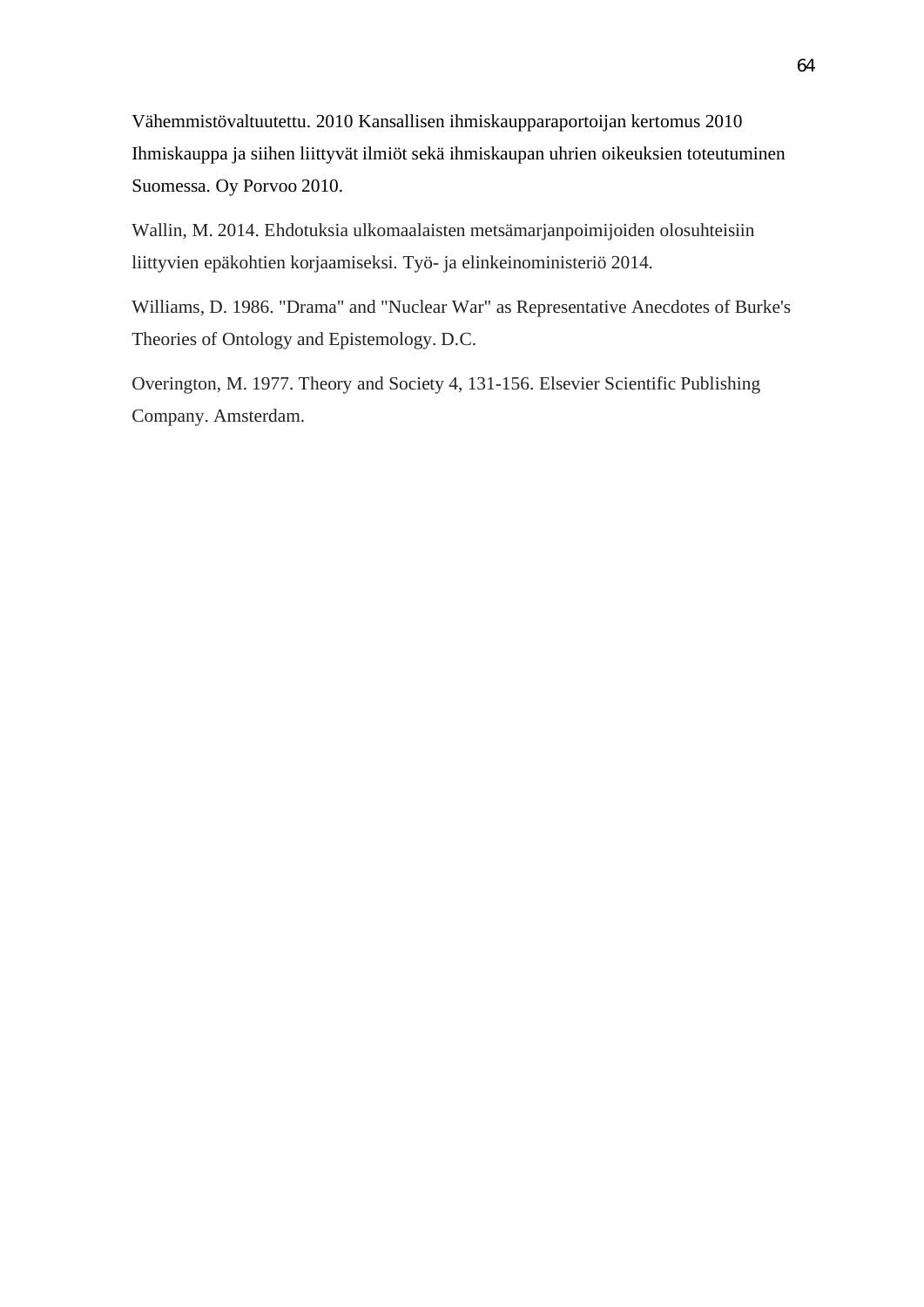Vähemmistövaltuutettu. 2010 Kansallisen ihmiskaupparaportoijan kertomus 2010 Ihmiskauppa ja siihen liittyvät ilmiöt sekä ihmiskaupan uhrien oikeuksien toteutuminen Suomessa. Oy Porvoo 2010.

Wallin, M. 2014. Ehdotuksia ulkomaalaisten metsämarjanpoimijoiden olosuhteisiin liittyvien epäkohtien korjaamiseksi. Työ- ja elinkeinoministeriö 2014.

Williams, D. 1986. "Drama" and "Nuclear War" as Representative Anecdotes of Burke's Theories of Ontology and Epistemology. D.C.

Overington, M. 1977. Theory and Society 4, 131-156. Elsevier Scientific Publishing Company. Amsterdam.